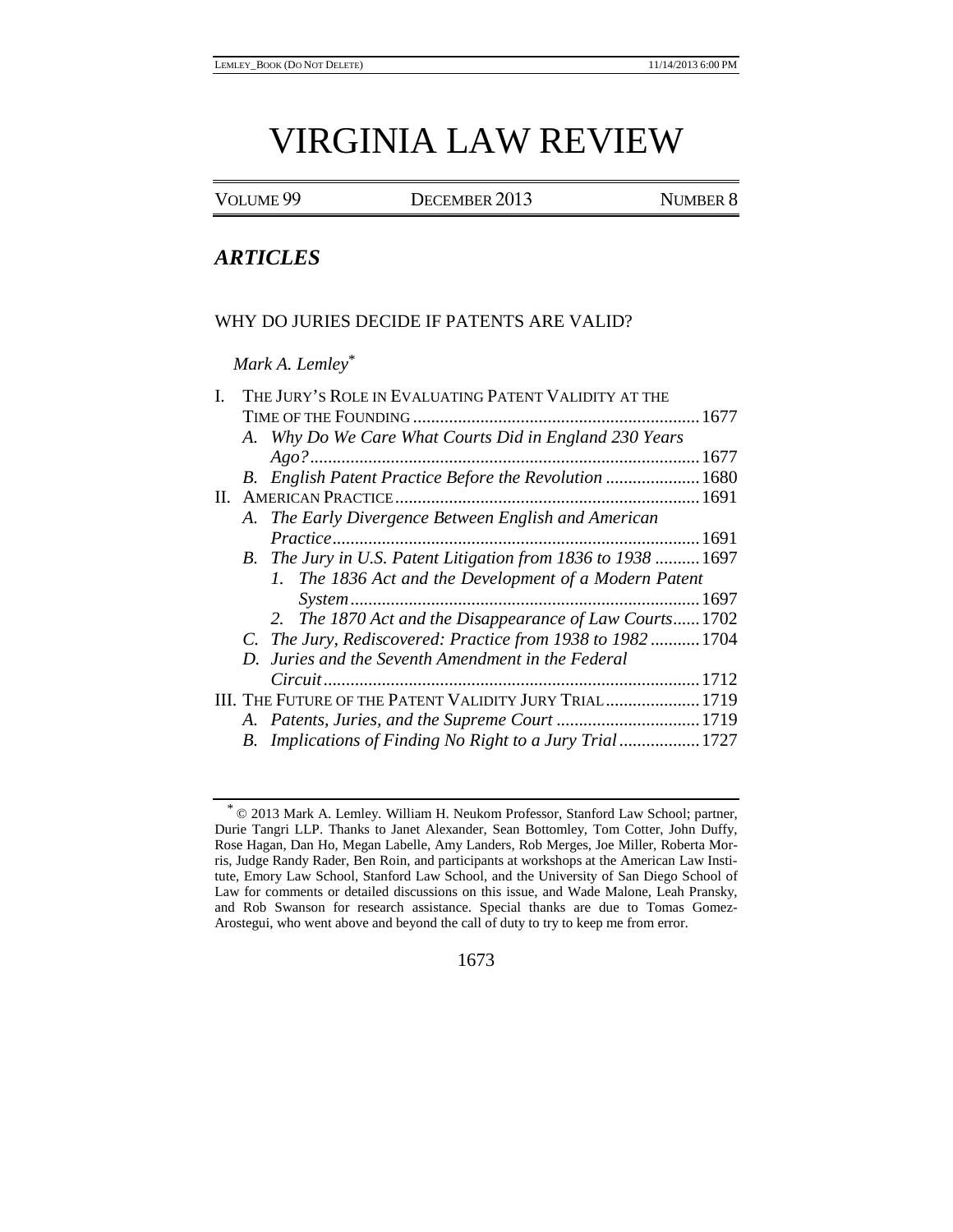# VIRGINIA LAW REVIEW

VOLUME 99 DECEMBER 2013 NUMBER 8

## *ARTICLES*

### WHY DO JURIES DECIDE IF PATENTS ARE VALID?

*Mark A. Lemley*[*]

I. THE JURY'S ROLE IN EVALUATING PATENT VALIDITY AT THE TIME OF THE FOUNDING ........ 1677

- A. *Why Do We Care What Courts Did in England 230 Years Ago?* ........ 1677
- B. *English Patent Practice Before the Revolution* ........ 1680

II. AMERICAN PRACTICE ........ 1691

- A. *The Early Divergence Between English and American Practice* ........ 1691
- B. *The Jury in U.S. Patent Litigation from 1836 to 1938* ........ 1697
  1. *The 1836 Act and the Development of a Modern Patent System* ........ 1697
  2. *The 1870 Act and the Disappearance of Law Courts* ........ 1702
- C. *The Jury, Rediscovered: Practice from 1938 to 1982* ........ 1704
- D. *Juries and the Seventh Amendment in the Federal Circuit* ........ 1712

III. THE FUTURE OF THE PATENT VALIDITY JURY TRIAL ........ 1719

- A. *Patents, Juries, and the Supreme Court* ........ 1719
- B. *Implications of Finding No Right to a Jury Trial* ........ 1727

[*] © 2013 Mark A. Lemley. William H. Neukom Professor, Stanford Law School; partner, Durie Tangri LLP. Thanks to Janet Alexander, Sean Bottomley, Tom Cotter, John Duffy, Rose Hagan, Dan Ho, Megan Labelle, Amy Landers, Rob Merges, Joe Miller, Roberta Morris, Judge Randy Rader, Ben Roin, and participants at workshops at the American Law Institute, Emory Law School, Stanford Law School, and the University of San Diego School of Law for comments or detailed discussions on this issue, and Wade Malone, Leah Pransky, and Rob Swanson for research assistance. Special thanks are due to Tomas Gomez-Arostegui, who went above and beyond the call of duty to try to keep me from error.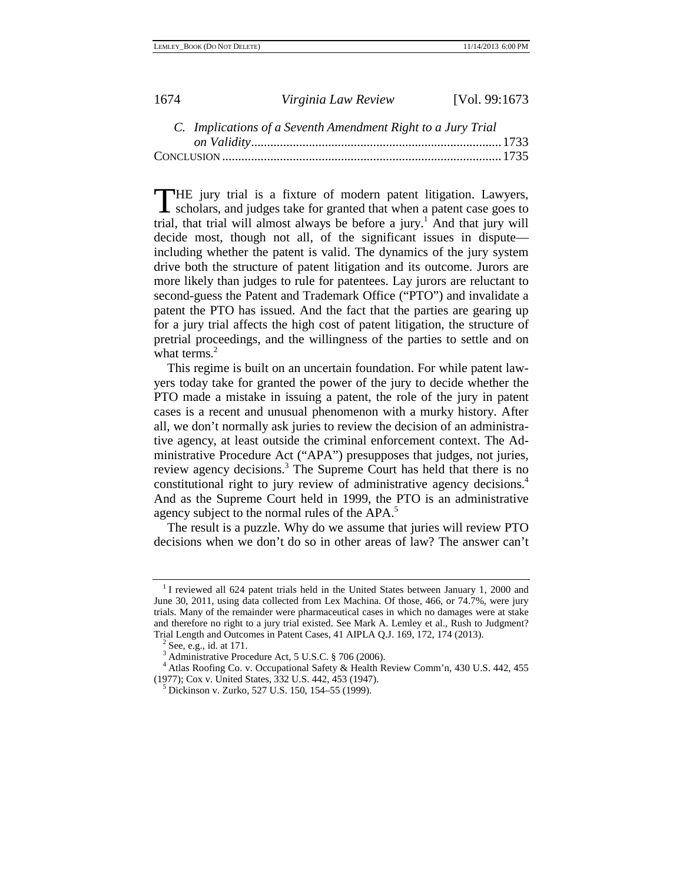C. *Implications of a Seventh Amendment Right to a Jury Trial on Validity*.............................................................................1733

CONCLUSION ......................................................................................1735

THE jury trial is a fixture of modern patent litigation. Lawyers, scholars, and judges take for granted that when a patent case goes to trial, that trial will almost always be before a jury.[1] And that jury will decide most, though not all, of the significant issues in dispute—including whether the patent is valid. The dynamics of the jury system drive both the structure of patent litigation and its outcome. Jurors are more likely than judges to rule for patentees. Lay jurors are reluctant to second-guess the Patent and Trademark Office ("PTO") and invalidate a patent the PTO has issued. And the fact that the parties are gearing up for a jury trial affects the high cost of patent litigation, the structure of pretrial proceedings, and the willingness of the parties to settle and on what terms.[2]

This regime is built on an uncertain foundation. For while patent lawyers today take for granted the power of the jury to decide whether the PTO made a mistake in issuing a patent, the role of the jury in patent cases is a recent and unusual phenomenon with a murky history. After all, we don't normally ask juries to review the decision of an administrative agency, at least outside the criminal enforcement context. The Administrative Procedure Act ("APA") presupposes that judges, not juries, review agency decisions.[3] The Supreme Court has held that there is no constitutional right to jury review of administrative agency decisions.[4] And as the Supreme Court held in 1999, the PTO is an administrative agency subject to the normal rules of the APA.[5]

The result is a puzzle. Why do we assume that juries will review PTO decisions when we don't do so in other areas of law? The answer can't

[1] I reviewed all 624 patent trials held in the United States between January 1, 2000 and June 30, 2011, using data collected from Lex Machina. Of those, 466, or 74.7%, were jury trials. Many of the remainder were pharmaceutical cases in which no damages were at stake and therefore no right to a jury trial existed. See Mark A. Lemley et al., Rush to Judgment? Trial Length and Outcomes in Patent Cases, 41 AIPLA Q.J. 169, 172, 174 (2013).

[2] See, e.g., id. at 171.

[3] Administrative Procedure Act, 5 U.S.C. § 706 (2006).

[4] Atlas Roofing Co. v. Occupational Safety & Health Review Comm'n, 430 U.S. 442, 455 (1977); Cox v. United States, 332 U.S. 442, 453 (1947).

[5] Dickinson v. Zurko, 527 U.S. 150, 154–55 (1999).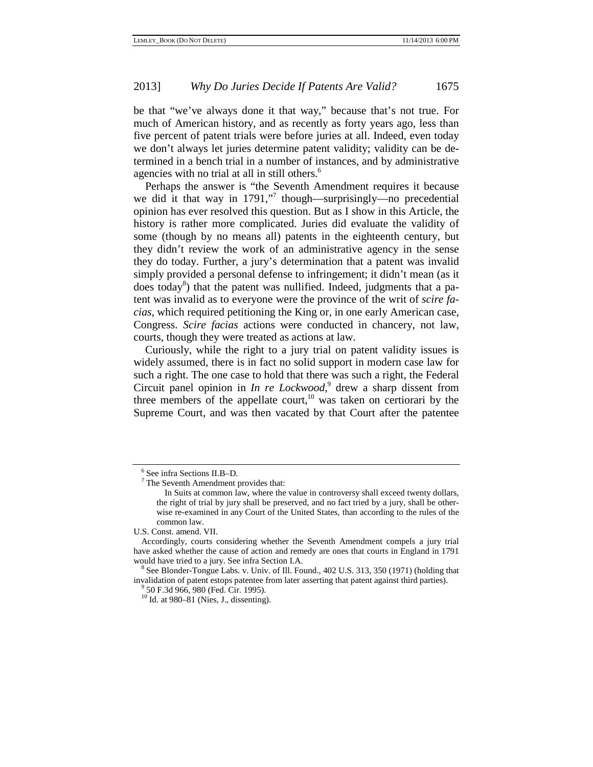be that "we've always done it that way," because that's not true. For much of American history, and as recently as forty years ago, less than five percent of patent trials were before juries at all. Indeed, even today we don't always let juries determine patent validity; validity can be determined in a bench trial in a number of instances, and by administrative agencies with no trial at all in still others.[6]

Perhaps the answer is "the Seventh Amendment requires it because we did it that way in 1791,"[7] though—surprisingly—no precedential opinion has ever resolved this question. But as I show in this Article, the history is rather more complicated. Juries did evaluate the validity of some (though by no means all) patents in the eighteenth century, but they didn't review the work of an administrative agency in the sense they do today. Further, a jury's determination that a patent was invalid simply provided a personal defense to infringement; it didn't mean (as it does today[8]) that the patent was nullified. Indeed, judgments that a patent was invalid as to everyone were the province of the writ of *scire facias*, which required petitioning the King or, in one early American case, Congress. *Scire facias* actions were conducted in chancery, not law, courts, though they were treated as actions at law.

Curiously, while the right to a jury trial on patent validity issues is widely assumed, there is in fact no solid support in modern case law for such a right. The one case to hold that there was such a right, the Federal Circuit panel opinion in *In re Lockwood*,[9] drew a sharp dissent from three members of the appellate court,[10] was taken on certiorari by the Supreme Court, and was then vacated by that Court after the patentee

---

[6] See infra Sections II.B–D.

[7] The Seventh Amendment provides that:

> In Suits at common law, where the value in controversy shall exceed twenty dollars, the right of trial by jury shall be preserved, and no fact tried by a jury, shall be otherwise re-examined in any Court of the United States, than according to the rules of the common law.

U.S. Const. amend. VII.

Accordingly, courts considering whether the Seventh Amendment compels a jury trial have asked whether the cause of action and remedy are ones that courts in England in 1791 would have tried to a jury. See infra Section I.A.

[8] See Blonder-Tongue Labs. v. Univ. of Ill. Found., 402 U.S. 313, 350 (1971) (holding that invalidation of patent estops patentee from later asserting that patent against third parties).

[9] 50 F.3d 966, 980 (Fed. Cir. 1995).

[10] Id. at 980–81 (Nies, J., dissenting).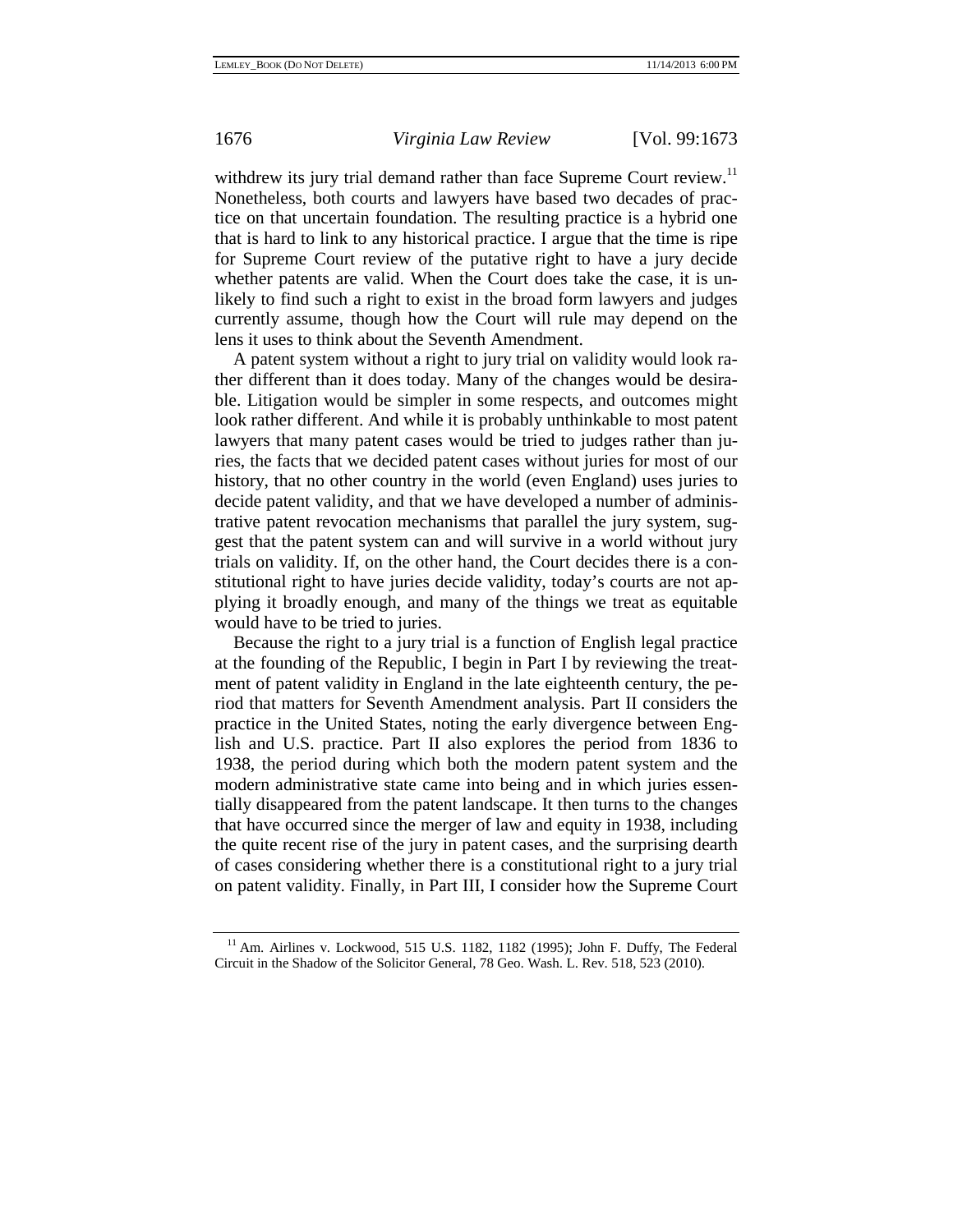withdrew its jury trial demand rather than face Supreme Court review.[11] Nonetheless, both courts and lawyers have based two decades of practice on that uncertain foundation. The resulting practice is a hybrid one that is hard to link to any historical practice. I argue that the time is ripe for Supreme Court review of the putative right to have a jury decide whether patents are valid. When the Court does take the case, it is unlikely to find such a right to exist in the broad form lawyers and judges currently assume, though how the Court will rule may depend on the lens it uses to think about the Seventh Amendment.

A patent system without a right to jury trial on validity would look rather different than it does today. Many of the changes would be desirable. Litigation would be simpler in some respects, and outcomes might look rather different. And while it is probably unthinkable to most patent lawyers that many patent cases would be tried to judges rather than juries, the facts that we decided patent cases without juries for most of our history, that no other country in the world (even England) uses juries to decide patent validity, and that we have developed a number of administrative patent revocation mechanisms that parallel the jury system, suggest that the patent system can and will survive in a world without jury trials on validity. If, on the other hand, the Court decides there is a constitutional right to have juries decide validity, today's courts are not applying it broadly enough, and many of the things we treat as equitable would have to be tried to juries.

Because the right to a jury trial is a function of English legal practice at the founding of the Republic, I begin in Part I by reviewing the treatment of patent validity in England in the late eighteenth century, the period that matters for Seventh Amendment analysis. Part II considers the practice in the United States, noting the early divergence between English and U.S. practice. Part II also explores the period from 1836 to 1938, the period during which both the modern patent system and the modern administrative state came into being and in which juries essentially disappeared from the patent landscape. It then turns to the changes that have occurred since the merger of law and equity in 1938, including the quite recent rise of the jury in patent cases, and the surprising dearth of cases considering whether there is a constitutional right to a jury trial on patent validity. Finally, in Part III, I consider how the Supreme Court

[11] Am. Airlines v. Lockwood, 515 U.S. 1182, 1182 (1995); John F. Duffy, The Federal Circuit in the Shadow of the Solicitor General, 78 Geo. Wash. L. Rev. 518, 523 (2010).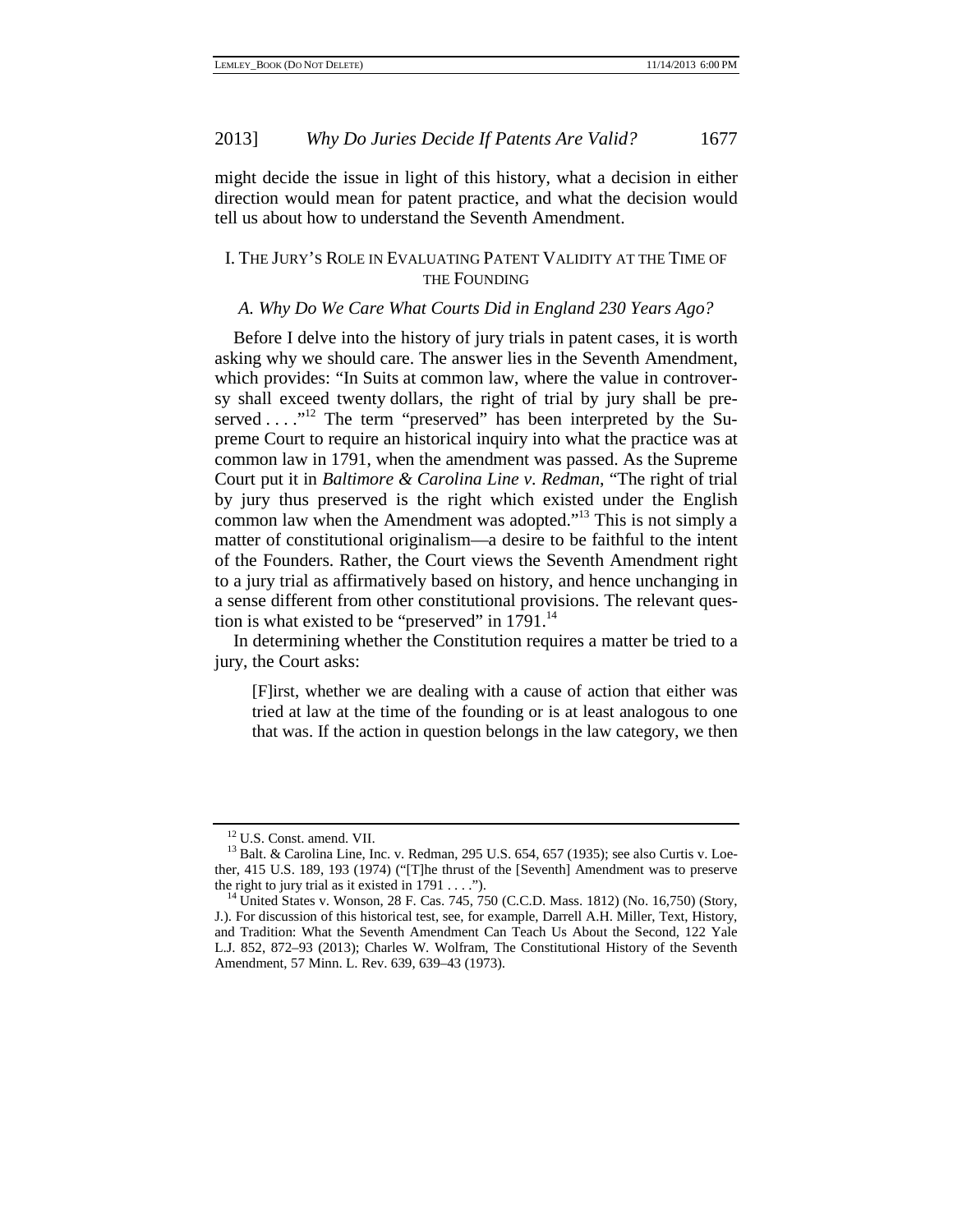might decide the issue in light of this history, what a decision in either direction would mean for patent practice, and what the decision would tell us about how to understand the Seventh Amendment.

## I. The Jury's Role in Evaluating Patent Validity at the Time of the Founding

### *A. Why Do We Care What Courts Did in England 230 Years Ago?*

Before I delve into the history of jury trials in patent cases, it is worth asking why we should care. The answer lies in the Seventh Amendment, which provides: "In Suits at common law, where the value in controversy shall exceed twenty dollars, the right of trial by jury shall be preserved . . . ."[12] The term "preserved" has been interpreted by the Supreme Court to require an historical inquiry into what the practice was at common law in 1791, when the amendment was passed. As the Supreme Court put it in *Baltimore & Carolina Line v. Redman*, "The right of trial by jury thus preserved is the right which existed under the English common law when the Amendment was adopted."[13] This is not simply a matter of constitutional originalism—a desire to be faithful to the intent of the Founders. Rather, the Court views the Seventh Amendment right to a jury trial as affirmatively based on history, and hence unchanging in a sense different from other constitutional provisions. The relevant question is what existed to be "preserved" in 1791.[14]

In determining whether the Constitution requires a matter be tried to a jury, the Court asks:

> [F]irst, whether we are dealing with a cause of action that either was tried at law at the time of the founding or is at least analogous to one that was. If the action in question belongs in the law category, we then

---

[12] U.S. Const. amend. VII.

[13] Balt. & Carolina Line, Inc. v. Redman, 295 U.S. 654, 657 (1935); see also Curtis v. Loether, 415 U.S. 189, 193 (1974) ("[T]he thrust of the [Seventh] Amendment was to preserve the right to jury trial as it existed in 1791 . . . .").

[14] United States v. Wonson, 28 F. Cas. 745, 750 (C.C.D. Mass. 1812) (No. 16,750) (Story, J.). For discussion of this historical test, see, for example, Darrell A.H. Miller, Text, History, and Tradition: What the Seventh Amendment Can Teach Us About the Second, 122 Yale L.J. 852, 872–93 (2013); Charles W. Wolfram, The Constitutional History of the Seventh Amendment, 57 Minn. L. Rev. 639, 639–43 (1973).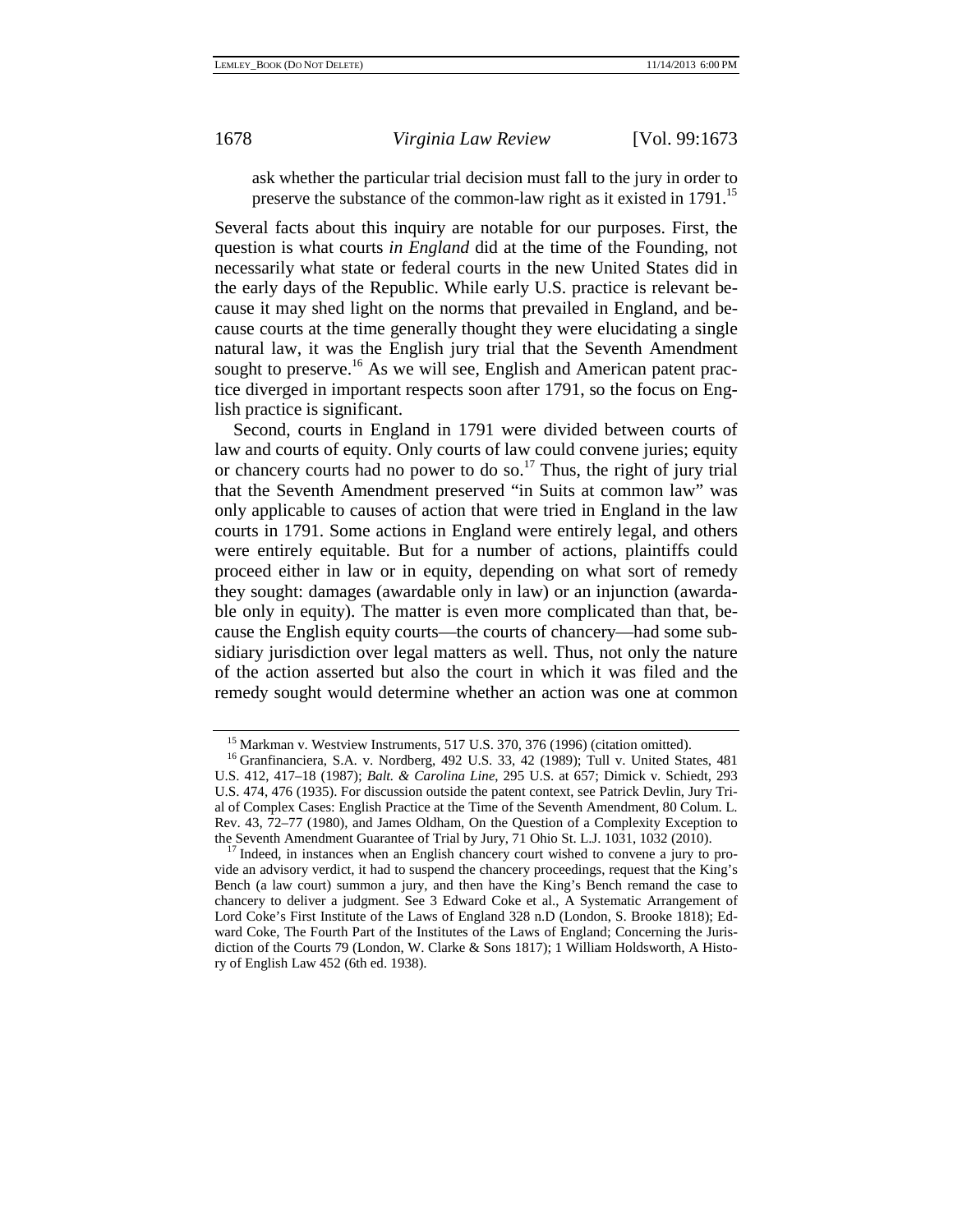> ask whether the particular trial decision must fall to the jury in order to preserve the substance of the common-law right as it existed in 1791.[15]

Several facts about this inquiry are notable for our purposes. First, the question is what courts *in England* did at the time of the Founding, not necessarily what state or federal courts in the new United States did in the early days of the Republic. While early U.S. practice is relevant because it may shed light on the norms that prevailed in England, and because courts at the time generally thought they were elucidating a single natural law, it was the English jury trial that the Seventh Amendment sought to preserve.[16] As we will see, English and American patent practice diverged in important respects soon after 1791, so the focus on English practice is significant.

Second, courts in England in 1791 were divided between courts of law and courts of equity. Only courts of law could convene juries; equity or chancery courts had no power to do so.[17] Thus, the right of jury trial that the Seventh Amendment preserved "in Suits at common law" was only applicable to causes of action that were tried in England in the law courts in 1791. Some actions in England were entirely legal, and others were entirely equitable. But for a number of actions, plaintiffs could proceed either in law or in equity, depending on what sort of remedy they sought: damages (awardable only in law) or an injunction (awardable only in equity). The matter is even more complicated than that, because the English equity courts—the courts of chancery—had some subsidiary jurisdiction over legal matters as well. Thus, not only the nature of the action asserted but also the court in which it was filed and the remedy sought would determine whether an action was one at common

---

[15] Markman v. Westview Instruments, 517 U.S. 370, 376 (1996) (citation omitted).

[16] Granfinanciera, S.A. v. Nordberg, 492 U.S. 33, 42 (1989); Tull v. United States, 481 U.S. 412, 417–18 (1987); *Balt. & Carolina Line*, 295 U.S. at 657; Dimick v. Schiedt, 293 U.S. 474, 476 (1935). For discussion outside the patent context, see Patrick Devlin, Jury Trial of Complex Cases: English Practice at the Time of the Seventh Amendment, 80 Colum. L. Rev. 43, 72–77 (1980), and James Oldham, On the Question of a Complexity Exception to the Seventh Amendment Guarantee of Trial by Jury, 71 Ohio St. L.J. 1031, 1032 (2010).

[17] Indeed, in instances when an English chancery court wished to convene a jury to provide an advisory verdict, it had to suspend the chancery proceedings, request that the King's Bench (a law court) summon a jury, and then have the King's Bench remand the case to chancery to deliver a judgment. See 3 Edward Coke et al., A Systematic Arrangement of Lord Coke's First Institute of the Laws of England 328 n.D (London, S. Brooke 1818); Edward Coke, The Fourth Part of the Institutes of the Laws of England; Concerning the Jurisdiction of the Courts 79 (London, W. Clarke & Sons 1817); 1 William Holdsworth, A History of English Law 452 (6th ed. 1938).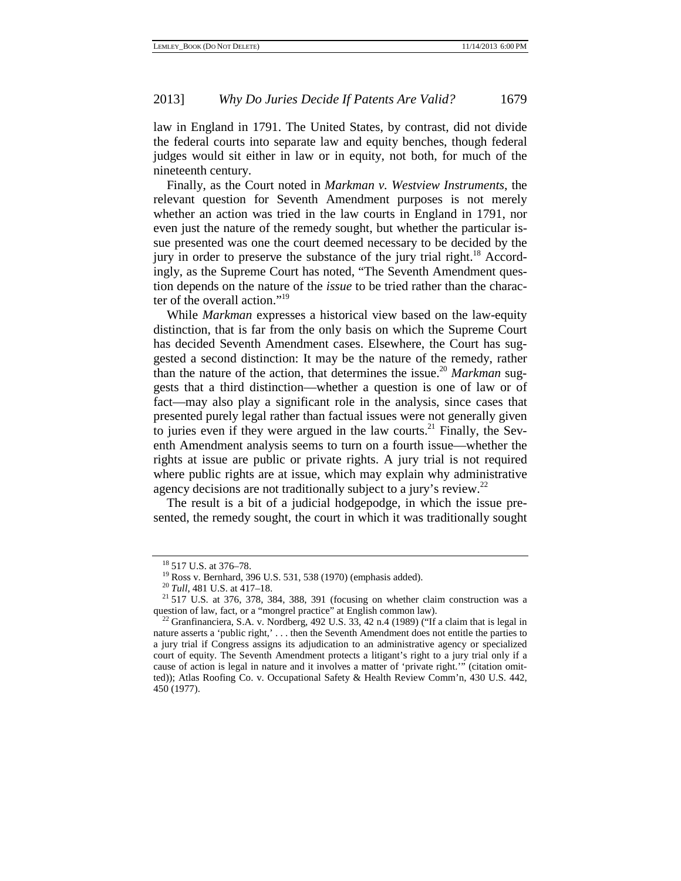law in England in 1791. The United States, by contrast, did not divide the federal courts into separate law and equity benches, though federal judges would sit either in law or in equity, not both, for much of the nineteenth century.

Finally, as the Court noted in *Markman v. Westview Instruments*, the relevant question for Seventh Amendment purposes is not merely whether an action was tried in the law courts in England in 1791, nor even just the nature of the remedy sought, but whether the particular issue presented was one the court deemed necessary to be decided by the jury in order to preserve the substance of the jury trial right.[18] Accordingly, as the Supreme Court has noted, "The Seventh Amendment question depends on the nature of the *issue* to be tried rather than the character of the overall action."[19]

While *Markman* expresses a historical view based on the law-equity distinction, that is far from the only basis on which the Supreme Court has decided Seventh Amendment cases. Elsewhere, the Court has suggested a second distinction: It may be the nature of the remedy, rather than the nature of the action, that determines the issue.[20] *Markman* suggests that a third distinction—whether a question is one of law or of fact—may also play a significant role in the analysis, since cases that presented purely legal rather than factual issues were not generally given to juries even if they were argued in the law courts.[21] Finally, the Seventh Amendment analysis seems to turn on a fourth issue—whether the rights at issue are public or private rights. A jury trial is not required where public rights are at issue, which may explain why administrative agency decisions are not traditionally subject to a jury's review.[22]

The result is a bit of a judicial hodgepodge, in which the issue presented, the remedy sought, the court in which it was traditionally sought

---

[18] 517 U.S. at 376–78.

[19] Ross v. Bernhard, 396 U.S. 531, 538 (1970) (emphasis added).

[20] *Tull*, 481 U.S. at 417–18.

[21] 517 U.S. at 376, 378, 384, 388, 391 (focusing on whether claim construction was a question of law, fact, or a "mongrel practice" at English common law).

[22] Granfinanciera, S.A. v. Nordberg, 492 U.S. 33, 42 n.4 (1989) ("If a claim that is legal in nature asserts a 'public right,' . . . then the Seventh Amendment does not entitle the parties to a jury trial if Congress assigns its adjudication to an administrative agency or specialized court of equity. The Seventh Amendment protects a litigant's right to a jury trial only if a cause of action is legal in nature and it involves a matter of 'private right.'" (citation omitted)); Atlas Roofing Co. v. Occupational Safety & Health Review Comm'n, 430 U.S. 442, 450 (1977).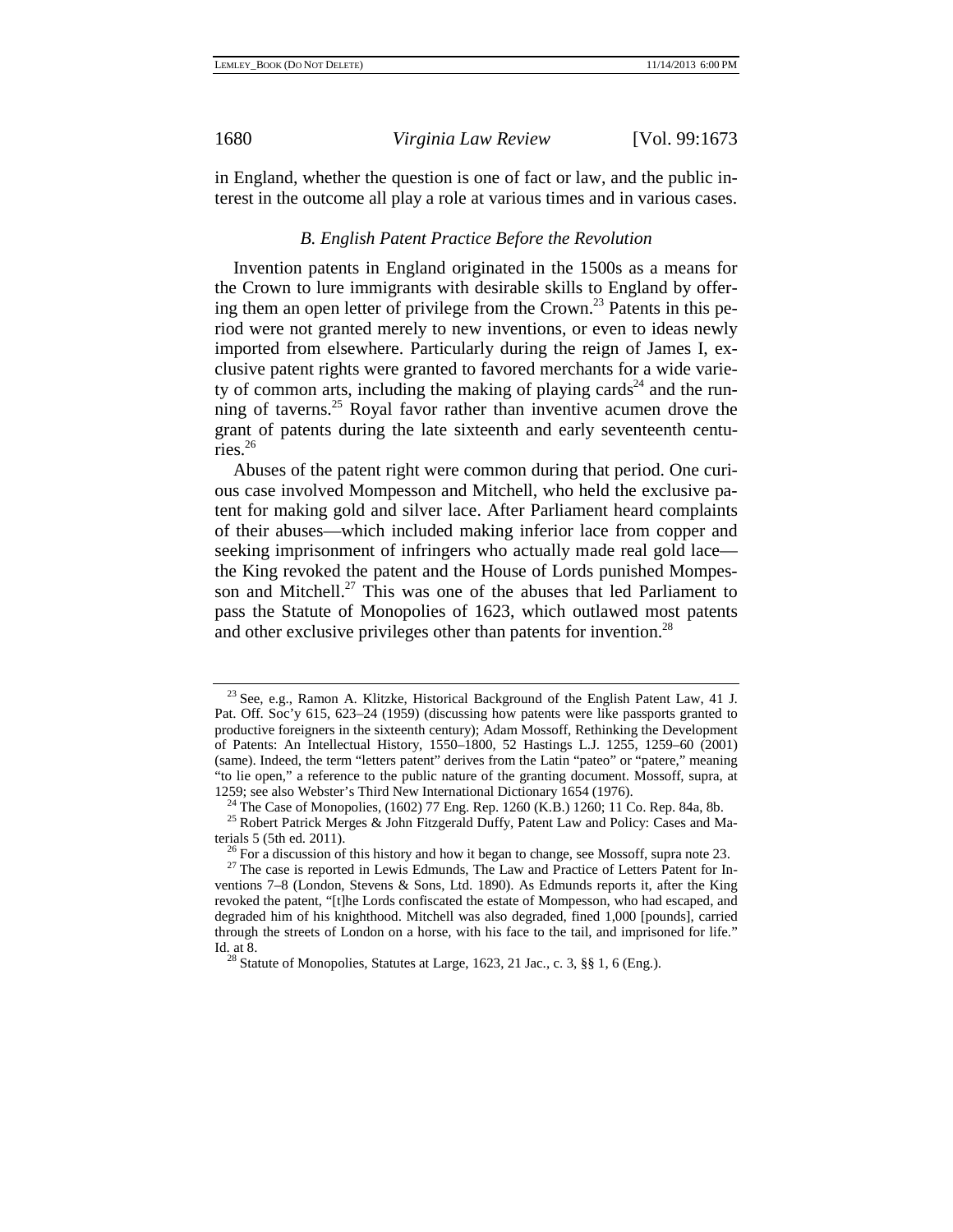in England, whether the question is one of fact or law, and the public interest in the outcome all play a role at various times and in various cases.

### *B. English Patent Practice Before the Revolution*

Invention patents in England originated in the 1500s as a means for the Crown to lure immigrants with desirable skills to England by offering them an open letter of privilege from the Crown.[23] Patents in this period were not granted merely to new inventions, or even to ideas newly imported from elsewhere. Particularly during the reign of James I, exclusive patent rights were granted to favored merchants for a wide variety of common arts, including the making of playing cards[24] and the running of taverns.[25] Royal favor rather than inventive acumen drove the grant of patents during the late sixteenth and early seventeenth centuries.[26]

Abuses of the patent right were common during that period. One curious case involved Mompesson and Mitchell, who held the exclusive patent for making gold and silver lace. After Parliament heard complaints of their abuses—which included making inferior lace from copper and seeking imprisonment of infringers who actually made real gold lace—the King revoked the patent and the House of Lords punished Mompesson and Mitchell.[27] This was one of the abuses that led Parliament to pass the Statute of Monopolies of 1623, which outlawed most patents and other exclusive privileges other than patents for invention.[28]

---

[23] See, e.g., Ramon A. Klitzke, Historical Background of the English Patent Law, 41 J. Pat. Off. Soc'y 615, 623–24 (1959) (discussing how patents were like passports granted to productive foreigners in the sixteenth century); Adam Mossoff, Rethinking the Development of Patents: An Intellectual History, 1550–1800, 52 Hastings L.J. 1255, 1259–60 (2001) (same). Indeed, the term "letters patent" derives from the Latin "pateo" or "patere," meaning "to lie open," a reference to the public nature of the granting document. Mossoff, supra, at 1259; see also Webster's Third New International Dictionary 1654 (1976).

[24] The Case of Monopolies, (1602) 77 Eng. Rep. 1260 (K.B.) 1260; 11 Co. Rep. 84a, 8b.

[25] Robert Patrick Merges & John Fitzgerald Duffy, Patent Law and Policy: Cases and Materials 5 (5th ed. 2011).

[26] For a discussion of this history and how it began to change, see Mossoff, supra note 23.

[27] The case is reported in Lewis Edmunds, The Law and Practice of Letters Patent for Inventions 7–8 (London, Stevens & Sons, Ltd. 1890). As Edmunds reports it, after the King revoked the patent, "[t]he Lords confiscated the estate of Mompesson, who had escaped, and degraded him of his knighthood. Mitchell was also degraded, fined 1,000 [pounds], carried through the streets of London on a horse, with his face to the tail, and imprisoned for life." Id. at 8.

[28] Statute of Monopolies, Statutes at Large, 1623, 21 Jac., c. 3, §§ 1, 6 (Eng.).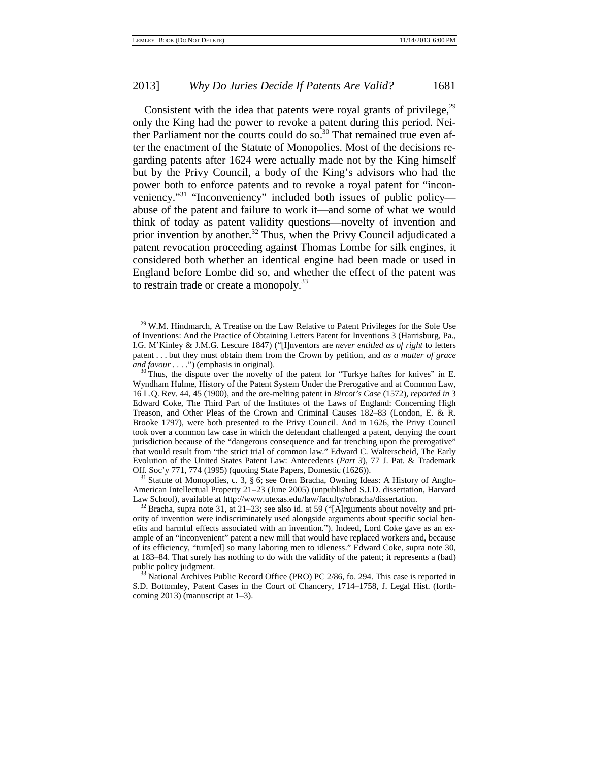Consistent with the idea that patents were royal grants of privilege,[29] only the King had the power to revoke a patent during this period. Neither Parliament nor the courts could do so.[30] That remained true even after the enactment of the Statute of Monopolies. Most of the decisions regarding patents after 1624 were actually made not by the King himself but by the Privy Council, a body of the King's advisors who had the power both to enforce patents and to revoke a royal patent for "inconveniency."[31] "Inconveniency" included both issues of public policy—abuse of the patent and failure to work it—and some of what we would think of today as patent validity questions—novelty of invention and prior invention by another.[32] Thus, when the Privy Council adjudicated a patent revocation proceeding against Thomas Lombe for silk engines, it considered both whether an identical engine had been made or used in England before Lombe did so, and whether the effect of the patent was to restrain trade or create a monopoly.[33]

---

[29] W.M. Hindmarch, A Treatise on the Law Relative to Patent Privileges for the Sole Use of Inventions: And the Practice of Obtaining Letters Patent for Inventions 3 (Harrisburg, Pa., I.G. M'Kinley & J.M.G. Lescure 1847) ("[I]nventors are *never entitled as of right* to letters patent . . . but they must obtain them from the Crown by petition, and *as a matter of grace and favour* . . . .") (emphasis in original).

[30] Thus, the dispute over the novelty of the patent for "Turkye haftes for knives" in E. Wyndham Hulme, History of the Patent System Under the Prerogative and at Common Law, 16 L.Q. Rev. 44, 45 (1900), and the ore-melting patent in *Bircot's Case* (1572), *reported in* 3 Edward Coke, The Third Part of the Institutes of the Laws of England: Concerning High Treason, and Other Pleas of the Crown and Criminal Causes 182–83 (London, E. & R. Brooke 1797), were both presented to the Privy Council. And in 1626, the Privy Council took over a common law case in which the defendant challenged a patent, denying the court jurisdiction because of the "dangerous consequence and far trenching upon the prerogative" that would result from "the strict trial of common law." Edward C. Walterscheid, The Early Evolution of the United States Patent Law: Antecedents (*Part 3*), 77 J. Pat. & Trademark Off. Soc'y 771, 774 (1995) (quoting State Papers, Domestic (1626)).

[31] Statute of Monopolies, c. 3, § 6; see Oren Bracha, Owning Ideas: A History of Anglo-American Intellectual Property 21–23 (June 2005) (unpublished S.J.D. dissertation, Harvard Law School), available at http://www.utexas.edu/law/faculty/obracha/dissertation.

[32] Bracha, supra note 31, at 21–23; see also id. at 59 ("[A]rguments about novelty and priority of invention were indiscriminately used alongside arguments about specific social benefits and harmful effects associated with an invention."). Indeed, Lord Coke gave as an example of an "inconvenient" patent a new mill that would have replaced workers and, because of its efficiency, "turn[ed] so many laboring men to idleness." Edward Coke, supra note 30, at 183–84. That surely has nothing to do with the validity of the patent; it represents a (bad) public policy judgment.

[33] National Archives Public Record Office (PRO) PC 2/86, fo. 294. This case is reported in S.D. Bottomley, Patent Cases in the Court of Chancery, 1714–1758, J. Legal Hist. (forthcoming 2013) (manuscript at 1–3).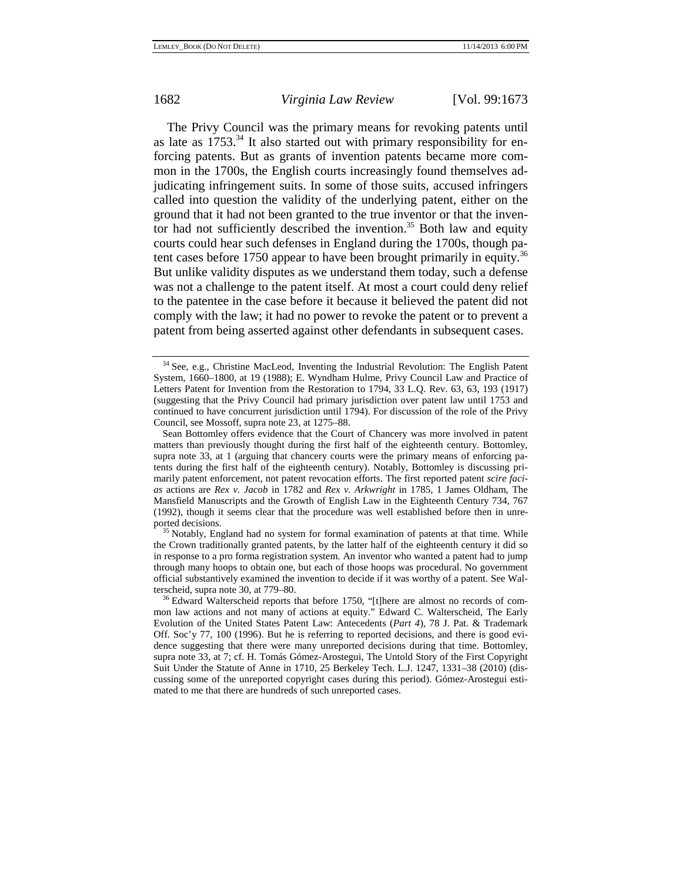The Privy Council was the primary means for revoking patents until as late as 1753.[34] It also started out with primary responsibility for enforcing patents. But as grants of invention patents became more common in the 1700s, the English courts increasingly found themselves adjudicating infringement suits. In some of those suits, accused infringers called into question the validity of the underlying patent, either on the ground that it had not been granted to the true inventor or that the inventor had not sufficiently described the invention.[35] Both law and equity courts could hear such defenses in England during the 1700s, though patent cases before 1750 appear to have been brought primarily in equity.[36] But unlike validity disputes as we understand them today, such a defense was not a challenge to the patent itself. At most a court could deny relief to the patentee in the case before it because it believed the patent did not comply with the law; it had no power to revoke the patent or to prevent a patent from being asserted against other defendants in subsequent cases.

---

[34] See, e.g., Christine MacLeod, Inventing the Industrial Revolution: The English Patent System, 1660–1800, at 19 (1988); E. Wyndham Hulme, Privy Council Law and Practice of Letters Patent for Invention from the Restoration to 1794, 33 L.Q. Rev. 63, 63, 193 (1917) (suggesting that the Privy Council had primary jurisdiction over patent law until 1753 and continued to have concurrent jurisdiction until 1794). For discussion of the role of the Privy Council, see Mossoff, supra note 23, at 1275–88.

Sean Bottomley offers evidence that the Court of Chancery was more involved in patent matters than previously thought during the first half of the eighteenth century. Bottomley, supra note 33, at 1 (arguing that chancery courts were the primary means of enforcing patents during the first half of the eighteenth century). Notably, Bottomley is discussing primarily patent enforcement, not patent revocation efforts. The first reported patent *scire facias* actions are *Rex v. Jacob* in 1782 and *Rex v. Arkwright* in 1785, 1 James Oldham, The Mansfield Manuscripts and the Growth of English Law in the Eighteenth Century 734, 767 (1992), though it seems clear that the procedure was well established before then in unreported decisions.

[35] Notably, England had no system for formal examination of patents at that time. While the Crown traditionally granted patents, by the latter half of the eighteenth century it did so in response to a pro forma registration system. An inventor who wanted a patent had to jump through many hoops to obtain one, but each of those hoops was procedural. No government official substantively examined the invention to decide if it was worthy of a patent. See Walterscheid, supra note 30, at 779–80.

[36] Edward Walterscheid reports that before 1750, "[t]here are almost no records of common law actions and not many of actions at equity." Edward C. Walterscheid, The Early Evolution of the United States Patent Law: Antecedents (*Part 4*), 78 J. Pat. & Trademark Off. Soc'y 77, 100 (1996). But he is referring to reported decisions, and there is good evidence suggesting that there were many unreported decisions during that time. Bottomley, supra note 33, at 7; cf. H. Tomás Gómez-Arostegui, The Untold Story of the First Copyright Suit Under the Statute of Anne in 1710, 25 Berkeley Tech. L.J. 1247, 1331–38 (2010) (discussing some of the unreported copyright cases during this period). Gómez-Arostegui estimated to me that there are hundreds of such unreported cases.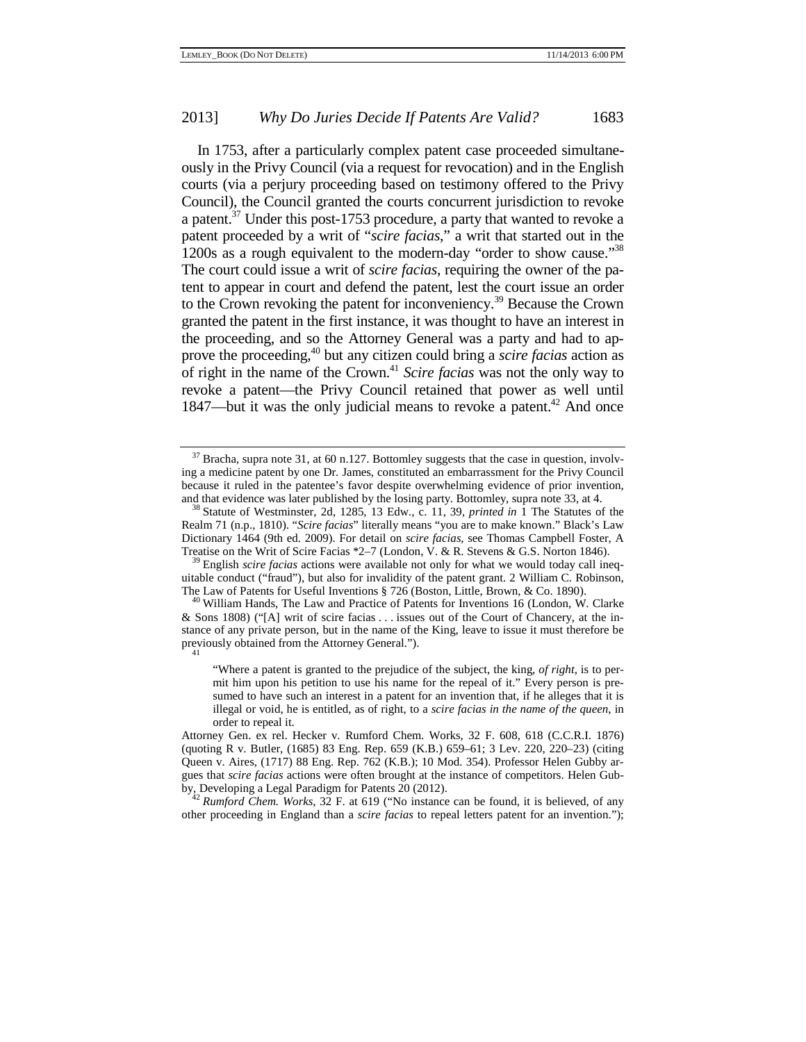In 1753, after a particularly complex patent case proceeded simultaneously in the Privy Council (via a request for revocation) and in the English courts (via a perjury proceeding based on testimony offered to the Privy Council), the Council granted the courts concurrent jurisdiction to revoke a patent.[37] Under this post-1753 procedure, a party that wanted to revoke a patent proceeded by a writ of "*scire facias*," a writ that started out in the 1200s as a rough equivalent to the modern-day "order to show cause."[38] The court could issue a writ of *scire facias*, requiring the owner of the patent to appear in court and defend the patent, lest the court issue an order to the Crown revoking the patent for inconveniency.[39] Because the Crown granted the patent in the first instance, it was thought to have an interest in the proceeding, and so the Attorney General was a party and had to approve the proceeding,[40] but any citizen could bring a *scire facias* action as of right in the name of the Crown.[41] *Scire facias* was not the only way to revoke a patent—the Privy Council retained that power as well until 1847—but it was the only judicial means to revoke a patent.[42] And once

---

[37] Bracha, supra note 31, at 60 n.127. Bottomley suggests that the case in question, involving a medicine patent by one Dr. James, constituted an embarrassment for the Privy Council because it ruled in the patentee's favor despite overwhelming evidence of prior invention, and that evidence was later published by the losing party. Bottomley, supra note 33, at 4.

[38] Statute of Westminster, 2d, 1285, 13 Edw., c. 11, 39, *printed in* 1 The Statutes of the Realm 71 (n.p., 1810). "*Scire facias*" literally means "you are to make known." Black's Law Dictionary 1464 (9th ed. 2009). For detail on *scire facias*, see Thomas Campbell Foster, A Treatise on the Writ of Scire Facias *2–7 (London, V. & R. Stevens & G.S. Norton 1846).

[39] English *scire facias* actions were available not only for what we would today call inequitable conduct ("fraud"), but also for invalidity of the patent grant. 2 William C. Robinson, The Law of Patents for Useful Inventions § 726 (Boston, Little, Brown, & Co. 1890).

[40] William Hands, The Law and Practice of Patents for Inventions 16 (London, W. Clarke & Sons 1808) ("[A] writ of scire facias . . . issues out of the Court of Chancery, at the instance of any private person, but in the name of the King, leave to issue it must therefore be previously obtained from the Attorney General.").

[41]

> "Where a patent is granted to the prejudice of the subject, the king, *of right*, is to permit him upon his petition to use his name for the repeal of it." Every person is presumed to have such an interest in a patent for an invention that, if he alleges that it is illegal or void, he is entitled, as of right, to a *scire facias in the name of the queen*, in order to repeal it.

Attorney Gen. ex rel. Hecker v. Rumford Chem. Works, 32 F. 608, 618 (C.C.R.I. 1876) (quoting R v. Butler, (1685) 83 Eng. Rep. 659 (K.B.) 659–61; 3 Lev. 220, 220–23) (citing Queen v. Aires, (1717) 88 Eng. Rep. 762 (K.B.); 10 Mod. 354). Professor Helen Gubby argues that *scire facias* actions were often brought at the instance of competitors. Helen Gubby, Developing a Legal Paradigm for Patents 20 (2012).

[42] *Rumford Chem. Works*, 32 F. at 619 ("No instance can be found, it is believed, of any other proceeding in England than a *scire facias* to repeal letters patent for an invention.");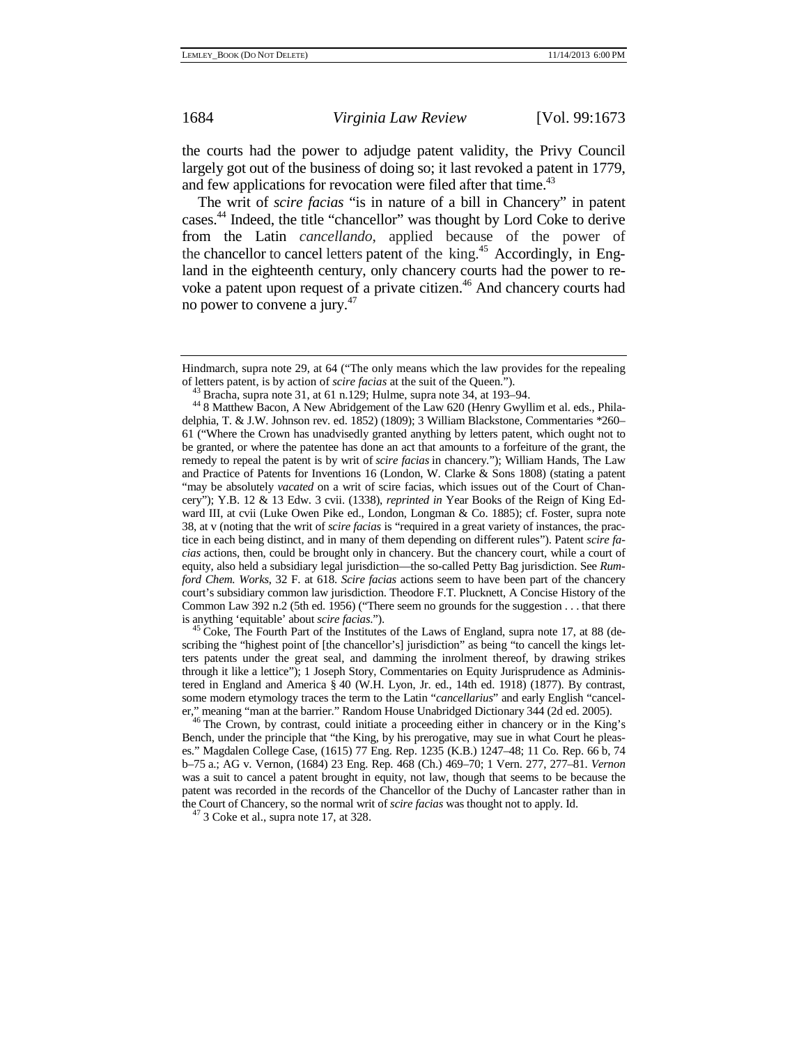the courts had the power to adjudge patent validity, the Privy Council largely got out of the business of doing so; it last revoked a patent in 1779, and few applications for revocation were filed after that time.[43]

The writ of *scire facias* "is in nature of a bill in Chancery" in patent cases.[44] Indeed, the title "chancellor" was thought by Lord Coke to derive from the Latin *cancellando*, applied because of the power of the chancellor to cancel letters patent of the king.[45] Accordingly, in England in the eighteenth century, only chancery courts had the power to revoke a patent upon request of a private citizen.[46] And chancery courts had no power to convene a jury.[47]

---

Hindmarch, supra note 29, at 64 ("The only means which the law provides for the repealing of letters patent, is by action of *scire facias* at the suit of the Queen.").

[43] Bracha, supra note 31, at 61 n.129; Hulme, supra note 34, at 193–94.

[44] 8 Matthew Bacon, A New Abridgement of the Law 620 (Henry Gwyllim et al. eds., Philadelphia, T. & J.W. Johnson rev. ed. 1852) (1809); 3 William Blackstone, Commentaries *260–61 ("Where the Crown has unadvisedly granted anything by letters patent, which ought not to be granted, or where the patentee has done an act that amounts to a forfeiture of the grant, the remedy to repeal the patent is by writ of *scire facias* in chancery."); William Hands, The Law and Practice of Patents for Inventions 16 (London, W. Clarke & Sons 1808) (stating a patent "may be absolutely *vacated* on a writ of scire facias, which issues out of the Court of Chancery"); Y.B. 12 & 13 Edw. 3 cvii. (1338), *reprinted in* Year Books of the Reign of King Edward III, at cvii (Luke Owen Pike ed., London, Longman & Co. 1885); cf. Foster, supra note 38, at v (noting that the writ of *scire facias* is "required in a great variety of instances, the practice in each being distinct, and in many of them depending on different rules"). Patent *scire facias* actions, then, could be brought only in chancery. But the chancery court, while a court of equity, also held a subsidiary legal jurisdiction—the so-called Petty Bag jurisdiction. See *Rumford Chem. Works*, 32 F. at 618. *Scire facias* actions seem to have been part of the chancery court's subsidiary common law jurisdiction. Theodore F.T. Plucknett, A Concise History of the Common Law 392 n.2 (5th ed. 1956) ("There seem no grounds for the suggestion . . . that there is anything 'equitable' about *scire facias*.").

[45] Coke, The Fourth Part of the Institutes of the Laws of England, supra note 17, at 88 (describing the "highest point of [the chancellor's] jurisdiction" as being "to cancell the kings letters patents under the great seal, and damming the inrolment thereof, by drawing strikes through it like a lettice"); 1 Joseph Story, Commentaries on Equity Jurisprudence as Administered in England and America § 40 (W.H. Lyon, Jr. ed., 14th ed. 1918) (1877). By contrast, some modern etymology traces the term to the Latin "*cancellarius*" and early English "canceler," meaning "man at the barrier." Random House Unabridged Dictionary 344 (2d ed. 2005).

[46] The Crown, by contrast, could initiate a proceeding either in chancery or in the King's Bench, under the principle that "the King, by his prerogative, may sue in what Court he pleases." Magdalen College Case, (1615) 77 Eng. Rep. 1235 (K.B.) 1247–48; 11 Co. Rep. 66 b, 74 b–75 a.; AG v. Vernon, (1684) 23 Eng. Rep. 468 (Ch.) 469–70; 1 Vern. 277, 277–81. *Vernon* was a suit to cancel a patent brought in equity, not law, though that seems to be because the patent was recorded in the records of the Chancellor of the Duchy of Lancaster rather than in the Court of Chancery, so the normal writ of *scire facias* was thought not to apply. Id.

[47] 3 Coke et al., supra note 17, at 328.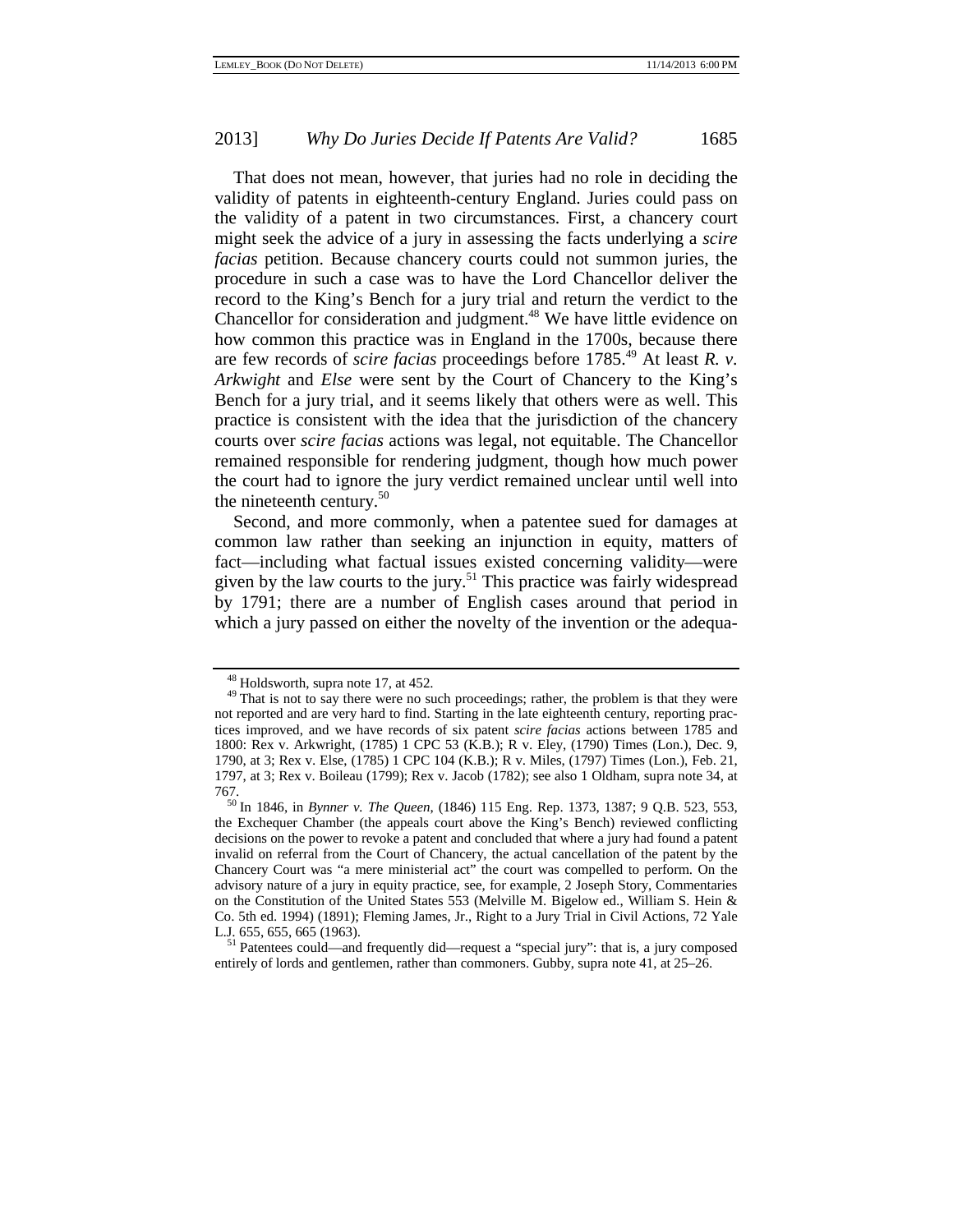That does not mean, however, that juries had no role in deciding the validity of patents in eighteenth-century England. Juries could pass on the validity of a patent in two circumstances. First, a chancery court might seek the advice of a jury in assessing the facts underlying a *scire facias* petition. Because chancery courts could not summon juries, the procedure in such a case was to have the Lord Chancellor deliver the record to the King's Bench for a jury trial and return the verdict to the Chancellor for consideration and judgment.[48] We have little evidence on how common this practice was in England in the 1700s, because there are few records of *scire facias* proceedings before 1785.[49] At least *R. v. Arkwight* and *Else* were sent by the Court of Chancery to the King's Bench for a jury trial, and it seems likely that others were as well. This practice is consistent with the idea that the jurisdiction of the chancery courts over *scire facias* actions was legal, not equitable. The Chancellor remained responsible for rendering judgment, though how much power the court had to ignore the jury verdict remained unclear until well into the nineteenth century.[50]

Second, and more commonly, when a patentee sued for damages at common law rather than seeking an injunction in equity, matters of fact—including what factual issues existed concerning validity—were given by the law courts to the jury.[51] This practice was fairly widespread by 1791; there are a number of English cases around that period in which a jury passed on either the novelty of the invention or the adequa-

[48] Holdsworth, supra note 17, at 452.

[49] That is not to say there were no such proceedings; rather, the problem is that they were not reported and are very hard to find. Starting in the late eighteenth century, reporting practices improved, and we have records of six patent *scire facias* actions between 1785 and 1800: Rex v. Arkwright, (1785) 1 CPC 53 (K.B.); R v. Eley, (1790) Times (Lon.), Dec. 9, 1790, at 3; Rex v. Else, (1785) 1 CPC 104 (K.B.); R v. Miles, (1797) Times (Lon.), Feb. 21, 1797, at 3; Rex v. Boileau (1799); Rex v. Jacob (1782); see also 1 Oldham, supra note 34, at 767.

[50] In 1846, in *Bynner v. The Queen*, (1846) 115 Eng. Rep. 1373, 1387; 9 Q.B. 523, 553, the Exchequer Chamber (the appeals court above the King's Bench) reviewed conflicting decisions on the power to revoke a patent and concluded that where a jury had found a patent invalid on referral from the Court of Chancery, the actual cancellation of the patent by the Chancery Court was "a mere ministerial act" the court was compelled to perform. On the advisory nature of a jury in equity practice, see, for example, 2 Joseph Story, Commentaries on the Constitution of the United States 553 (Melville M. Bigelow ed., William S. Hein & Co. 5th ed. 1994) (1891); Fleming James, Jr., Right to a Jury Trial in Civil Actions, 72 Yale L.J. 655, 655, 665 (1963).

[51] Patentees could—and frequently did—request a "special jury": that is, a jury composed entirely of lords and gentlemen, rather than commoners. Gubby, supra note 41, at 25–26.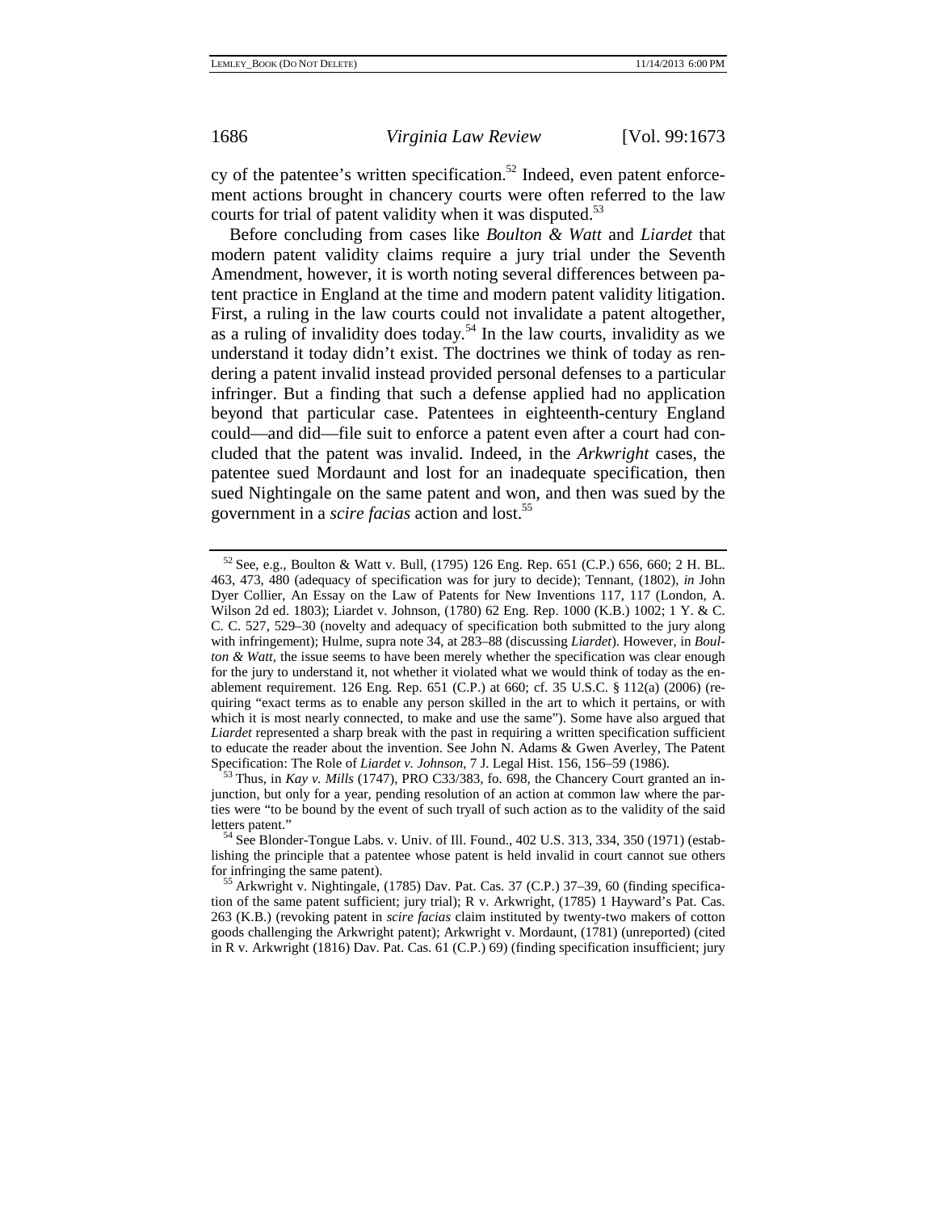cy of the patentee's written specification.[52] Indeed, even patent enforcement actions brought in chancery courts were often referred to the law courts for trial of patent validity when it was disputed.[53]

Before concluding from cases like *Boulton & Watt* and *Liardet* that modern patent validity claims require a jury trial under the Seventh Amendment, however, it is worth noting several differences between patent practice in England at the time and modern patent validity litigation. First, a ruling in the law courts could not invalidate a patent altogether, as a ruling of invalidity does today.[54] In the law courts, invalidity as we understand it today didn't exist. The doctrines we think of today as rendering a patent invalid instead provided personal defenses to a particular infringer. But a finding that such a defense applied had no application beyond that particular case. Patentees in eighteenth-century England could—and did—file suit to enforce a patent even after a court had concluded that the patent was invalid. Indeed, in the *Arkwright* cases, the patentee sued Mordaunt and lost for an inadequate specification, then sued Nightingale on the same patent and won, and then was sued by the government in a *scire facias* action and lost.[55]

---

[52] See, e.g., Boulton & Watt v. Bull, (1795) 126 Eng. Rep. 651 (C.P.) 656, 660; 2 H. BL. 463, 473, 480 (adequacy of specification was for jury to decide); Tennant, (1802), *in* John Dyer Collier, An Essay on the Law of Patents for New Inventions 117, 117 (London, A. Wilson 2d ed. 1803); Liardet v. Johnson, (1780) 62 Eng. Rep. 1000 (K.B.) 1002; 1 Y. & C. C. C. 527, 529–30 (novelty and adequacy of specification both submitted to the jury along with infringement); Hulme, supra note 34, at 283–88 (discussing *Liardet*). However, in *Boulton & Watt*, the issue seems to have been merely whether the specification was clear enough for the jury to understand it, not whether it violated what we would think of today as the enablement requirement. 126 Eng. Rep. 651 (C.P.) at 660; cf. 35 U.S.C. § 112(a) (2006) (requiring "exact terms as to enable any person skilled in the art to which it pertains, or with which it is most nearly connected, to make and use the same"). Some have also argued that *Liardet* represented a sharp break with the past in requiring a written specification sufficient to educate the reader about the invention. See John N. Adams & Gwen Averley, The Patent Specification: The Role of *Liardet v. Johnson*, 7 J. Legal Hist. 156, 156–59 (1986).

[53] Thus, in *Kay v. Mills* (1747), PRO C33/383, fo. 698, the Chancery Court granted an injunction, but only for a year, pending resolution of an action at common law where the parties were "to be bound by the event of such tryall of such action as to the validity of the said letters patent."

[54] See Blonder-Tongue Labs. v. Univ. of Ill. Found., 402 U.S. 313, 334, 350 (1971) (establishing the principle that a patentee whose patent is held invalid in court cannot sue others for infringing the same patent).

[55] Arkwright v. Nightingale, (1785) Dav. Pat. Cas. 37 (C.P.) 37–39, 60 (finding specification of the same patent sufficient; jury trial); R v. Arkwright, (1785) 1 Hayward's Pat. Cas. 263 (K.B.) (revoking patent in *scire facias* claim instituted by twenty-two makers of cotton goods challenging the Arkwright patent); Arkwright v. Mordaunt, (1781) (unreported) (cited in R v. Arkwright (1816) Dav. Pat. Cas. 61 (C.P.) 69) (finding specification insufficient; jury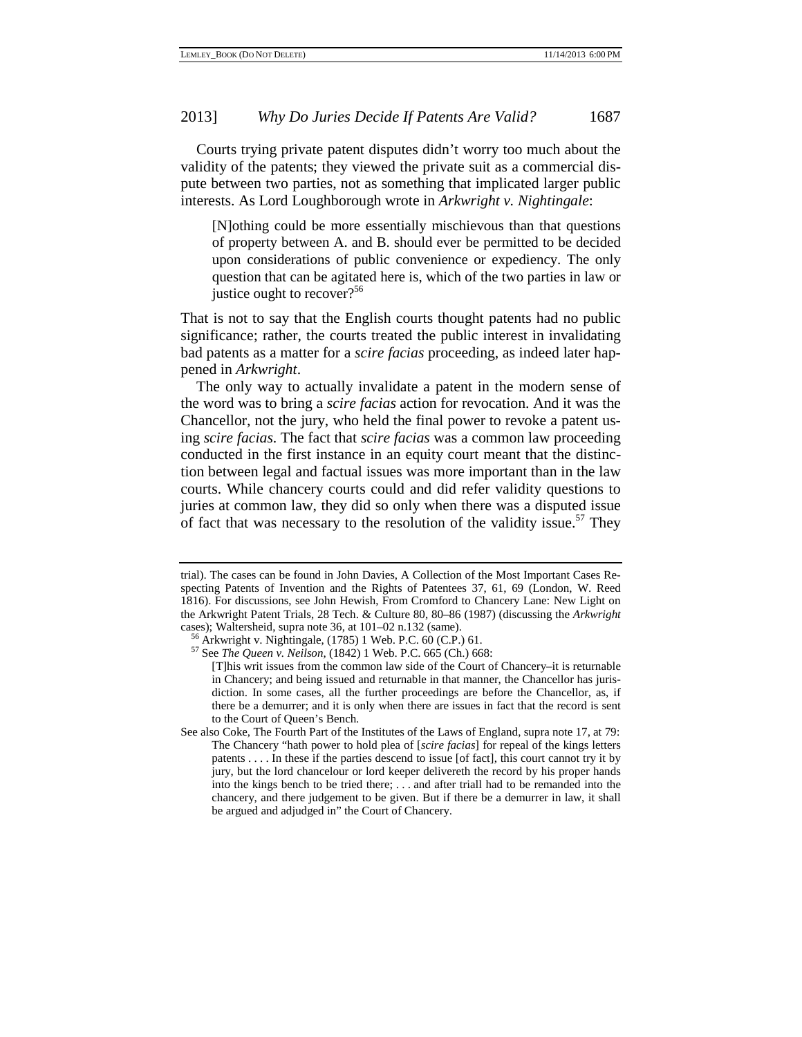Courts trying private patent disputes didn't worry too much about the validity of the patents; they viewed the private suit as a commercial dispute between two parties, not as something that implicated larger public interests. As Lord Loughborough wrote in *Arkwright v. Nightingale*:

> [N]othing could be more essentially mischievous than that questions of property between A. and B. should ever be permitted to be decided upon considerations of public convenience or expediency. The only question that can be agitated here is, which of the two parties in law or justice ought to recover?[56]

That is not to say that the English courts thought patents had no public significance; rather, the courts treated the public interest in invalidating bad patents as a matter for a *scire facias* proceeding, as indeed later happened in *Arkwright*.

The only way to actually invalidate a patent in the modern sense of the word was to bring a *scire facias* action for revocation. And it was the Chancellor, not the jury, who held the final power to revoke a patent using *scire facias*. The fact that *scire facias* was a common law proceeding conducted in the first instance in an equity court meant that the distinction between legal and factual issues was more important than in the law courts. While chancery courts could and did refer validity questions to juries at common law, they did so only when there was a disputed issue of fact that was necessary to the resolution of the validity issue.[57] They

---

trial). The cases can be found in John Davies, A Collection of the Most Important Cases Respecting Patents of Invention and the Rights of Patentees 37, 61, 69 (London, W. Reed 1816). For discussions, see John Hewish, From Cromford to Chancery Lane: New Light on the Arkwright Patent Trials, 28 Tech. & Culture 80, 80–86 (1987) (discussing the *Arkwright* cases); Waltersheid, supra note 36, at 101–02 n.132 (same).

[56] Arkwright v. Nightingale, (1785) 1 Web. P.C. 60 (C.P.) 61.

[57] See *The Queen v. Neilson*, (1842) 1 Web. P.C. 665 (Ch.) 668:

> [T]his writ issues from the common law side of the Court of Chancery–it is returnable in Chancery; and being issued and returnable in that manner, the Chancellor has jurisdiction. In some cases, all the further proceedings are before the Chancellor, as, if there be a demurrer; and it is only when there are issues in fact that the record is sent to the Court of Queen's Bench.

See also Coke, The Fourth Part of the Institutes of the Laws of England, supra note 17, at 79:

> The Chancery "hath power to hold plea of [*scire facias*] for repeal of the kings letters patents . . . . In these if the parties descend to issue [of fact], this court cannot try it by jury, but the lord chancelour or lord keeper delivereth the record by his proper hands into the kings bench to be tried there; . . . and after triall had to be remanded into the chancery, and there judgement to be given. But if there be a demurrer in law, it shall be argued and adjudged in" the Court of Chancery.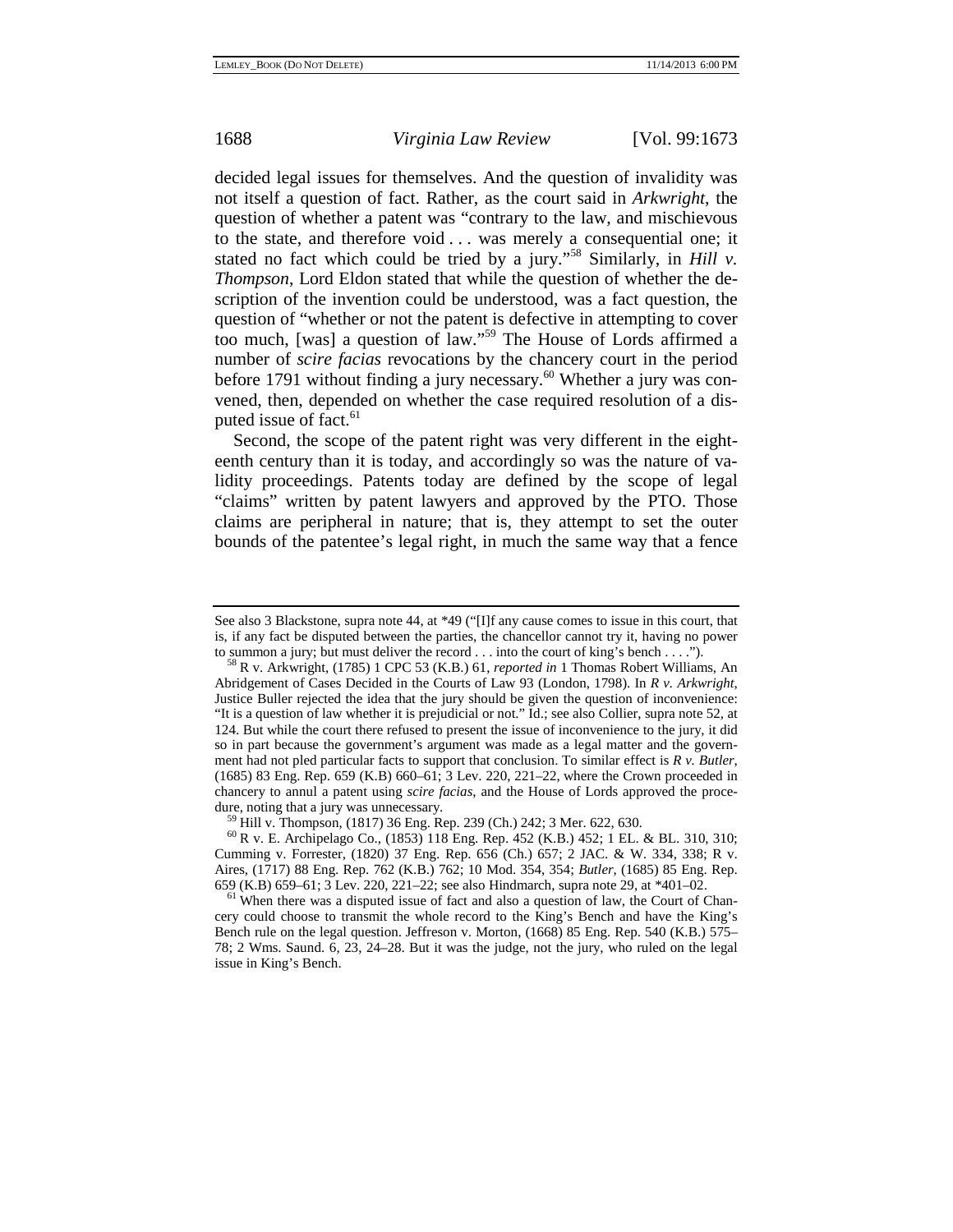decided legal issues for themselves. And the question of invalidity was not itself a question of fact. Rather, as the court said in *Arkwright*, the question of whether a patent was "contrary to the law, and mischievous to the state, and therefore void . . . was merely a consequential one; it stated no fact which could be tried by a jury."[58] Similarly, in *Hill v. Thompson*, Lord Eldon stated that while the question of whether the description of the invention could be understood, was a fact question, the question of "whether or not the patent is defective in attempting to cover too much, [was] a question of law."[59] The House of Lords affirmed a number of *scire facias* revocations by the chancery court in the period before 1791 without finding a jury necessary.[60] Whether a jury was convened, then, depended on whether the case required resolution of a disputed issue of fact.[61]

Second, the scope of the patent right was very different in the eighteenth century than it is today, and accordingly so was the nature of validity proceedings. Patents today are defined by the scope of legal "claims" written by patent lawyers and approved by the PTO. Those claims are peripheral in nature; that is, they attempt to set the outer bounds of the patentee's legal right, in much the same way that a fence

---

See also 3 Blackstone, supra note 44, at *49 ("[I]f any cause comes to issue in this court, that is, if any fact be disputed between the parties, the chancellor cannot try it, having no power to summon a jury; but must deliver the record . . . into the court of king's bench . . . .").

[58] R v. Arkwright, (1785) 1 CPC 53 (K.B.) 61, *reported in* 1 Thomas Robert Williams, An Abridgement of Cases Decided in the Courts of Law 93 (London, 1798). In *R v. Arkwright*, Justice Buller rejected the idea that the jury should be given the question of inconvenience: "It is a question of law whether it is prejudicial or not." Id.; see also Collier, supra note 52, at 124. But while the court there refused to present the issue of inconvenience to the jury, it did so in part because the government's argument was made as a legal matter and the government had not pled particular facts to support that conclusion. To similar effect is *R v. Butler*, (1685) 83 Eng. Rep. 659 (K.B) 660–61; 3 Lev. 220, 221–22, where the Crown proceeded in chancery to annul a patent using *scire facias*, and the House of Lords approved the procedure, noting that a jury was unnecessary.

[59] Hill v. Thompson, (1817) 36 Eng. Rep. 239 (Ch.) 242; 3 Mer. 622, 630.

[60] R v. E. Archipelago Co., (1853) 118 Eng. Rep. 452 (K.B.) 452; 1 EL. & BL. 310, 310; Cumming v. Forrester, (1820) 37 Eng. Rep. 656 (Ch.) 657; 2 JAC. & W. 334, 338; R v. Aires, (1717) 88 Eng. Rep. 762 (K.B.) 762; 10 Mod. 354, 354; *Butler*, (1685) 85 Eng. Rep. 659 (K.B) 659–61; 3 Lev. 220, 221–22; see also Hindmarch, supra note 29, at *401–02.

[61] When there was a disputed issue of fact and also a question of law, the Court of Chancery could choose to transmit the whole record to the King's Bench and have the King's Bench rule on the legal question. Jeffreson v. Morton, (1668) 85 Eng. Rep. 540 (K.B.) 575–78; 2 Wms. Saund. 6, 23, 24–28. But it was the judge, not the jury, who ruled on the legal issue in King's Bench.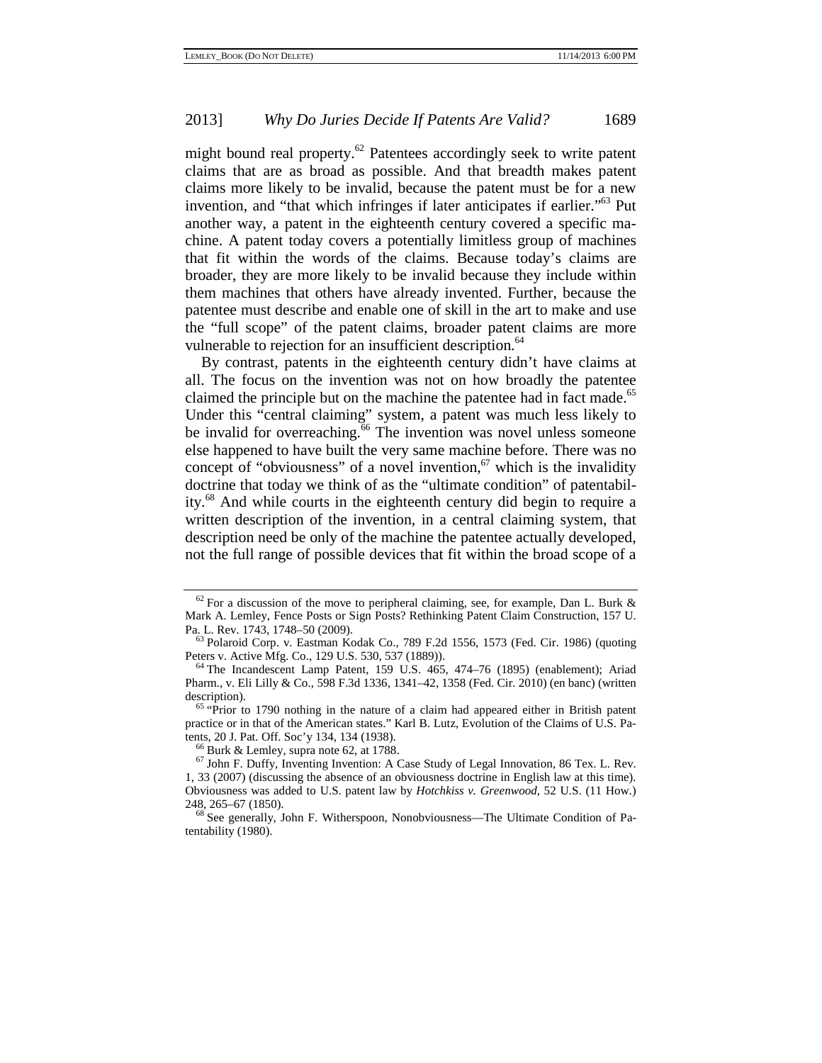might bound real property.[62] Patentees accordingly seek to write patent claims that are as broad as possible. And that breadth makes patent claims more likely to be invalid, because the patent must be for a new invention, and "that which infringes if later anticipates if earlier."[63] Put another way, a patent in the eighteenth century covered a specific machine. A patent today covers a potentially limitless group of machines that fit within the words of the claims. Because today's claims are broader, they are more likely to be invalid because they include within them machines that others have already invented. Further, because the patentee must describe and enable one of skill in the art to make and use the "full scope" of the patent claims, broader patent claims are more vulnerable to rejection for an insufficient description.[64]

By contrast, patents in the eighteenth century didn't have claims at all. The focus on the invention was not on how broadly the patentee claimed the principle but on the machine the patentee had in fact made.[65] Under this "central claiming" system, a patent was much less likely to be invalid for overreaching.[66] The invention was novel unless someone else happened to have built the very same machine before. There was no concept of "obviousness" of a novel invention,[67] which is the invalidity doctrine that today we think of as the "ultimate condition" of patentability.[68] And while courts in the eighteenth century did begin to require a written description of the invention, in a central claiming system, that description need be only of the machine the patentee actually developed, not the full range of possible devices that fit within the broad scope of a

---

[62] For a discussion of the move to peripheral claiming, see, for example, Dan L. Burk & Mark A. Lemley, Fence Posts or Sign Posts? Rethinking Patent Claim Construction, 157 U. Pa. L. Rev. 1743, 1748–50 (2009).

[63] Polaroid Corp. v. Eastman Kodak Co., 789 F.2d 1556, 1573 (Fed. Cir. 1986) (quoting Peters v. Active Mfg. Co., 129 U.S. 530, 537 (1889)).

[64] The Incandescent Lamp Patent, 159 U.S. 465, 474–76 (1895) (enablement); Ariad Pharm., v. Eli Lilly & Co., 598 F.3d 1336, 1341–42, 1358 (Fed. Cir. 2010) (en banc) (written description).

[65] "Prior to 1790 nothing in the nature of a claim had appeared either in British patent practice or in that of the American states." Karl B. Lutz, Evolution of the Claims of U.S. Patents, 20 J. Pat. Off. Soc'y 134, 134 (1938).

[66] Burk & Lemley, supra note 62, at 1788.

[67] John F. Duffy, Inventing Invention: A Case Study of Legal Innovation, 86 Tex. L. Rev. 1, 33 (2007) (discussing the absence of an obviousness doctrine in English law at this time). Obviousness was added to U.S. patent law by *Hotchkiss v. Greenwood*, 52 U.S. (11 How.) 248, 265–67 (1850).

[68] See generally, John F. Witherspoon, Nonobviousness—The Ultimate Condition of Patentability (1980).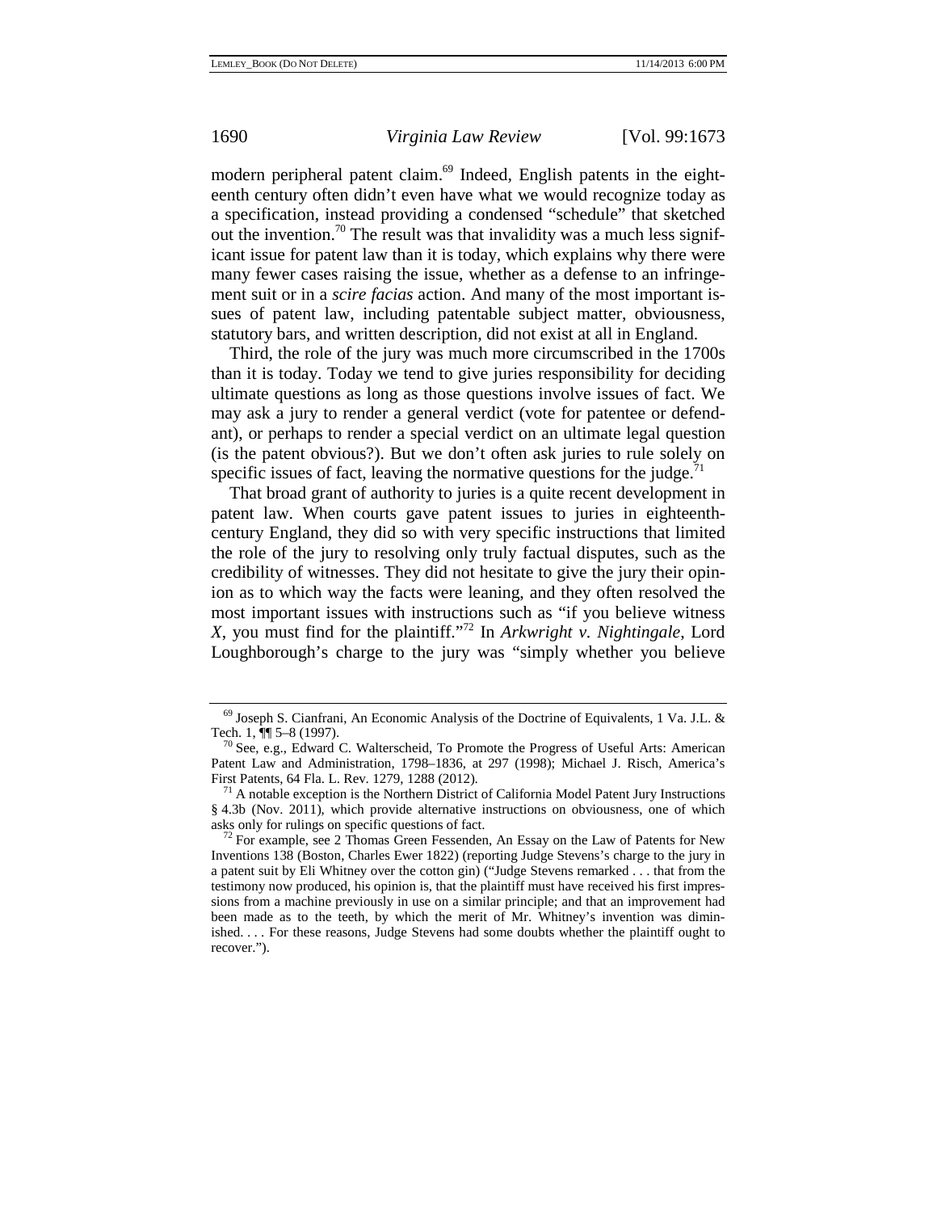modern peripheral patent claim.[69] Indeed, English patents in the eighteenth century often didn't even have what we would recognize today as a specification, instead providing a condensed "schedule" that sketched out the invention.[70] The result was that invalidity was a much less significant issue for patent law than it is today, which explains why there were many fewer cases raising the issue, whether as a defense to an infringement suit or in a *scire facias* action. And many of the most important issues of patent law, including patentable subject matter, obviousness, statutory bars, and written description, did not exist at all in England.

Third, the role of the jury was much more circumscribed in the 1700s than it is today. Today we tend to give juries responsibility for deciding ultimate questions as long as those questions involve issues of fact. We may ask a jury to render a general verdict (vote for patentee or defendant), or perhaps to render a special verdict on an ultimate legal question (is the patent obvious?). But we don't often ask juries to rule solely on specific issues of fact, leaving the normative questions for the judge.[71]

That broad grant of authority to juries is a quite recent development in patent law. When courts gave patent issues to juries in eighteenth-century England, they did so with very specific instructions that limited the role of the jury to resolving only truly factual disputes, such as the credibility of witnesses. They did not hesitate to give the jury their opinion as to which way the facts were leaning, and they often resolved the most important issues with instructions such as "if you believe witness *X*, you must find for the plaintiff."[72] In *Arkwright v. Nightingale*, Lord Loughborough's charge to the jury was "simply whether you believe

---

[69] Joseph S. Cianfrani, An Economic Analysis of the Doctrine of Equivalents, 1 Va. J.L. & Tech. 1, ¶¶ 5–8 (1997).

[70] See, e.g., Edward C. Walterscheid, To Promote the Progress of Useful Arts: American Patent Law and Administration, 1798–1836, at 297 (1998); Michael J. Risch, America's First Patents, 64 Fla. L. Rev. 1279, 1288 (2012).

[71] A notable exception is the Northern District of California Model Patent Jury Instructions § 4.3b (Nov. 2011), which provide alternative instructions on obviousness, one of which asks only for rulings on specific questions of fact.

[72] For example, see 2 Thomas Green Fessenden, An Essay on the Law of Patents for New Inventions 138 (Boston, Charles Ewer 1822) (reporting Judge Stevens's charge to the jury in a patent suit by Eli Whitney over the cotton gin) ("Judge Stevens remarked . . . that from the testimony now produced, his opinion is, that the plaintiff must have received his first impressions from a machine previously in use on a similar principle; and that an improvement had been made as to the teeth, by which the merit of Mr. Whitney's invention was diminished. . . . For these reasons, Judge Stevens had some doubts whether the plaintiff ought to recover.").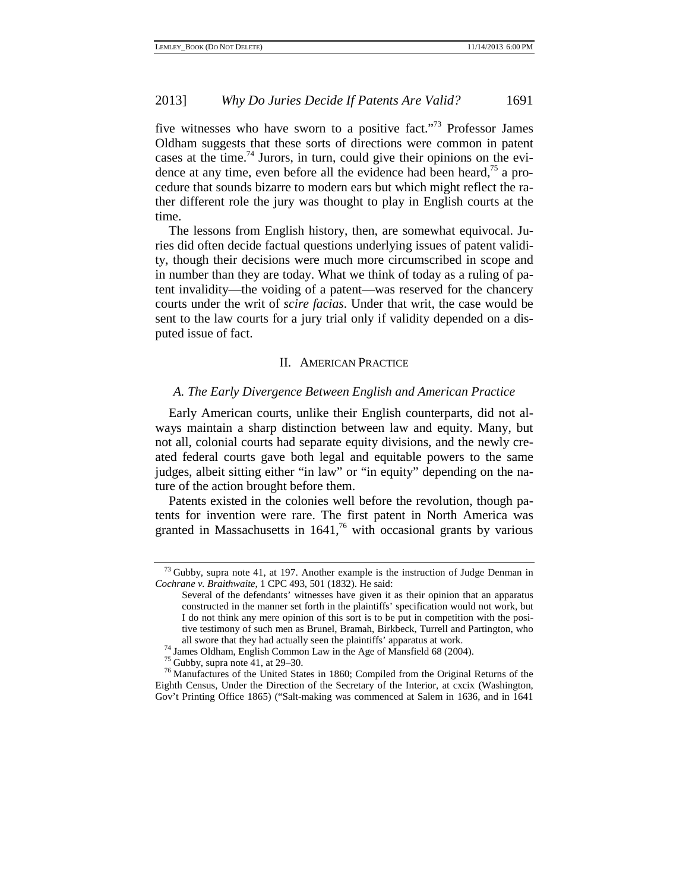five witnesses who have sworn to a positive fact."[73] Professor James Oldham suggests that these sorts of directions were common in patent cases at the time.[74] Jurors, in turn, could give their opinions on the evidence at any time, even before all the evidence had been heard,[75] a procedure that sounds bizarre to modern ears but which might reflect the rather different role the jury was thought to play in English courts at the time.

The lessons from English history, then, are somewhat equivocal. Juries did often decide factual questions underlying issues of patent validity, though their decisions were much more circumscribed in scope and in number than they are today. What we think of today as a ruling of patent invalidity—the voiding of a patent—was reserved for the chancery courts under the writ of *scire facias*. Under that writ, the case would be sent to the law courts for a jury trial only if validity depended on a disputed issue of fact.

## II. American Practice

### *A. The Early Divergence Between English and American Practice*

Early American courts, unlike their English counterparts, did not always maintain a sharp distinction between law and equity. Many, but not all, colonial courts had separate equity divisions, and the newly created federal courts gave both legal and equitable powers to the same judges, albeit sitting either "in law" or "in equity" depending on the nature of the action brought before them.

Patents existed in the colonies well before the revolution, though patents for invention were rare. The first patent in North America was granted in Massachusetts in 1641,[76] with occasional grants by various

---

[73] Gubby, supra note 41, at 197. Another example is the instruction of Judge Denman in *Cochrane v. Braithwaite*, 1 CPC 493, 501 (1832). He said:

> Several of the defendants' witnesses have given it as their opinion that an apparatus constructed in the manner set forth in the plaintiffs' specification would not work, but I do not think any mere opinion of this sort is to be put in competition with the positive testimony of such men as Brunel, Bramah, Birkbeck, Turrell and Partington, who all swore that they had actually seen the plaintiffs' apparatus at work.

[74] James Oldham, English Common Law in the Age of Mansfield 68 (2004).

[75] Gubby, supra note 41, at 29–30.

[76] Manufactures of the United States in 1860; Compiled from the Original Returns of the Eighth Census, Under the Direction of the Secretary of the Interior, at cxcix (Washington, Gov't Printing Office 1865) ("Salt-making was commenced at Salem in 1636, and in 1641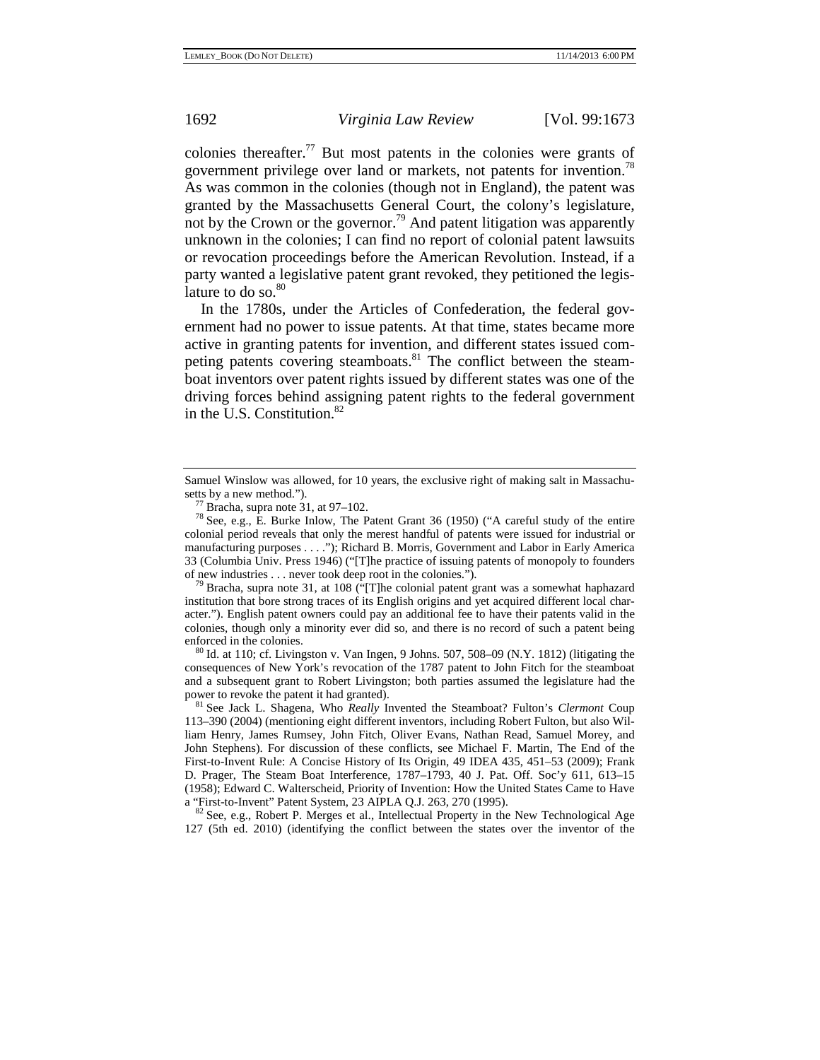colonies thereafter.[77] But most patents in the colonies were grants of government privilege over land or markets, not patents for invention.[78] As was common in the colonies (though not in England), the patent was granted by the Massachusetts General Court, the colony's legislature, not by the Crown or the governor.[79] And patent litigation was apparently unknown in the colonies; I can find no report of colonial patent lawsuits or revocation proceedings before the American Revolution. Instead, if a party wanted a legislative patent grant revoked, they petitioned the legislature to do so.[80]

In the 1780s, under the Articles of Confederation, the federal government had no power to issue patents. At that time, states became more active in granting patents for invention, and different states issued competing patents covering steamboats.[81] The conflict between the steamboat inventors over patent rights issued by different states was one of the driving forces behind assigning patent rights to the federal government in the U.S. Constitution.[82]

---

Samuel Winslow was allowed, for 10 years, the exclusive right of making salt in Massachusetts by a new method.").

[77] Bracha, supra note 31, at 97–102.

[78] See, e.g., E. Burke Inlow, The Patent Grant 36 (1950) ("A careful study of the entire colonial period reveals that only the merest handful of patents were issued for industrial or manufacturing purposes . . . ."); Richard B. Morris, Government and Labor in Early America 33 (Columbia Univ. Press 1946) ("[T]he practice of issuing patents of monopoly to founders of new industries . . . never took deep root in the colonies.").

[79] Bracha, supra note 31, at 108 ("[T]he colonial patent grant was a somewhat haphazard institution that bore strong traces of its English origins and yet acquired different local character."). English patent owners could pay an additional fee to have their patents valid in the colonies, though only a minority ever did so, and there is no record of such a patent being enforced in the colonies.

[80] Id. at 110; cf. Livingston v. Van Ingen, 9 Johns. 507, 508–09 (N.Y. 1812) (litigating the consequences of New York's revocation of the 1787 patent to John Fitch for the steamboat and a subsequent grant to Robert Livingston; both parties assumed the legislature had the power to revoke the patent it had granted).

[81] See Jack L. Shagena, Who *Really* Invented the Steamboat? Fulton's *Clermont* Coup 113–390 (2004) (mentioning eight different inventors, including Robert Fulton, but also William Henry, James Rumsey, John Fitch, Oliver Evans, Nathan Read, Samuel Morey, and John Stephens). For discussion of these conflicts, see Michael F. Martin, The End of the First-to-Invent Rule: A Concise History of Its Origin, 49 IDEA 435, 451–53 (2009); Frank D. Prager, The Steam Boat Interference, 1787–1793, 40 J. Pat. Off. Soc'y 611, 613–15 (1958); Edward C. Walterscheid, Priority of Invention: How the United States Came to Have a "First-to-Invent" Patent System, 23 AIPLA Q.J. 263, 270 (1995).

[82] See, e.g., Robert P. Merges et al., Intellectual Property in the New Technological Age 127 (5th ed. 2010) (identifying the conflict between the states over the inventor of the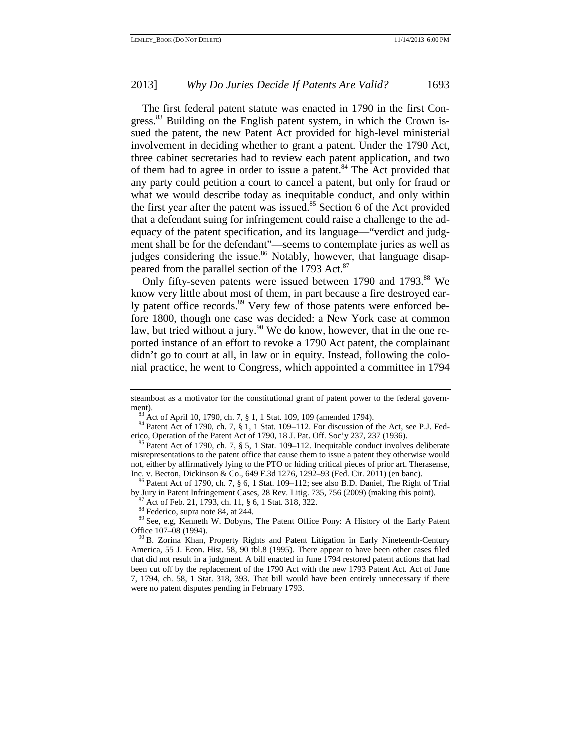The first federal patent statute was enacted in 1790 in the first Congress.[83] Building on the English patent system, in which the Crown issued the patent, the new Patent Act provided for high-level ministerial involvement in deciding whether to grant a patent. Under the 1790 Act, three cabinet secretaries had to review each patent application, and two of them had to agree in order to issue a patent.[84] The Act provided that any party could petition a court to cancel a patent, but only for fraud or what we would describe today as inequitable conduct, and only within the first year after the patent was issued.[85] Section 6 of the Act provided that a defendant suing for infringement could raise a challenge to the adequacy of the patent specification, and its language—"verdict and judgment shall be for the defendant"—seems to contemplate juries as well as judges considering the issue.[86] Notably, however, that language disappeared from the parallel section of the 1793 Act.[87]

Only fifty-seven patents were issued between 1790 and 1793.[88] We know very little about most of them, in part because a fire destroyed early patent office records.[89] Very few of those patents were enforced before 1800, though one case was decided: a New York case at common law, but tried without a jury.[90] We do know, however, that in the one reported instance of an effort to revoke a 1790 Act patent, the complainant didn't go to court at all, in law or in equity. Instead, following the colonial practice, he went to Congress, which appointed a committee in 1794

---

steamboat as a motivator for the constitutional grant of patent power to the federal government).

[83] Act of April 10, 1790, ch. 7, § 1, 1 Stat. 109, 109 (amended 1794).

[84] Patent Act of 1790, ch. 7, § 1, 1 Stat. 109–112. For discussion of the Act, see P.J. Federico, Operation of the Patent Act of 1790, 18 J. Pat. Off. Soc'y 237, 237 (1936).

[85] Patent Act of 1790, ch. 7, § 5, 1 Stat. 109–112. Inequitable conduct involves deliberate misrepresentations to the patent office that cause them to issue a patent they otherwise would not, either by affirmatively lying to the PTO or hiding critical pieces of prior art. Therasense, Inc. v. Becton, Dickinson & Co., 649 F.3d 1276, 1292–93 (Fed. Cir. 2011) (en banc).

[86] Patent Act of 1790, ch. 7, § 6, 1 Stat. 109–112; see also B.D. Daniel, The Right of Trial by Jury in Patent Infringement Cases, 28 Rev. Litig. 735, 756 (2009) (making this point).

[87] Act of Feb. 21, 1793, ch. 11, § 6, 1 Stat. 318, 322.

[88] Federico, supra note 84, at 244.

[89] See, e.g, Kenneth W. Dobyns, The Patent Office Pony: A History of the Early Patent Office 107–08 (1994).

[90] B. Zorina Khan, Property Rights and Patent Litigation in Early Nineteenth-Century America, 55 J. Econ. Hist. 58, 90 tbl.8 (1995). There appear to have been other cases filed that did not result in a judgment. A bill enacted in June 1794 restored patent actions that had been cut off by the replacement of the 1790 Act with the new 1793 Patent Act. Act of June 7, 1794, ch. 58, 1 Stat. 318, 393. That bill would have been entirely unnecessary if there were no patent disputes pending in February 1793.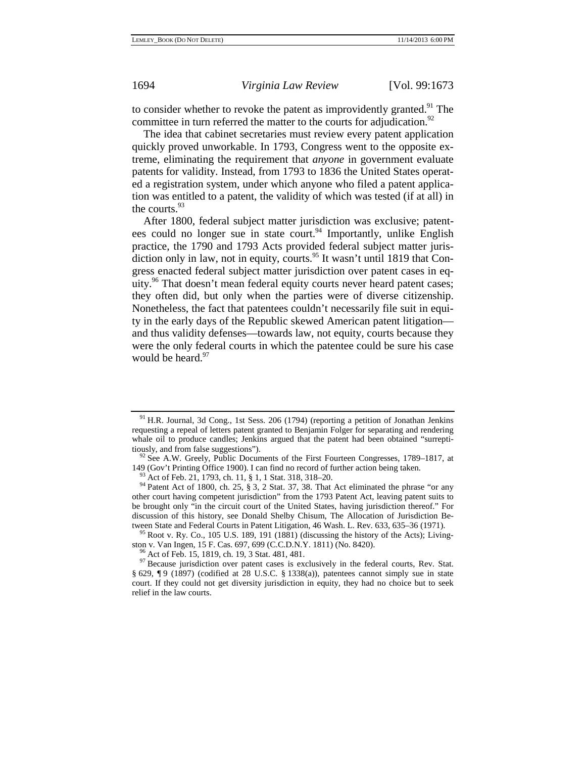to consider whether to revoke the patent as improvidently granted.[91] The committee in turn referred the matter to the courts for adjudication.[92]

The idea that cabinet secretaries must review every patent application quickly proved unworkable. In 1793, Congress went to the opposite extreme, eliminating the requirement that *anyone* in government evaluate patents for validity. Instead, from 1793 to 1836 the United States operated a registration system, under which anyone who filed a patent application was entitled to a patent, the validity of which was tested (if at all) in the courts.[93]

After 1800, federal subject matter jurisdiction was exclusive; patentees could no longer sue in state court.[94] Importantly, unlike English practice, the 1790 and 1793 Acts provided federal subject matter jurisdiction only in law, not in equity, courts.[95] It wasn't until 1819 that Congress enacted federal subject matter jurisdiction over patent cases in equity.[96] That doesn't mean federal equity courts never heard patent cases; they often did, but only when the parties were of diverse citizenship. Nonetheless, the fact that patentees couldn't necessarily file suit in equity in the early days of the Republic skewed American patent litigation—and thus validity defenses—towards law, not equity, courts because they were the only federal courts in which the patentee could be sure his case would be heard.[97]

---

[91] H.R. Journal, 3d Cong., 1st Sess. 206 (1794) (reporting a petition of Jonathan Jenkins requesting a repeal of letters patent granted to Benjamin Folger for separating and rendering whale oil to produce candles; Jenkins argued that the patent had been obtained "surreptitiously, and from false suggestions").

[92] See A.W. Greely, Public Documents of the First Fourteen Congresses, 1789–1817, at 149 (Gov't Printing Office 1900). I can find no record of further action being taken.

[93] Act of Feb. 21, 1793, ch. 11, § 1, 1 Stat. 318, 318–20.

[94] Patent Act of 1800, ch. 25, § 3, 2 Stat. 37, 38. That Act eliminated the phrase "or any other court having competent jurisdiction" from the 1793 Patent Act, leaving patent suits to be brought only "in the circuit court of the United States, having jurisdiction thereof." For discussion of this history, see Donald Shelby Chisum, The Allocation of Jurisdiction Between State and Federal Courts in Patent Litigation, 46 Wash. L. Rev. 633, 635–36 (1971).

[95] Root v. Ry. Co., 105 U.S. 189, 191 (1881) (discussing the history of the Acts); Livingston v. Van Ingen, 15 F. Cas. 697, 699 (C.C.D.N.Y. 1811) (No. 8420).

[96] Act of Feb. 15, 1819, ch. 19, 3 Stat. 481, 481.

[97] Because jurisdiction over patent cases is exclusively in the federal courts, Rev. Stat. § 629, ¶ 9 (1897) (codified at 28 U.S.C. § 1338(a)), patentees cannot simply sue in state court. If they could not get diversity jurisdiction in equity, they had no choice but to seek relief in the law courts.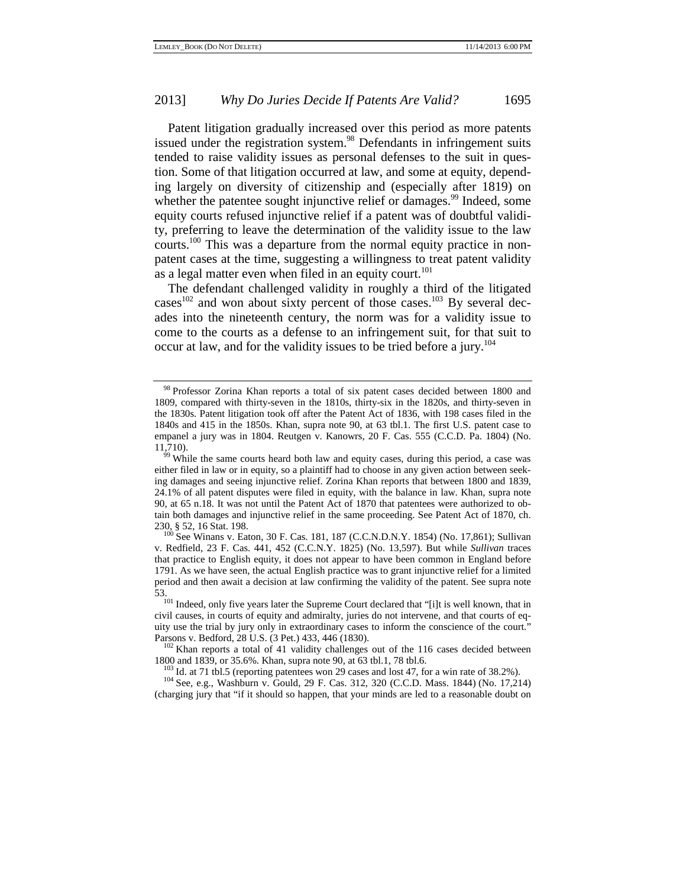Patent litigation gradually increased over this period as more patents issued under the registration system.[98] Defendants in infringement suits tended to raise validity issues as personal defenses to the suit in question. Some of that litigation occurred at law, and some at equity, depending largely on diversity of citizenship and (especially after 1819) on whether the patentee sought injunctive relief or damages.[99] Indeed, some equity courts refused injunctive relief if a patent was of doubtful validity, preferring to leave the determination of the validity issue to the law courts.[100] This was a departure from the normal equity practice in non-patent cases at the time, suggesting a willingness to treat patent validity as a legal matter even when filed in an equity court.[101]

The defendant challenged validity in roughly a third of the litigated cases[102] and won about sixty percent of those cases.[103] By several decades into the nineteenth century, the norm was for a validity issue to come to the courts as a defense to an infringement suit, for that suit to occur at law, and for the validity issues to be tried before a jury.[104]

---

[98] Professor Zorina Khan reports a total of six patent cases decided between 1800 and 1809, compared with thirty-seven in the 1810s, thirty-six in the 1820s, and thirty-seven in the 1830s. Patent litigation took off after the Patent Act of 1836, with 198 cases filed in the 1840s and 415 in the 1850s. Khan, supra note 90, at 63 tbl.1. The first U.S. patent case to empanel a jury was in 1804. Reutgen v. Kanowrs, 20 F. Cas. 555 (C.C.D. Pa. 1804) (No. 11,710).

[99] While the same courts heard both law and equity cases, during this period, a case was either filed in law or in equity, so a plaintiff had to choose in any given action between seeking damages and seeing injunctive relief. Zorina Khan reports that between 1800 and 1839, 24.1% of all patent disputes were filed in equity, with the balance in law. Khan, supra note 90, at 65 n.18. It was not until the Patent Act of 1870 that patentees were authorized to obtain both damages and injunctive relief in the same proceeding. See Patent Act of 1870, ch. 230, § 52, 16 Stat. 198.

[100] See Winans v. Eaton, 30 F. Cas. 181, 187 (C.C.N.D.N.Y. 1854) (No. 17,861); Sullivan v. Redfield, 23 F. Cas. 441, 452 (C.C.N.Y. 1825) (No. 13,597). But while *Sullivan* traces that practice to English equity, it does not appear to have been common in England before 1791. As we have seen, the actual English practice was to grant injunctive relief for a limited period and then await a decision at law confirming the validity of the patent. See supra note 53.

[101] Indeed, only five years later the Supreme Court declared that "[i]t is well known, that in civil causes, in courts of equity and admiralty, juries do not intervene, and that courts of equity use the trial by jury only in extraordinary cases to inform the conscience of the court." Parsons v. Bedford, 28 U.S. (3 Pet.) 433, 446 (1830).

[102] Khan reports a total of 41 validity challenges out of the 116 cases decided between 1800 and 1839, or 35.6%. Khan, supra note 90, at 63 tbl.1, 78 tbl.6.

[103] Id. at 71 tbl.5 (reporting patentees won 29 cases and lost 47, for a win rate of 38.2%).

[104] See, e.g., Washburn v. Gould, 29 F. Cas. 312, 320 (C.C.D. Mass. 1844) (No. 17,214) (charging jury that "if it should so happen, that your minds are led to a reasonable doubt on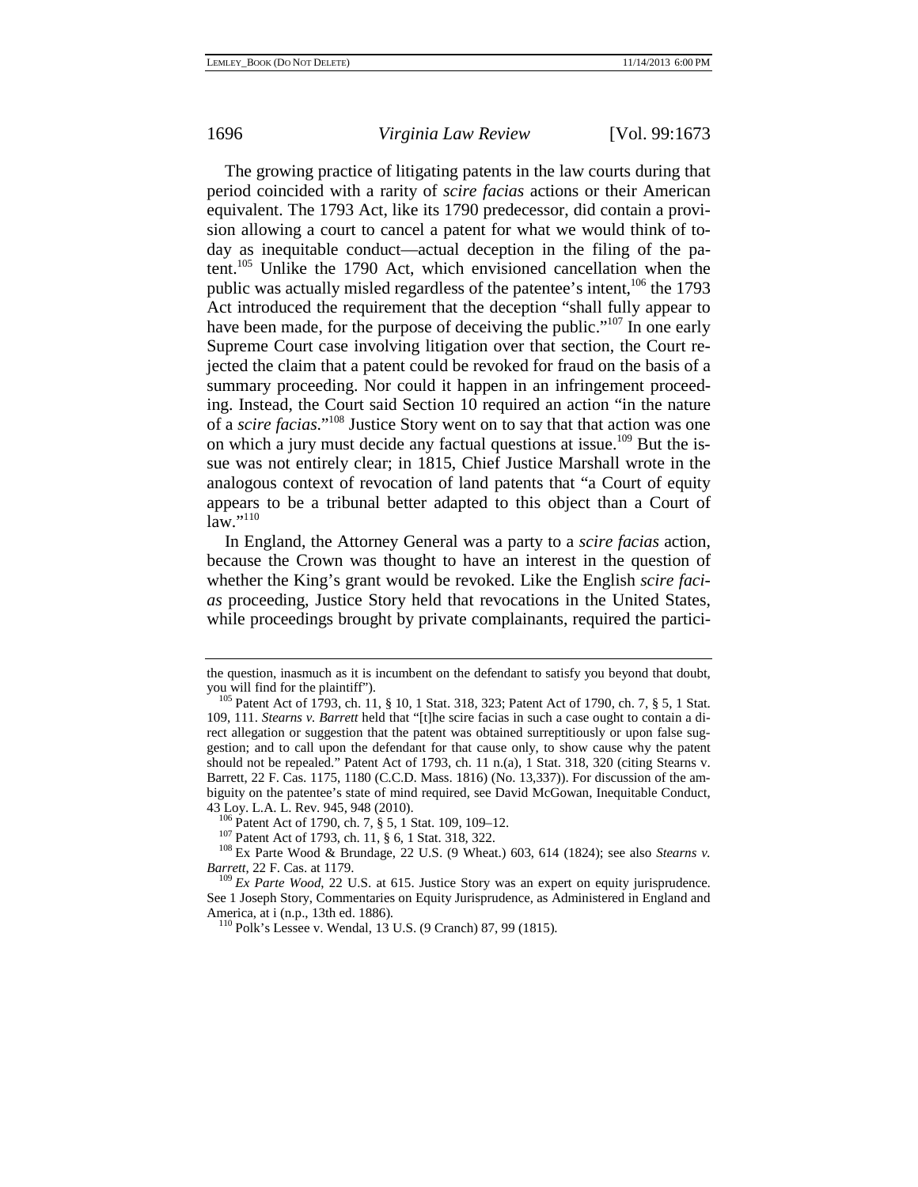The growing practice of litigating patents in the law courts during that period coincided with a rarity of *scire facias* actions or their American equivalent. The 1793 Act, like its 1790 predecessor, did contain a provision allowing a court to cancel a patent for what we would think of today as inequitable conduct—actual deception in the filing of the patent.[105] Unlike the 1790 Act, which envisioned cancellation when the public was actually misled regardless of the patentee's intent,[106] the 1793 Act introduced the requirement that the deception "shall fully appear to have been made, for the purpose of deceiving the public."[107] In one early Supreme Court case involving litigation over that section, the Court rejected the claim that a patent could be revoked for fraud on the basis of a summary proceeding. Nor could it happen in an infringement proceeding. Instead, the Court said Section 10 required an action "in the nature of a *scire facias*."[108] Justice Story went on to say that that action was one on which a jury must decide any factual questions at issue.[109] But the issue was not entirely clear; in 1815, Chief Justice Marshall wrote in the analogous context of revocation of land patents that "a Court of equity appears to be a tribunal better adapted to this object than a Court of law."[110]

In England, the Attorney General was a party to a *scire facias* action, because the Crown was thought to have an interest in the question of whether the King's grant would be revoked. Like the English *scire facias* proceeding, Justice Story held that revocations in the United States, while proceedings brought by private complainants, required the partici-

---

the question, inasmuch as it is incumbent on the defendant to satisfy you beyond that doubt, you will find for the plaintiff").

[105] Patent Act of 1793, ch. 11, § 10, 1 Stat. 318, 323; Patent Act of 1790, ch. 7, § 5, 1 Stat. 109, 111. *Stearns v. Barrett* held that "[t]he scire facias in such a case ought to contain a direct allegation or suggestion that the patent was obtained surreptitiously or upon false suggestion; and to call upon the defendant for that cause only, to show cause why the patent should not be repealed." Patent Act of 1793, ch. 11 n.(a), 1 Stat. 318, 320 (citing Stearns v. Barrett, 22 F. Cas. 1175, 1180 (C.C.D. Mass. 1816) (No. 13,337)). For discussion of the ambiguity on the patentee's state of mind required, see David McGowan, Inequitable Conduct, 43 Loy. L.A. L. Rev. 945, 948 (2010).

[106] Patent Act of 1790, ch. 7, § 5, 1 Stat. 109, 109–12.

[107] Patent Act of 1793, ch. 11, § 6, 1 Stat. 318, 322.

[108] Ex Parte Wood & Brundage, 22 U.S. (9 Wheat.) 603, 614 (1824); see also *Stearns v. Barrett*, 22 F. Cas. at 1179.

[109] *Ex Parte Wood*, 22 U.S. at 615. Justice Story was an expert on equity jurisprudence. See 1 Joseph Story, Commentaries on Equity Jurisprudence, as Administered in England and America, at i (n.p., 13th ed. 1886).

[110] Polk's Lessee v. Wendal, 13 U.S. (9 Cranch) 87, 99 (1815).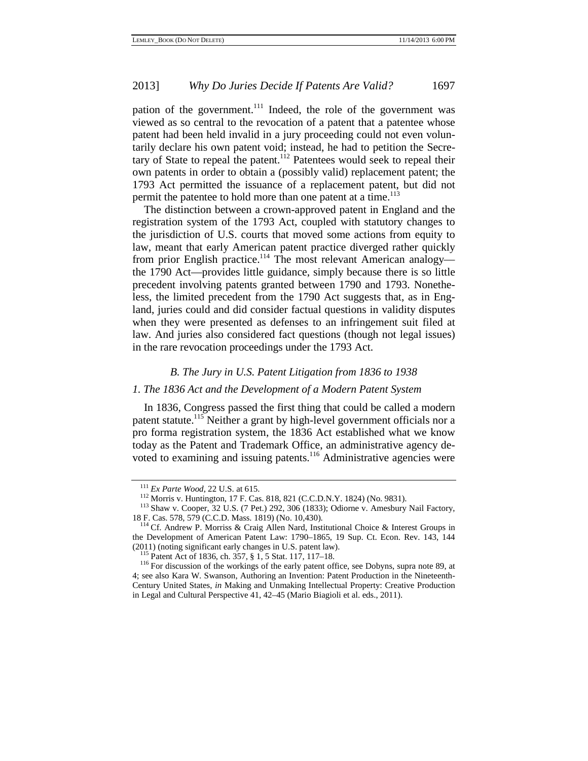pation of the government.[111] Indeed, the role of the government was viewed as so central to the revocation of a patent that a patentee whose patent had been held invalid in a jury proceeding could not even voluntarily declare his own patent void; instead, he had to petition the Secretary of State to repeal the patent.[112] Patentees would seek to repeal their own patents in order to obtain a (possibly valid) replacement patent; the 1793 Act permitted the issuance of a replacement patent, but did not permit the patentee to hold more than one patent at a time.[113]

The distinction between a crown-approved patent in England and the registration system of the 1793 Act, coupled with statutory changes to the jurisdiction of U.S. courts that moved some actions from equity to law, meant that early American patent practice diverged rather quickly from prior English practice.[114] The most relevant American analogy—the 1790 Act—provides little guidance, simply because there is so little precedent involving patents granted between 1790 and 1793. Nonetheless, the limited precedent from the 1790 Act suggests that, as in England, juries could and did consider factual questions in validity disputes when they were presented as defenses to an infringement suit filed at law. And juries also considered fact questions (though not legal issues) in the rare revocation proceedings under the 1793 Act.

### *B. The Jury in U.S. Patent Litigation from 1836 to 1938*

#### *1. The 1836 Act and the Development of a Modern Patent System*

In 1836, Congress passed the first thing that could be called a modern patent statute.[115] Neither a grant by high-level government officials nor a pro forma registration system, the 1836 Act established what we know today as the Patent and Trademark Office, an administrative agency devoted to examining and issuing patents.[116] Administrative agencies were

---

[111] *Ex Parte Wood*, 22 U.S. at 615.

[112] Morris v. Huntington, 17 F. Cas. 818, 821 (C.C.D.N.Y. 1824) (No. 9831).

[113] Shaw v. Cooper, 32 U.S. (7 Pet.) 292, 306 (1833); Odiorne v. Amesbury Nail Factory, 18 F. Cas. 578, 579 (C.C.D. Mass. 1819) (No. 10,430).

[114] Cf. Andrew P. Morriss & Craig Allen Nard, Institutional Choice & Interest Groups in the Development of American Patent Law: 1790–1865, 19 Sup. Ct. Econ. Rev. 143, 144 (2011) (noting significant early changes in U.S. patent law).

[115] Patent Act of 1836, ch. 357, § 1, 5 Stat. 117, 117–18.

[116] For discussion of the workings of the early patent office, see Dobyns, supra note 89, at 4; see also Kara W. Swanson, Authoring an Invention: Patent Production in the Nineteenth-Century United States, *in* Making and Unmaking Intellectual Property: Creative Production in Legal and Cultural Perspective 41, 42–45 (Mario Biagioli et al. eds., 2011).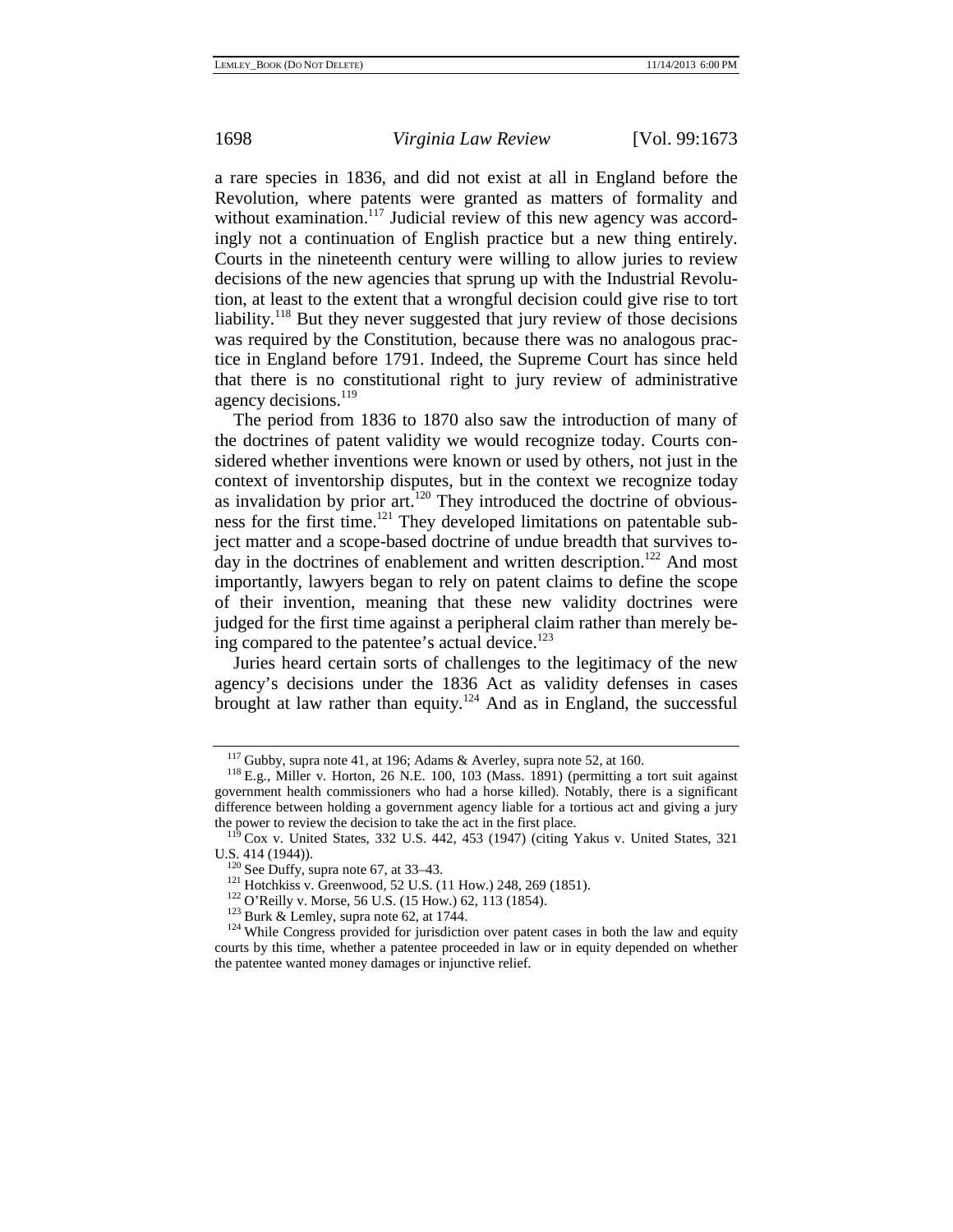a rare species in 1836, and did not exist at all in England before the Revolution, where patents were granted as matters of formality and without examination.[117] Judicial review of this new agency was accordingly not a continuation of English practice but a new thing entirely. Courts in the nineteenth century were willing to allow juries to review decisions of the new agencies that sprung up with the Industrial Revolution, at least to the extent that a wrongful decision could give rise to tort liability.[118] But they never suggested that jury review of those decisions was required by the Constitution, because there was no analogous practice in England before 1791. Indeed, the Supreme Court has since held that there is no constitutional right to jury review of administrative agency decisions.[119]

The period from 1836 to 1870 also saw the introduction of many of the doctrines of patent validity we would recognize today. Courts considered whether inventions were known or used by others, not just in the context of inventorship disputes, but in the context we recognize today as invalidation by prior art.[120] They introduced the doctrine of obviousness for the first time.[121] They developed limitations on patentable subject matter and a scope-based doctrine of undue breadth that survives today in the doctrines of enablement and written description.[122] And most importantly, lawyers began to rely on patent claims to define the scope of their invention, meaning that these new validity doctrines were judged for the first time against a peripheral claim rather than merely being compared to the patentee's actual device.[123]

Juries heard certain sorts of challenges to the legitimacy of the new agency's decisions under the 1836 Act as validity defenses in cases brought at law rather than equity.[124] And as in England, the successful

---

[117] Gubby, supra note 41, at 196; Adams & Averley, supra note 52, at 160.

[118] E.g., Miller v. Horton, 26 N.E. 100, 103 (Mass. 1891) (permitting a tort suit against government health commissioners who had a horse killed). Notably, there is a significant difference between holding a government agency liable for a tortious act and giving a jury the power to review the decision to take the act in the first place.

[119] Cox v. United States, 332 U.S. 442, 453 (1947) (citing Yakus v. United States, 321 U.S. 414 (1944)).

[120] See Duffy, supra note 67, at 33–43.

[121] Hotchkiss v. Greenwood, 52 U.S. (11 How.) 248, 269 (1851).

[122] O'Reilly v. Morse, 56 U.S. (15 How.) 62, 113 (1854).

[123] Burk & Lemley, supra note 62, at 1744.

[124] While Congress provided for jurisdiction over patent cases in both the law and equity courts by this time, whether a patentee proceeded in law or in equity depended on whether the patentee wanted money damages or injunctive relief.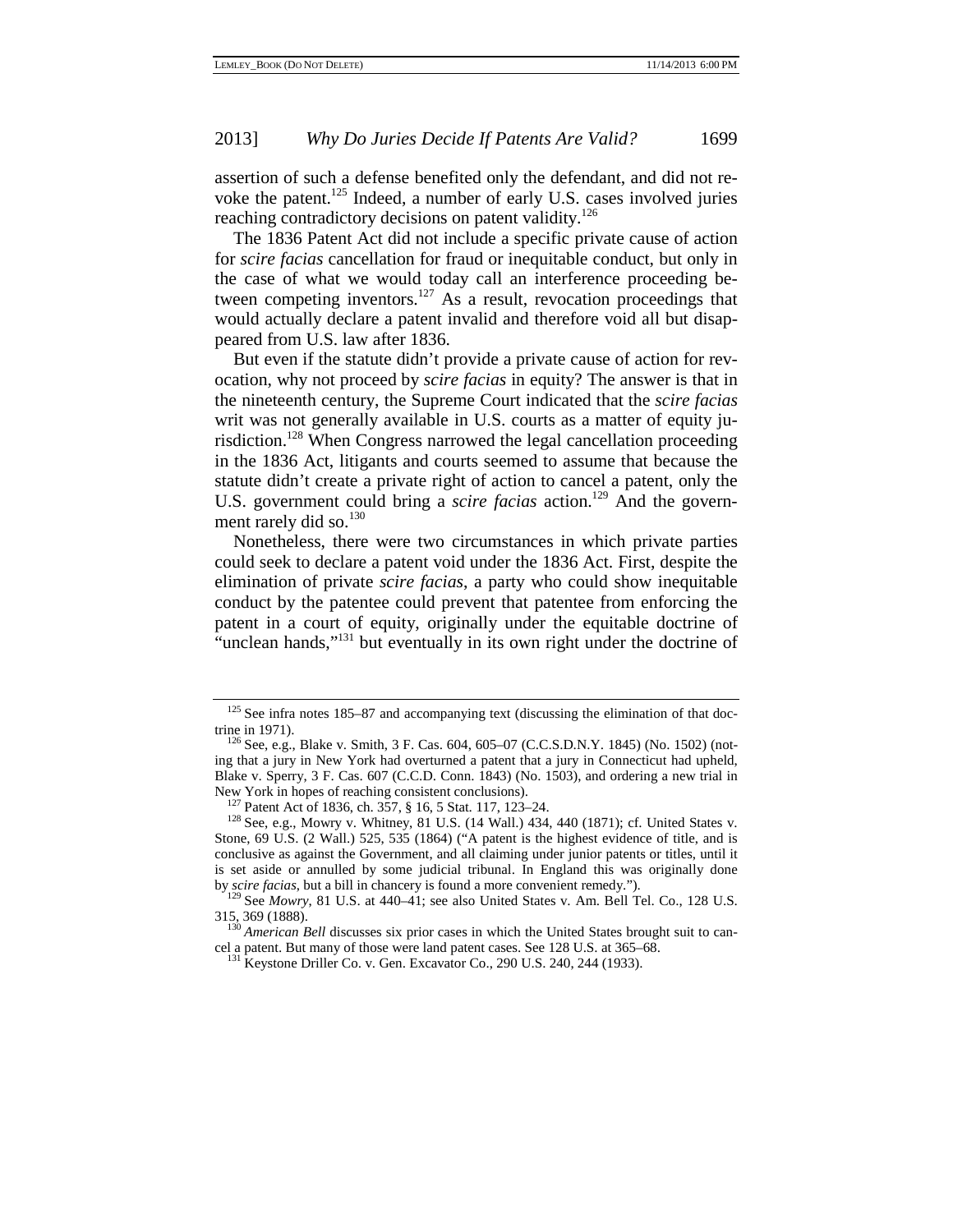assertion of such a defense benefited only the defendant, and did not revoke the patent.[125] Indeed, a number of early U.S. cases involved juries reaching contradictory decisions on patent validity.[126]

The 1836 Patent Act did not include a specific private cause of action for *scire facias* cancellation for fraud or inequitable conduct, but only in the case of what we would today call an interference proceeding between competing inventors.[127] As a result, revocation proceedings that would actually declare a patent invalid and therefore void all but disappeared from U.S. law after 1836.

But even if the statute didn't provide a private cause of action for revocation, why not proceed by *scire facias* in equity? The answer is that in the nineteenth century, the Supreme Court indicated that the *scire facias* writ was not generally available in U.S. courts as a matter of equity jurisdiction.[128] When Congress narrowed the legal cancellation proceeding in the 1836 Act, litigants and courts seemed to assume that because the statute didn't create a private right of action to cancel a patent, only the U.S. government could bring a *scire facias* action.[129] And the government rarely did so.[130]

Nonetheless, there were two circumstances in which private parties could seek to declare a patent void under the 1836 Act. First, despite the elimination of private *scire facias*, a party who could show inequitable conduct by the patentee could prevent that patentee from enforcing the patent in a court of equity, originally under the equitable doctrine of "unclean hands,"[131] but eventually in its own right under the doctrine of

---

[125] See infra notes 185–87 and accompanying text (discussing the elimination of that doctrine in 1971).

[126] See, e.g., Blake v. Smith, 3 F. Cas. 604, 605–07 (C.C.S.D.N.Y. 1845) (No. 1502) (noting that a jury in New York had overturned a patent that a jury in Connecticut had upheld, Blake v. Sperry, 3 F. Cas. 607 (C.C.D. Conn. 1843) (No. 1503), and ordering a new trial in New York in hopes of reaching consistent conclusions).

[127] Patent Act of 1836, ch. 357, § 16, 5 Stat. 117, 123–24.

[128] See, e.g., Mowry v. Whitney, 81 U.S. (14 Wall.) 434, 440 (1871); cf. United States v. Stone, 69 U.S. (2 Wall.) 525, 535 (1864) ("A patent is the highest evidence of title, and is conclusive as against the Government, and all claiming under junior patents or titles, until it is set aside or annulled by some judicial tribunal. In England this was originally done by *scire facias*, but a bill in chancery is found a more convenient remedy.").

[129] See *Mowry*, 81 U.S. at 440–41; see also United States v. Am. Bell Tel. Co., 128 U.S. 315, 369 (1888).

[130] *American Bell* discusses six prior cases in which the United States brought suit to cancel a patent. But many of those were land patent cases. See 128 U.S. at 365–68.

[131] Keystone Driller Co. v. Gen. Excavator Co., 290 U.S. 240, 244 (1933).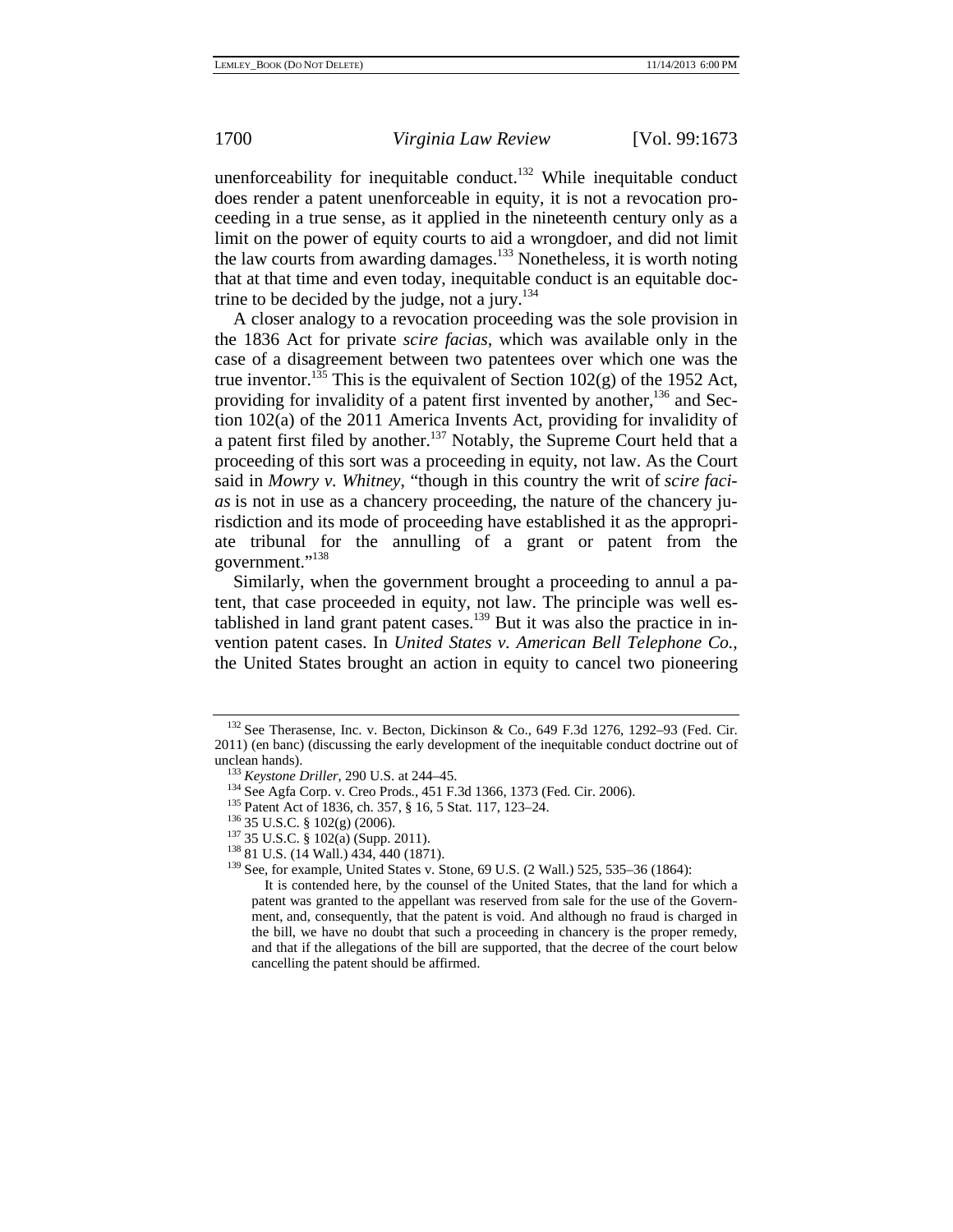unenforceability for inequitable conduct.[132] While inequitable conduct does render a patent unenforceable in equity, it is not a revocation proceeding in a true sense, as it applied in the nineteenth century only as a limit on the power of equity courts to aid a wrongdoer, and did not limit the law courts from awarding damages.[133] Nonetheless, it is worth noting that at that time and even today, inequitable conduct is an equitable doctrine to be decided by the judge, not a jury.[134]

A closer analogy to a revocation proceeding was the sole provision in the 1836 Act for private *scire facias*, which was available only in the case of a disagreement between two patentees over which one was the true inventor.[135] This is the equivalent of Section 102(g) of the 1952 Act, providing for invalidity of a patent first invented by another,[136] and Section 102(a) of the 2011 America Invents Act, providing for invalidity of a patent first filed by another.[137] Notably, the Supreme Court held that a proceeding of this sort was a proceeding in equity, not law. As the Court said in *Mowry v. Whitney*, "though in this country the writ of *scire facias* is not in use as a chancery proceeding, the nature of the chancery jurisdiction and its mode of proceeding have established it as the appropriate tribunal for the annulling of a grant or patent from the government."[138]

Similarly, when the government brought a proceeding to annul a patent, that case proceeded in equity, not law. The principle was well established in land grant patent cases.[139] But it was also the practice in invention patent cases. In *United States v. American Bell Telephone Co.*, the United States brought an action in equity to cancel two pioneering

---

[132] See Therasense, Inc. v. Becton, Dickinson & Co., 649 F.3d 1276, 1292–93 (Fed. Cir. 2011) (en banc) (discussing the early development of the inequitable conduct doctrine out of unclean hands).

[133] *Keystone Driller*, 290 U.S. at 244–45.

[134] See Agfa Corp. v. Creo Prods., 451 F.3d 1366, 1373 (Fed. Cir. 2006).

[135] Patent Act of 1836, ch. 357, § 16, 5 Stat. 117, 123–24.

[136] 35 U.S.C. § 102(g) (2006).

[137] 35 U.S.C. § 102(a) (Supp. 2011).

[138] 81 U.S. (14 Wall.) 434, 440 (1871).

[139] See, for example, United States v. Stone, 69 U.S. (2 Wall.) 525, 535–36 (1864):

> It is contended here, by the counsel of the United States, that the land for which a patent was granted to the appellant was reserved from sale for the use of the Government, and, consequently, that the patent is void. And although no fraud is charged in the bill, we have no doubt that such a proceeding in chancery is the proper remedy, and that if the allegations of the bill are supported, that the decree of the court below cancelling the patent should be affirmed.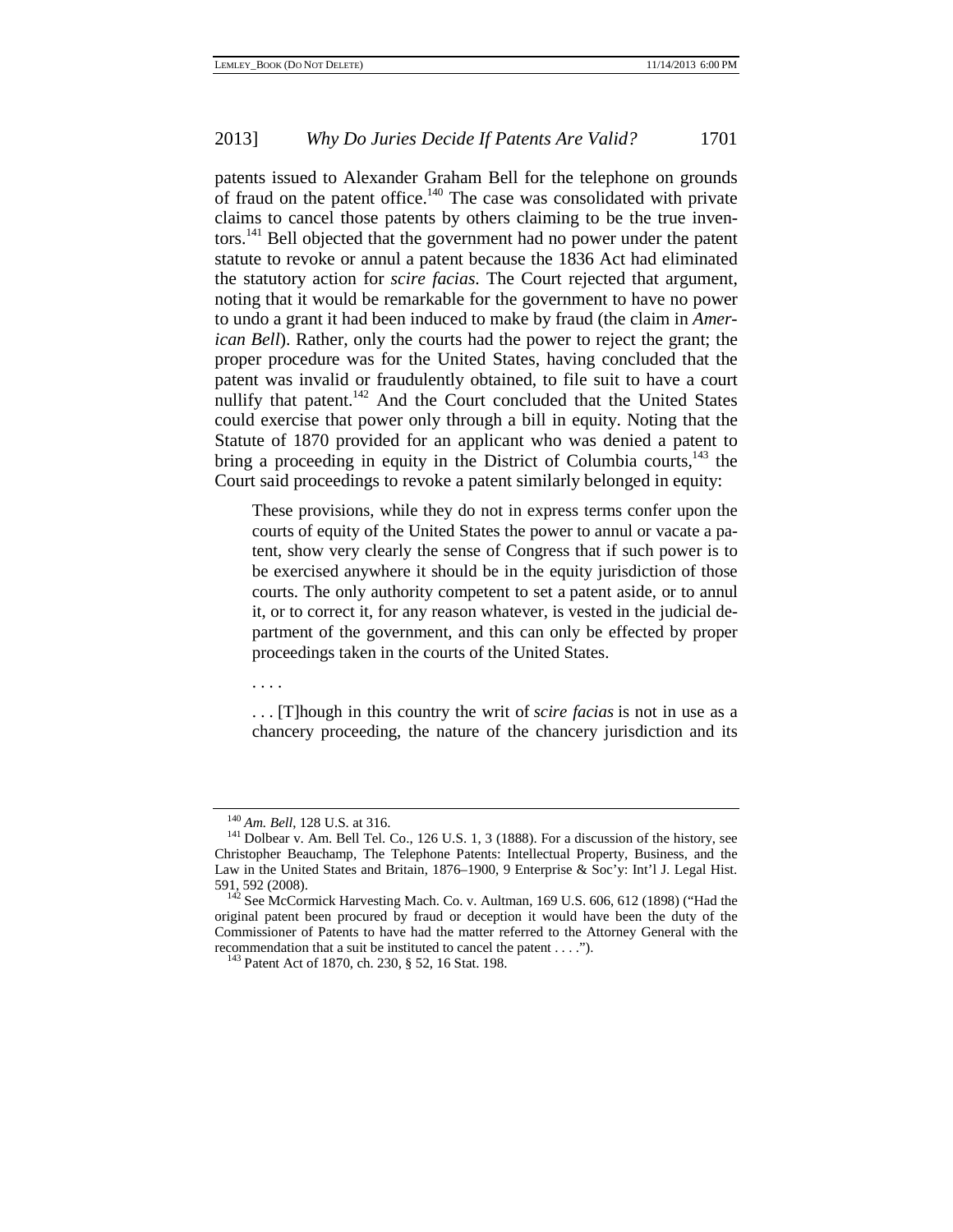patents issued to Alexander Graham Bell for the telephone on grounds of fraud on the patent office.[140] The case was consolidated with private claims to cancel those patents by others claiming to be the true inventors.[141] Bell objected that the government had no power under the patent statute to revoke or annul a patent because the 1836 Act had eliminated the statutory action for *scire facias*. The Court rejected that argument, noting that it would be remarkable for the government to have no power to undo a grant it had been induced to make by fraud (the claim in *American Bell*). Rather, only the courts had the power to reject the grant; the proper procedure was for the United States, having concluded that the patent was invalid or fraudulently obtained, to file suit to have a court nullify that patent.[142] And the Court concluded that the United States could exercise that power only through a bill in equity. Noting that the Statute of 1870 provided for an applicant who was denied a patent to bring a proceeding in equity in the District of Columbia courts,[143] the Court said proceedings to revoke a patent similarly belonged in equity:

> These provisions, while they do not in express terms confer upon the courts of equity of the United States the power to annul or vacate a patent, show very clearly the sense of Congress that if such power is to be exercised anywhere it should be in the equity jurisdiction of those courts. The only authority competent to set a patent aside, or to annul it, or to correct it, for any reason whatever, is vested in the judicial department of the government, and this can only be effected by proper proceedings taken in the courts of the United States.
>
> . . . .
>
> . . . [T]hough in this country the writ of *scire facias* is not in use as a chancery proceeding, the nature of the chancery jurisdiction and its

---

[140] *Am. Bell*, 128 U.S. at 316.

[141] Dolbear v. Am. Bell Tel. Co., 126 U.S. 1, 3 (1888). For a discussion of the history, see Christopher Beauchamp, The Telephone Patents: Intellectual Property, Business, and the Law in the United States and Britain, 1876–1900, 9 Enterprise & Soc'y: Int'l J. Legal Hist. 591, 592 (2008).

[142] See McCormick Harvesting Mach. Co. v. Aultman, 169 U.S. 606, 612 (1898) ("Had the original patent been procured by fraud or deception it would have been the duty of the Commissioner of Patents to have had the matter referred to the Attorney General with the recommendation that a suit be instituted to cancel the patent . . . .").

[143] Patent Act of 1870, ch. 230, § 52, 16 Stat. 198.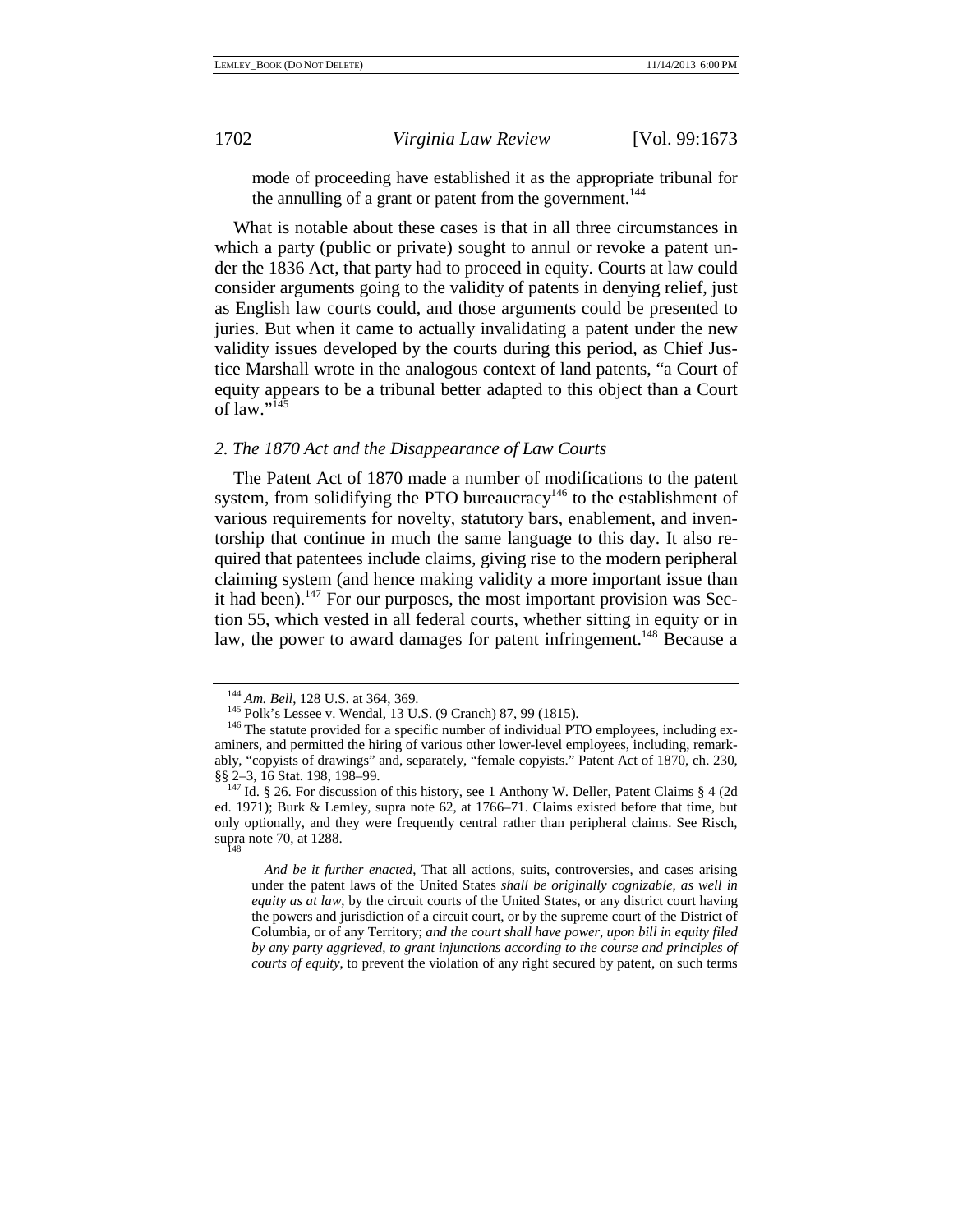mode of proceeding have established it as the appropriate tribunal for the annulling of a grant or patent from the government.[144]

What is notable about these cases is that in all three circumstances in which a party (public or private) sought to annul or revoke a patent under the 1836 Act, that party had to proceed in equity. Courts at law could consider arguments going to the validity of patents in denying relief, just as English law courts could, and those arguments could be presented to juries. But when it came to actually invalidating a patent under the new validity issues developed by the courts during this period, as Chief Justice Marshall wrote in the analogous context of land patents, "a Court of equity appears to be a tribunal better adapted to this object than a Court of law."[145]

### *2. The 1870 Act and the Disappearance of Law Courts*

The Patent Act of 1870 made a number of modifications to the patent system, from solidifying the PTO bureaucracy[146] to the establishment of various requirements for novelty, statutory bars, enablement, and inventorship that continue in much the same language to this day. It also required that patentees include claims, giving rise to the modern peripheral claiming system (and hence making validity a more important issue than it had been).[147] For our purposes, the most important provision was Section 55, which vested in all federal courts, whether sitting in equity or in law, the power to award damages for patent infringement.[148] Because a

---

[144] *Am. Bell*, 128 U.S. at 364, 369.

[145] Polk's Lessee v. Wendal, 13 U.S. (9 Cranch) 87, 99 (1815).

[146] The statute provided for a specific number of individual PTO employees, including examiners, and permitted the hiring of various other lower-level employees, including, remarkably, "copyists of drawings" and, separately, "female copyists." Patent Act of 1870, ch. 230, §§ 2–3, 16 Stat. 198, 198–99.

[147] Id. § 26. For discussion of this history, see 1 Anthony W. Deller, Patent Claims § 4 (2d ed. 1971); Burk & Lemley, supra note 62, at 1766–71. Claims existed before that time, but only optionally, and they were frequently central rather than peripheral claims. See Risch, supra note 70, at 1288.

[148]

> *And be it further enacted*, That all actions, suits, controversies, and cases arising under the patent laws of the United States *shall be originally cognizable, as well in equity as at law*, by the circuit courts of the United States, or any district court having the powers and jurisdiction of a circuit court, or by the supreme court of the District of Columbia, or of any Territory; *and the court shall have power, upon bill in equity filed by any party aggrieved, to grant injunctions according to the course and principles of courts of equity*, to prevent the violation of any right secured by patent, on such terms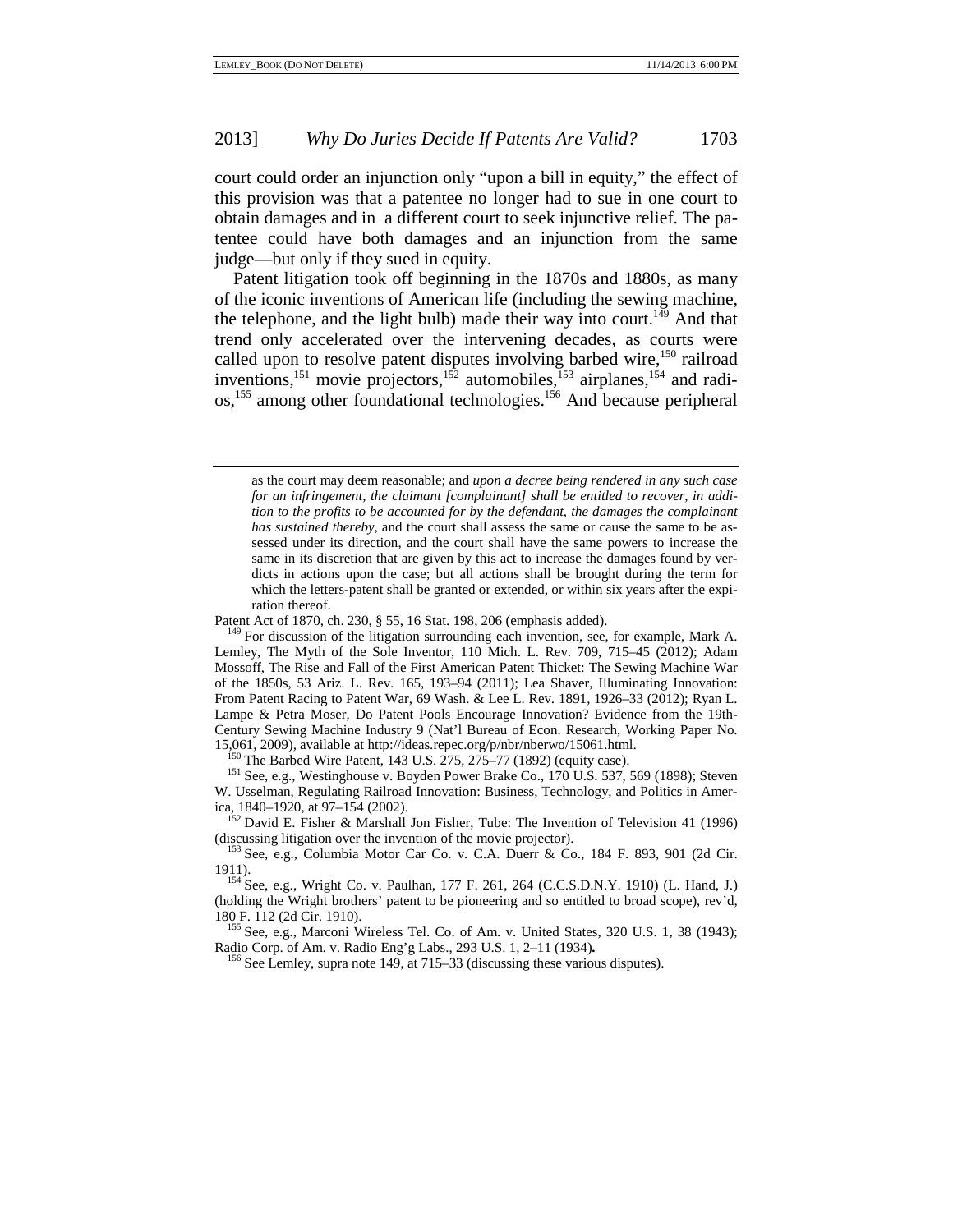court could order an injunction only "upon a bill in equity," the effect of this provision was that a patentee no longer had to sue in one court to obtain damages and in a different court to seek injunctive relief. The patentee could have both damages and an injunction from the same judge—but only if they sued in equity.

Patent litigation took off beginning in the 1870s and 1880s, as many of the iconic inventions of American life (including the sewing machine, the telephone, and the light bulb) made their way into court.[149] And that trend only accelerated over the intervening decades, as courts were called upon to resolve patent disputes involving barbed wire,[150] railroad inventions,[151] movie projectors,[152] automobiles,[153] airplanes,[154] and radios,[155] among other foundational technologies.[156] And because peripheral

---

> as the court may deem reasonable; and *upon a decree being rendered in any such case for an infringement, the claimant [complainant] shall be entitled to recover, in addition to the profits to be accounted for by the defendant, the damages the complainant has sustained thereby*, and the court shall assess the same or cause the same to be assessed under its direction, and the court shall have the same powers to increase the same in its discretion that are given by this act to increase the damages found by verdicts in actions upon the case; but all actions shall be brought during the term for which the letters-patent shall be granted or extended, or within six years after the expiration thereof.

Patent Act of 1870, ch. 230, § 55, 16 Stat. 198, 206 (emphasis added).

[149] For discussion of the litigation surrounding each invention, see, for example, Mark A. Lemley, The Myth of the Sole Inventor, 110 Mich. L. Rev. 709, 715–45 (2012); Adam Mossoff, The Rise and Fall of the First American Patent Thicket: The Sewing Machine War of the 1850s, 53 Ariz. L. Rev. 165, 193–94 (2011); Lea Shaver, Illuminating Innovation: From Patent Racing to Patent War, 69 Wash. & Lee L. Rev. 1891, 1926–33 (2012); Ryan L. Lampe & Petra Moser, Do Patent Pools Encourage Innovation? Evidence from the 19th-Century Sewing Machine Industry 9 (Nat'l Bureau of Econ. Research, Working Paper No. 15,061, 2009), available at http://ideas.repec.org/p/nbr/nberwo/15061.html.

[150] The Barbed Wire Patent, 143 U.S. 275, 275–77 (1892) (equity case).

[151] See, e.g., Westinghouse v. Boyden Power Brake Co., 170 U.S. 537, 569 (1898); Steven W. Usselman, Regulating Railroad Innovation: Business, Technology, and Politics in America, 1840–1920, at 97–154 (2002).

[152] David E. Fisher & Marshall Jon Fisher, Tube: The Invention of Television 41 (1996) (discussing litigation over the invention of the movie projector).

[153] See, e.g., Columbia Motor Car Co. v. C.A. Duerr & Co., 184 F. 893, 901 (2d Cir. 1911).

[154] See, e.g., Wright Co. v. Paulhan, 177 F. 261, 264 (C.C.S.D.N.Y. 1910) (L. Hand, J.) (holding the Wright brothers' patent to be pioneering and so entitled to broad scope), rev'd, 180 F. 112 (2d Cir. 1910).

[155] See, e.g., Marconi Wireless Tel. Co. of Am. v. United States, 320 U.S. 1, 38 (1943); Radio Corp. of Am. v. Radio Eng'g Labs., 293 U.S. 1, 2–11 (1934).

[156] See Lemley, supra note 149, at 715–33 (discussing these various disputes).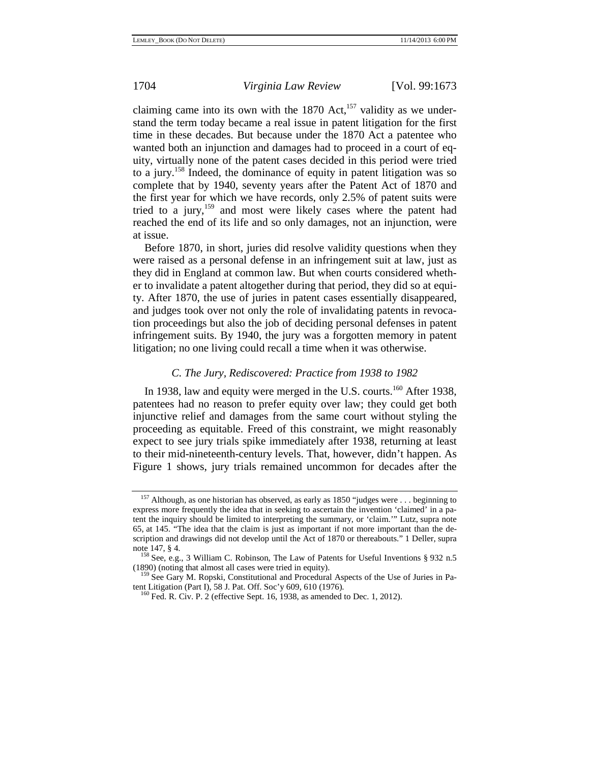claiming came into its own with the 1870 Act,[157] validity as we understand the term today became a real issue in patent litigation for the first time in these decades. But because under the 1870 Act a patentee who wanted both an injunction and damages had to proceed in a court of equity, virtually none of the patent cases decided in this period were tried to a jury.[158] Indeed, the dominance of equity in patent litigation was so complete that by 1940, seventy years after the Patent Act of 1870 and the first year for which we have records, only 2.5% of patent suits were tried to a jury,[159] and most were likely cases where the patent had reached the end of its life and so only damages, not an injunction, were at issue.

Before 1870, in short, juries did resolve validity questions when they were raised as a personal defense in an infringement suit at law, just as they did in England at common law. But when courts considered whether to invalidate a patent altogether during that period, they did so at equity. After 1870, the use of juries in patent cases essentially disappeared, and judges took over not only the role of invalidating patents in revocation proceedings but also the job of deciding personal defenses in patent infringement suits. By 1940, the jury was a forgotten memory in patent litigation; no one living could recall a time when it was otherwise.

### *C. The Jury, Rediscovered: Practice from 1938 to 1982*

In 1938, law and equity were merged in the U.S. courts.[160] After 1938, patentees had no reason to prefer equity over law; they could get both injunctive relief and damages from the same court without styling the proceeding as equitable. Freed of this constraint, we might reasonably expect to see jury trials spike immediately after 1938, returning at least to their mid-nineteenth-century levels. That, however, didn't happen. As Figure 1 shows, jury trials remained uncommon for decades after the

---

[157] Although, as one historian has observed, as early as 1850 "judges were . . . beginning to express more frequently the idea that in seeking to ascertain the invention 'claimed' in a patent the inquiry should be limited to interpreting the summary, or 'claim.'" Lutz, supra note 65, at 145. "The idea that the claim is just as important if not more important than the description and drawings did not develop until the Act of 1870 or thereabouts." 1 Deller, supra note 147, § 4.

[158] See, e.g., 3 William C. Robinson, The Law of Patents for Useful Inventions § 932 n.5 (1890) (noting that almost all cases were tried in equity).

[159] See Gary M. Ropski, Constitutional and Procedural Aspects of the Use of Juries in Patent Litigation (Part I), 58 J. Pat. Off. Soc'y 609, 610 (1976).

[160] Fed. R. Civ. P. 2 (effective Sept. 16, 1938, as amended to Dec. 1, 2012).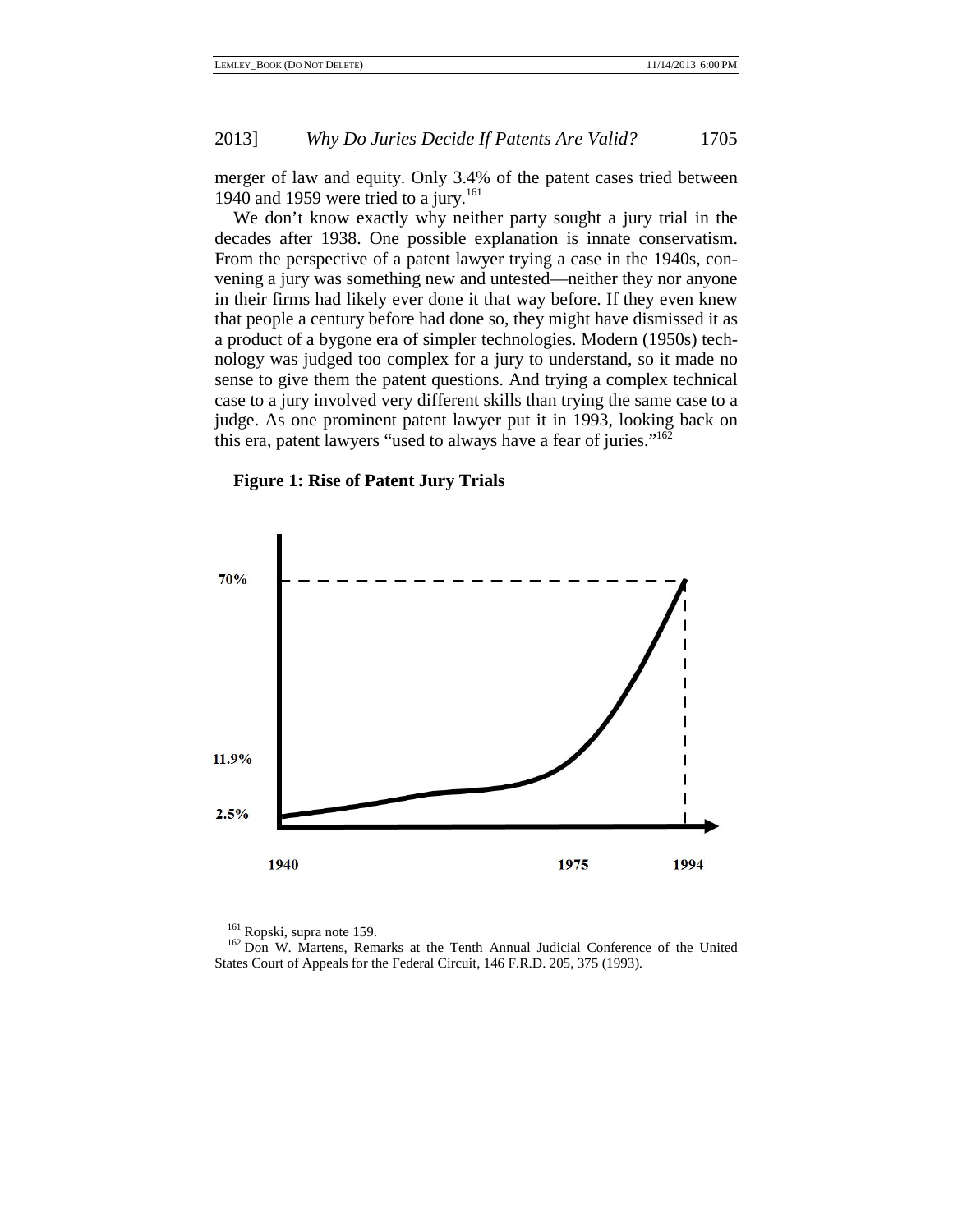merger of law and equity. Only 3.4% of the patent cases tried between 1940 and 1959 were tried to a jury.[161]

We don't know exactly why neither party sought a jury trial in the decades after 1938. One possible explanation is innate conservatism. From the perspective of a patent lawyer trying a case in the 1940s, convening a jury was something new and untested—neither they nor anyone in their firms had likely ever done it that way before. If they even knew that people a century before had done so, they might have dismissed it as a product of a bygone era of simpler technologies. Modern (1950s) technology was judged too complex for a jury to understand, so it made no sense to give them the patent questions. And trying a complex technical case to a jury involved very different skills than trying the same case to a judge. As one prominent patent lawyer put it in 1993, looking back on this era, patent lawyers "used to always have a fear of juries."[162]

**Figure 1: Rise of Patent Jury Trials**

70%

11.9%

2.5%

1940

1975

1994

---

[161] Ropski, supra note 159.

[162] Don W. Martens, Remarks at the Tenth Annual Judicial Conference of the United States Court of Appeals for the Federal Circuit, 146 F.R.D. 205, 375 (1993).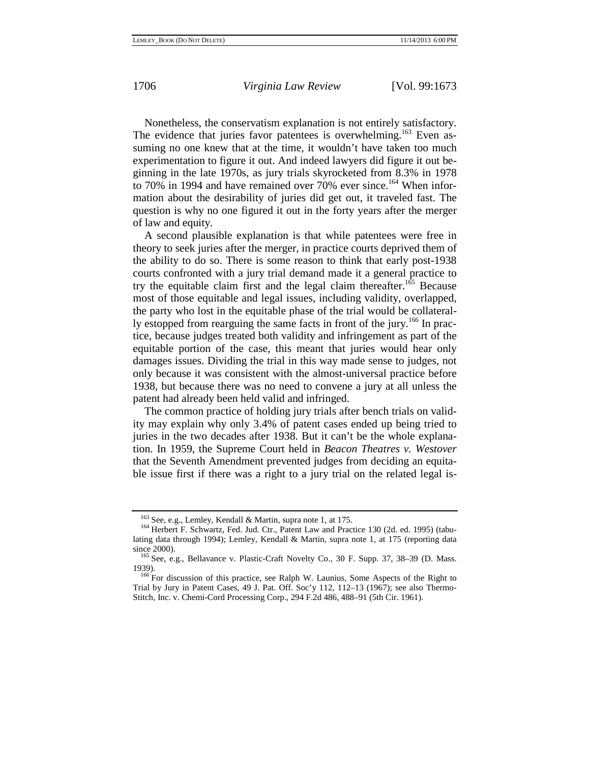Nonetheless, the conservatism explanation is not entirely satisfactory. The evidence that juries favor patentees is overwhelming.[163] Even assuming no one knew that at the time, it wouldn't have taken too much experimentation to figure it out. And indeed lawyers did figure it out beginning in the late 1970s, as jury trials skyrocketed from 8.3% in 1978 to 70% in 1994 and have remained over 70% ever since.[164] When information about the desirability of juries did get out, it traveled fast. The question is why no one figured it out in the forty years after the merger of law and equity.

A second plausible explanation is that while patentees were free in theory to seek juries after the merger, in practice courts deprived them of the ability to do so. There is some reason to think that early post-1938 courts confronted with a jury trial demand made it a general practice to try the equitable claim first and the legal claim thereafter.[165] Because most of those equitable and legal issues, including validity, overlapped, the party who lost in the equitable phase of the trial would be collaterally estopped from rearguing the same facts in front of the jury.[166] In practice, because judges treated both validity and infringement as part of the equitable portion of the case, this meant that juries would hear only damages issues. Dividing the trial in this way made sense to judges, not only because it was consistent with the almost-universal practice before 1938, but because there was no need to convene a jury at all unless the patent had already been held valid and infringed.

The common practice of holding jury trials after bench trials on validity may explain why only 3.4% of patent cases ended up being tried to juries in the two decades after 1938. But it can't be the whole explanation. In 1959, the Supreme Court held in *Beacon Theatres v. Westover* that the Seventh Amendment prevented judges from deciding an equitable issue first if there was a right to a jury trial on the related legal is-

---

[163] See, e.g., Lemley, Kendall & Martin, supra note 1, at 175.

[164] Herbert F. Schwartz, Fed. Jud. Ctr., Patent Law and Practice 130 (2d. ed. 1995) (tabulating data through 1994); Lemley, Kendall & Martin, supra note 1, at 175 (reporting data since 2000).

[165] See, e.g., Bellavance v. Plastic-Craft Novelty Co., 30 F. Supp. 37, 38–39 (D. Mass. 1939).

[166] For discussion of this practice, see Ralph W. Launius, Some Aspects of the Right to Trial by Jury in Patent Cases, 49 J. Pat. Off. Soc'y 112, 112–13 (1967); see also Thermo-Stitch, Inc. v. Chemi-Cord Processing Corp., 294 F.2d 486, 488–91 (5th Cir. 1961).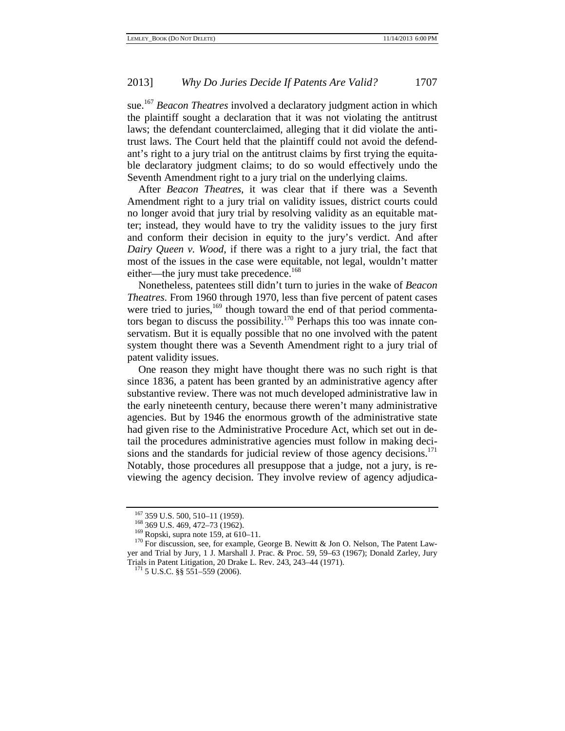sue.[167] *Beacon Theatres* involved a declaratory judgment action in which the plaintiff sought a declaration that it was not violating the antitrust laws; the defendant counterclaimed, alleging that it did violate the antitrust laws. The Court held that the plaintiff could not avoid the defendant's right to a jury trial on the antitrust claims by first trying the equitable declaratory judgment claims; to do so would effectively undo the Seventh Amendment right to a jury trial on the underlying claims.

After *Beacon Theatres*, it was clear that if there was a Seventh Amendment right to a jury trial on validity issues, district courts could no longer avoid that jury trial by resolving validity as an equitable matter; instead, they would have to try the validity issues to the jury first and conform their decision in equity to the jury's verdict. And after *Dairy Queen v. Wood*, if there was a right to a jury trial, the fact that most of the issues in the case were equitable, not legal, wouldn't matter either—the jury must take precedence.[168]

Nonetheless, patentees still didn't turn to juries in the wake of *Beacon Theatres*. From 1960 through 1970, less than five percent of patent cases were tried to juries,[169] though toward the end of that period commentators began to discuss the possibility.[170] Perhaps this too was innate conservatism. But it is equally possible that no one involved with the patent system thought there was a Seventh Amendment right to a jury trial of patent validity issues.

One reason they might have thought there was no such right is that since 1836, a patent has been granted by an administrative agency after substantive review. There was not much developed administrative law in the early nineteenth century, because there weren't many administrative agencies. But by 1946 the enormous growth of the administrative state had given rise to the Administrative Procedure Act, which set out in detail the procedures administrative agencies must follow in making decisions and the standards for judicial review of those agency decisions.[171] Notably, those procedures all presuppose that a judge, not a jury, is reviewing the agency decision. They involve review of agency adjudica-

[167] 359 U.S. 500, 510–11 (1959).

[168] 369 U.S. 469, 472–73 (1962).

[169] Ropski, supra note 159, at 610–11.

[170] For discussion, see, for example, George B. Newitt & Jon O. Nelson, The Patent Lawyer and Trial by Jury, 1 J. Marshall J. Prac. & Proc. 59, 59–63 (1967); Donald Zarley, Jury Trials in Patent Litigation, 20 Drake L. Rev. 243, 243–44 (1971).

[171] 5 U.S.C. §§ 551–559 (2006).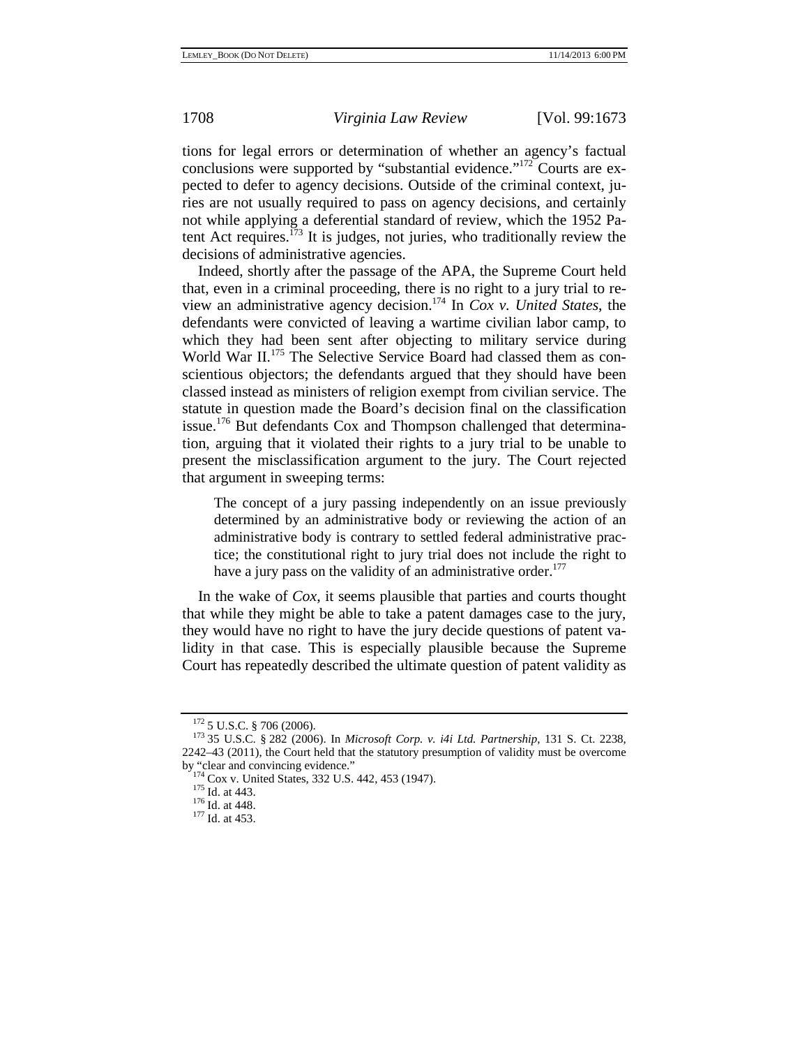tions for legal errors or determination of whether an agency's factual conclusions were supported by "substantial evidence."[172] Courts are expected to defer to agency decisions. Outside of the criminal context, juries are not usually required to pass on agency decisions, and certainly not while applying a deferential standard of review, which the 1952 Patent Act requires.[173] It is judges, not juries, who traditionally review the decisions of administrative agencies.

Indeed, shortly after the passage of the APA, the Supreme Court held that, even in a criminal proceeding, there is no right to a jury trial to review an administrative agency decision.[174] In *Cox v. United States*, the defendants were convicted of leaving a wartime civilian labor camp, to which they had been sent after objecting to military service during World War II.[175] The Selective Service Board had classed them as conscientious objectors; the defendants argued that they should have been classed instead as ministers of religion exempt from civilian service. The statute in question made the Board's decision final on the classification issue.[176] But defendants Cox and Thompson challenged that determination, arguing that it violated their rights to a jury trial to be unable to present the misclassification argument to the jury. The Court rejected that argument in sweeping terms:

> The concept of a jury passing independently on an issue previously determined by an administrative body or reviewing the action of an administrative body is contrary to settled federal administrative practice; the constitutional right to jury trial does not include the right to have a jury pass on the validity of an administrative order.[177]

In the wake of *Cox*, it seems plausible that parties and courts thought that while they might be able to take a patent damages case to the jury, they would have no right to have the jury decide questions of patent validity in that case. This is especially plausible because the Supreme Court has repeatedly described the ultimate question of patent validity as

---

[172] 5 U.S.C. § 706 (2006).

[173] 35 U.S.C. § 282 (2006). In *Microsoft Corp. v. i4i Ltd. Partnership*, 131 S. Ct. 2238, 2242–43 (2011), the Court held that the statutory presumption of validity must be overcome by "clear and convincing evidence."

[174] Cox v. United States, 332 U.S. 442, 453 (1947).

[175] Id. at 443.

[176] Id. at 448.

[177] Id. at 453.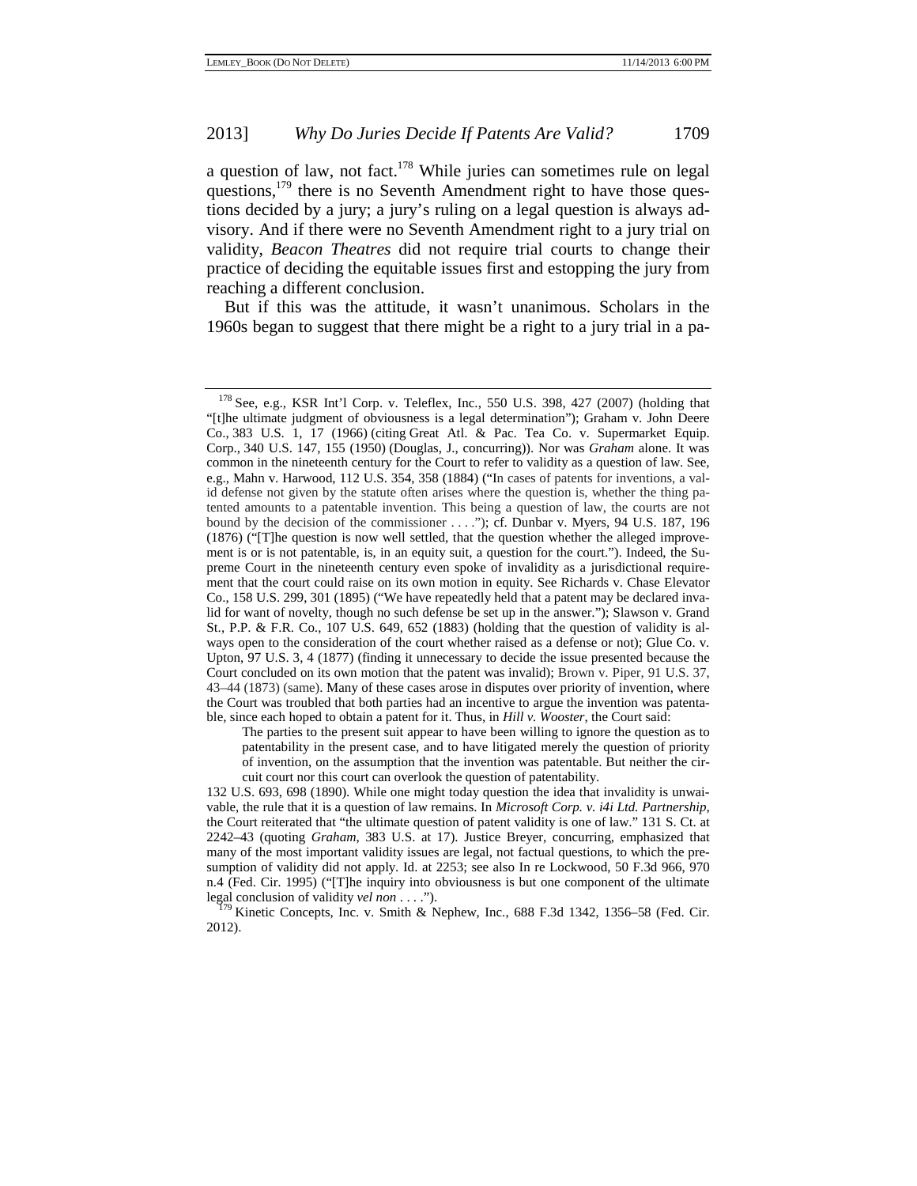a question of law, not fact.[178] While juries can sometimes rule on legal questions,[179] there is no Seventh Amendment right to have those questions decided by a jury; a jury's ruling on a legal question is always advisory. And if there were no Seventh Amendment right to a jury trial on validity, *Beacon Theatres* did not require trial courts to change their practice of deciding the equitable issues first and estopping the jury from reaching a different conclusion.

But if this was the attitude, it wasn't unanimous. Scholars in the 1960s began to suggest that there might be a right to a jury trial in a pa-

---

[178] See, e.g., KSR Int'l Corp. v. Teleflex, Inc., 550 U.S. 398, 427 (2007) (holding that "[t]he ultimate judgment of obviousness is a legal determination"); Graham v. John Deere Co., 383 U.S. 1, 17 (1966) (citing Great Atl. & Pac. Tea Co. v. Supermarket Equip. Corp., 340 U.S. 147, 155 (1950) (Douglas, J., concurring)). Nor was *Graham* alone. It was common in the nineteenth century for the Court to refer to validity as a question of law. See, e.g., Mahn v. Harwood, 112 U.S. 354, 358 (1884) ("In cases of patents for inventions, a valid defense not given by the statute often arises where the question is, whether the thing patented amounts to a patentable invention. This being a question of law, the courts are not bound by the decision of the commissioner . . . ."); cf. Dunbar v. Myers, 94 U.S. 187, 196 (1876) ("[T]he question is now well settled, that the question whether the alleged improvement is or is not patentable, is, in an equity suit, a question for the court."). Indeed, the Supreme Court in the nineteenth century even spoke of invalidity as a jurisdictional requirement that the court could raise on its own motion in equity. See Richards v. Chase Elevator Co., 158 U.S. 299, 301 (1895) ("We have repeatedly held that a patent may be declared invalid for want of novelty, though no such defense be set up in the answer."); Slawson v. Grand St., P.P. & F.R. Co., 107 U.S. 649, 652 (1883) (holding that the question of validity is always open to the consideration of the court whether raised as a defense or not); Glue Co. v. Upton, 97 U.S. 3, 4 (1877) (finding it unnecessary to decide the issue presented because the Court concluded on its own motion that the patent was invalid); Brown v. Piper, 91 U.S. 37, 43–44 (1873) (same). Many of these cases arose in disputes over priority of invention, where the Court was troubled that both parties had an incentive to argue the invention was patentable, since each hoped to obtain a patent for it. Thus, in *Hill v. Wooster*, the Court said:

> The parties to the present suit appear to have been willing to ignore the question as to patentability in the present case, and to have litigated merely the question of priority of invention, on the assumption that the invention was patentable. But neither the circuit court nor this court can overlook the question of patentability.

132 U.S. 693, 698 (1890). While one might today question the idea that invalidity is unwaivable, the rule that it is a question of law remains. In *Microsoft Corp. v. i4i Ltd. Partnership*, the Court reiterated that "the ultimate question of patent validity is one of law." 131 S. Ct. at 2242–43 (quoting *Graham*, 383 U.S. at 17). Justice Breyer, concurring, emphasized that many of the most important validity issues are legal, not factual questions, to which the presumption of validity did not apply. Id. at 2253; see also In re Lockwood, 50 F.3d 966, 970 n.4 (Fed. Cir. 1995) ("[T]he inquiry into obviousness is but one component of the ultimate legal conclusion of validity *vel non* . . . .").

[179] Kinetic Concepts, Inc. v. Smith & Nephew, Inc., 688 F.3d 1342, 1356–58 (Fed. Cir. 2012).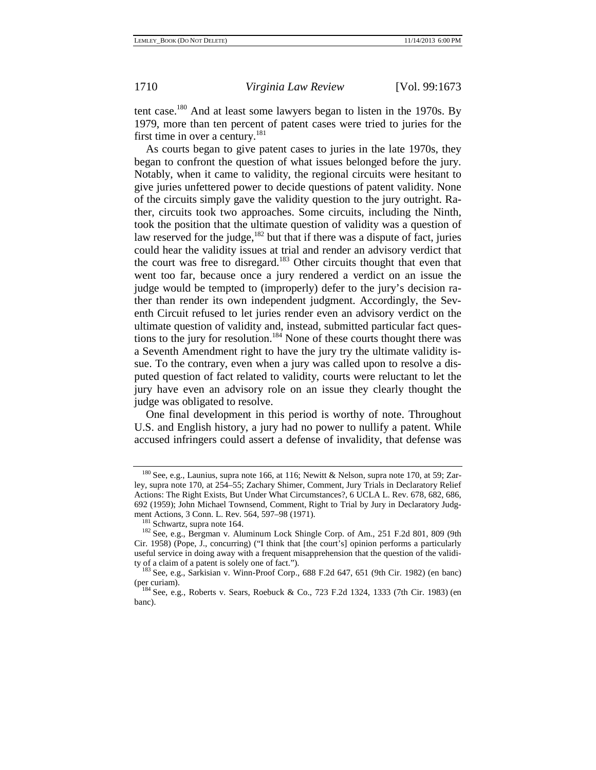tent case.[180] And at least some lawyers began to listen in the 1970s. By 1979, more than ten percent of patent cases were tried to juries for the first time in over a century.[181]

As courts began to give patent cases to juries in the late 1970s, they began to confront the question of what issues belonged before the jury. Notably, when it came to validity, the regional circuits were hesitant to give juries unfettered power to decide questions of patent validity. None of the circuits simply gave the validity question to the jury outright. Rather, circuits took two approaches. Some circuits, including the Ninth, took the position that the ultimate question of validity was a question of law reserved for the judge,[182] but that if there was a dispute of fact, juries could hear the validity issues at trial and render an advisory verdict that the court was free to disregard.[183] Other circuits thought that even that went too far, because once a jury rendered a verdict on an issue the judge would be tempted to (improperly) defer to the jury's decision rather than render its own independent judgment. Accordingly, the Seventh Circuit refused to let juries render even an advisory verdict on the ultimate question of validity and, instead, submitted particular fact questions to the jury for resolution.[184] None of these courts thought there was a Seventh Amendment right to have the jury try the ultimate validity issue. To the contrary, even when a jury was called upon to resolve a disputed question of fact related to validity, courts were reluctant to let the jury have even an advisory role on an issue they clearly thought the judge was obligated to resolve.

One final development in this period is worthy of note. Throughout U.S. and English history, a jury had no power to nullify a patent. While accused infringers could assert a defense of invalidity, that defense was

---

[180] See, e.g., Launius, supra note 166, at 116; Newitt & Nelson, supra note 170, at 59; Zarley, supra note 170, at 254–55; Zachary Shimer, Comment, Jury Trials in Declaratory Relief Actions: The Right Exists, But Under What Circumstances?, 6 UCLA L. Rev. 678, 682, 686, 692 (1959); John Michael Townsend, Comment, Right to Trial by Jury in Declaratory Judgment Actions, 3 Conn. L. Rev. 564, 597–98 (1971).

[181] Schwartz, supra note 164.

[182] See, e.g., Bergman v. Aluminum Lock Shingle Corp. of Am., 251 F.2d 801, 809 (9th Cir. 1958) (Pope, J., concurring) ("I think that [the court's] opinion performs a particularly useful service in doing away with a frequent misapprehension that the question of the validity of a claim of a patent is solely one of fact.").

[183] See, e.g., Sarkisian v. Winn-Proof Corp., 688 F.2d 647, 651 (9th Cir. 1982) (en banc) (per curiam).

[184] See, e.g., Roberts v. Sears, Roebuck & Co., 723 F.2d 1324, 1333 (7th Cir. 1983) (en banc).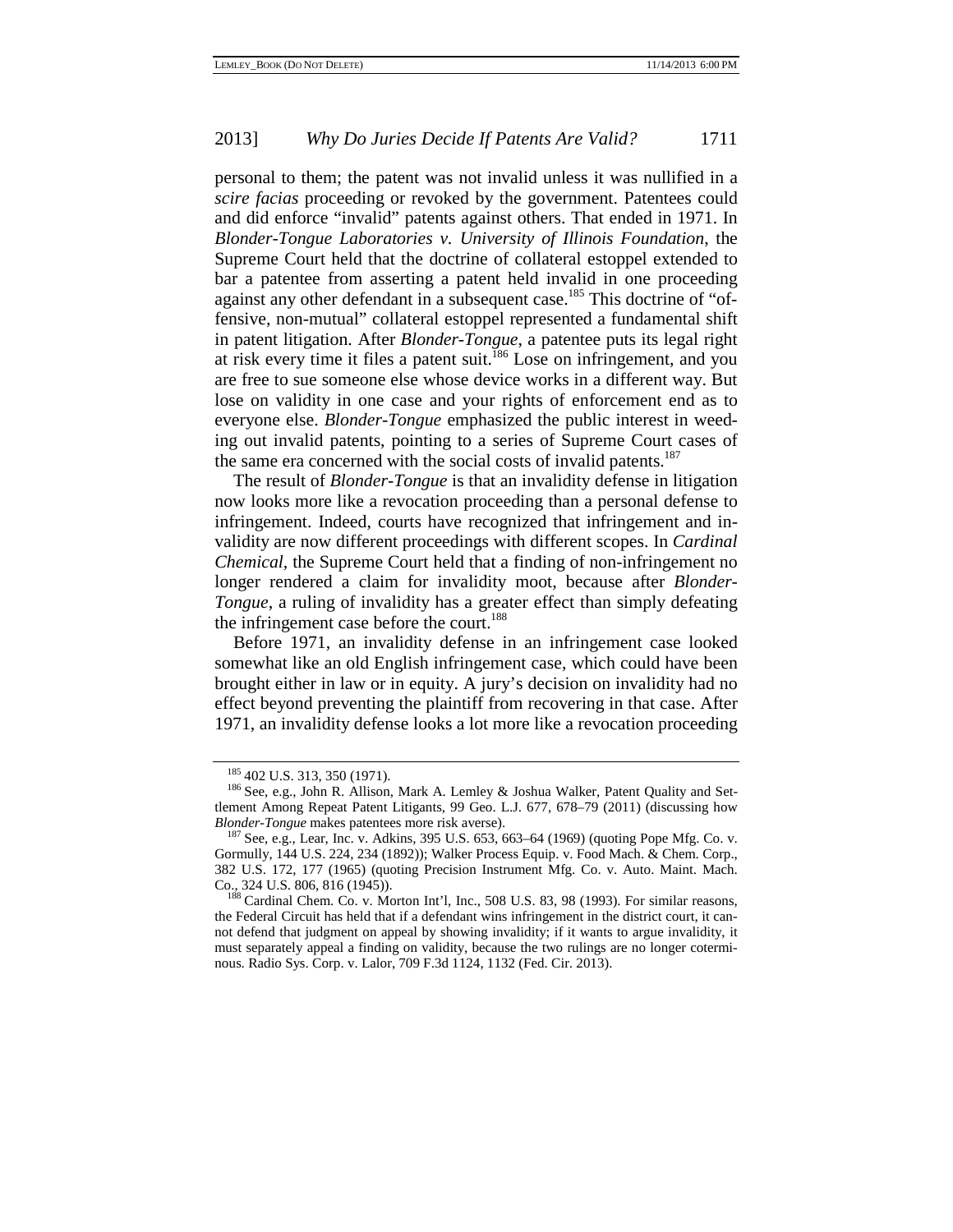personal to them; the patent was not invalid unless it was nullified in a *scire facias* proceeding or revoked by the government. Patentees could and did enforce "invalid" patents against others. That ended in 1971. In *Blonder-Tongue Laboratories v. University of Illinois Foundation*, the Supreme Court held that the doctrine of collateral estoppel extended to bar a patentee from asserting a patent held invalid in one proceeding against any other defendant in a subsequent case.[185] This doctrine of "offensive, non-mutual" collateral estoppel represented a fundamental shift in patent litigation. After *Blonder-Tongue*, a patentee puts its legal right at risk every time it files a patent suit.[186] Lose on infringement, and you are free to sue someone else whose device works in a different way. But lose on validity in one case and your rights of enforcement end as to everyone else. *Blonder-Tongue* emphasized the public interest in weeding out invalid patents, pointing to a series of Supreme Court cases of the same era concerned with the social costs of invalid patents.[187]

The result of *Blonder-Tongue* is that an invalidity defense in litigation now looks more like a revocation proceeding than a personal defense to infringement. Indeed, courts have recognized that infringement and invalidity are now different proceedings with different scopes. In *Cardinal Chemical*, the Supreme Court held that a finding of non-infringement no longer rendered a claim for invalidity moot, because after *Blonder-Tongue*, a ruling of invalidity has a greater effect than simply defeating the infringement case before the court.[188]

Before 1971, an invalidity defense in an infringement case looked somewhat like an old English infringement case, which could have been brought either in law or in equity. A jury's decision on invalidity had no effect beyond preventing the plaintiff from recovering in that case. After 1971, an invalidity defense looks a lot more like a revocation proceeding

---

[185] 402 U.S. 313, 350 (1971).

[186] See, e.g., John R. Allison, Mark A. Lemley & Joshua Walker, Patent Quality and Settlement Among Repeat Patent Litigants, 99 Geo. L.J. 677, 678–79 (2011) (discussing how *Blonder-Tongue* makes patentees more risk averse).

[187] See, e.g., Lear, Inc. v. Adkins, 395 U.S. 653, 663–64 (1969) (quoting Pope Mfg. Co. v. Gormully, 144 U.S. 224, 234 (1892)); Walker Process Equip. v. Food Mach. & Chem. Corp., 382 U.S. 172, 177 (1965) (quoting Precision Instrument Mfg. Co. v. Auto. Maint. Mach. Co., 324 U.S. 806, 816 (1945)).

[188] Cardinal Chem. Co. v. Morton Int'l, Inc., 508 U.S. 83, 98 (1993). For similar reasons, the Federal Circuit has held that if a defendant wins infringement in the district court, it cannot defend that judgment on appeal by showing invalidity; if it wants to argue invalidity, it must separately appeal a finding on validity, because the two rulings are no longer coterminous. Radio Sys. Corp. v. Lalor, 709 F.3d 1124, 1132 (Fed. Cir. 2013).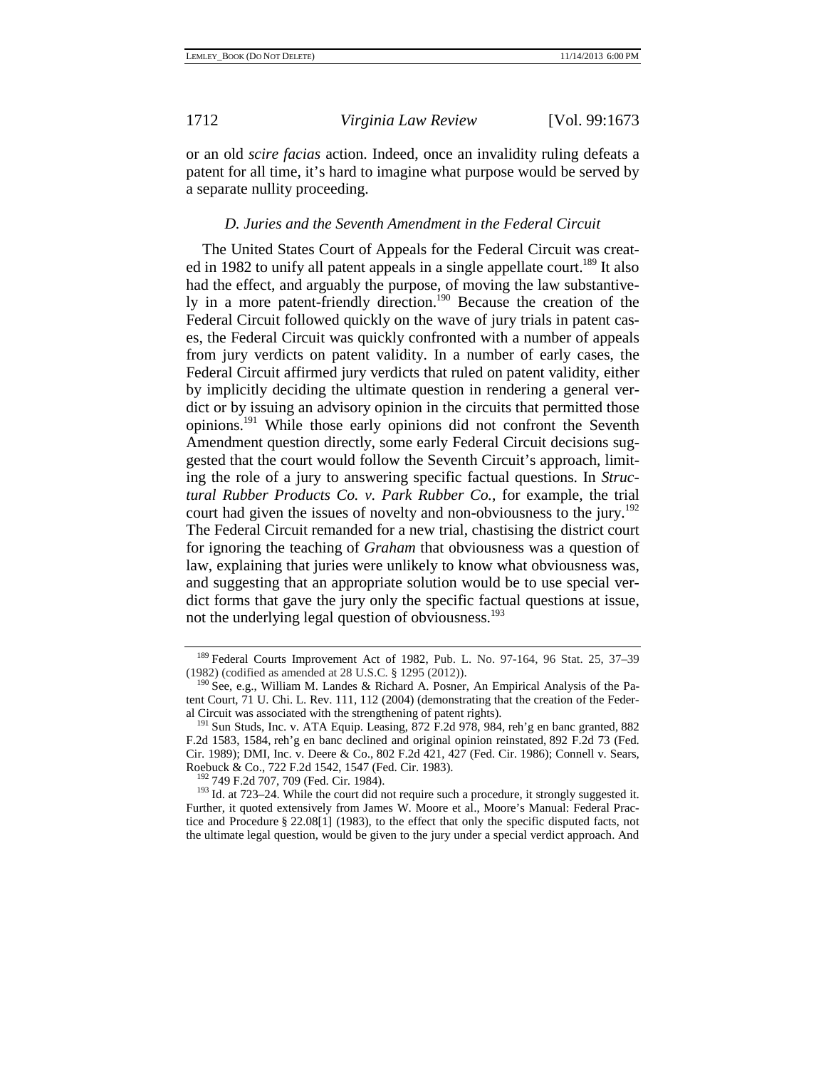or an old *scire facias* action. Indeed, once an invalidity ruling defeats a patent for all time, it's hard to imagine what purpose would be served by a separate nullity proceeding.

### *D. Juries and the Seventh Amendment in the Federal Circuit*

The United States Court of Appeals for the Federal Circuit was created in 1982 to unify all patent appeals in a single appellate court.[189] It also had the effect, and arguably the purpose, of moving the law substantively in a more patent-friendly direction.[190] Because the creation of the Federal Circuit followed quickly on the wave of jury trials in patent cases, the Federal Circuit was quickly confronted with a number of appeals from jury verdicts on patent validity. In a number of early cases, the Federal Circuit affirmed jury verdicts that ruled on patent validity, either by implicitly deciding the ultimate question in rendering a general verdict or by issuing an advisory opinion in the circuits that permitted those opinions.[191] While those early opinions did not confront the Seventh Amendment question directly, some early Federal Circuit decisions suggested that the court would follow the Seventh Circuit's approach, limiting the role of a jury to answering specific factual questions. In *Structural Rubber Products Co. v. Park Rubber Co.*, for example, the trial court had given the issues of novelty and non-obviousness to the jury.[192] The Federal Circuit remanded for a new trial, chastising the district court for ignoring the teaching of *Graham* that obviousness was a question of law, explaining that juries were unlikely to know what obviousness was, and suggesting that an appropriate solution would be to use special verdict forms that gave the jury only the specific factual questions at issue, not the underlying legal question of obviousness.[193]

---

[189] Federal Courts Improvement Act of 1982, Pub. L. No. 97-164, 96 Stat. 25, 37–39 (1982) (codified as amended at 28 U.S.C. § 1295 (2012)).

[190] See, e.g., William M. Landes & Richard A. Posner, An Empirical Analysis of the Patent Court, 71 U. Chi. L. Rev. 111, 112 (2004) (demonstrating that the creation of the Federal Circuit was associated with the strengthening of patent rights).

[191] Sun Studs, Inc. v. ATA Equip. Leasing, 872 F.2d 978, 984, reh'g en banc granted, 882 F.2d 1583, 1584, reh'g en banc declined and original opinion reinstated, 892 F.2d 73 (Fed. Cir. 1989); DMI, Inc. v. Deere & Co., 802 F.2d 421, 427 (Fed. Cir. 1986); Connell v. Sears, Roebuck & Co., 722 F.2d 1542, 1547 (Fed. Cir. 1983).

[192] 749 F.2d 707, 709 (Fed. Cir. 1984).

[193] Id. at 723–24. While the court did not require such a procedure, it strongly suggested it. Further, it quoted extensively from James W. Moore et al., Moore's Manual: Federal Practice and Procedure § 22.08[1] (1983), to the effect that only the specific disputed facts, not the ultimate legal question, would be given to the jury under a special verdict approach. And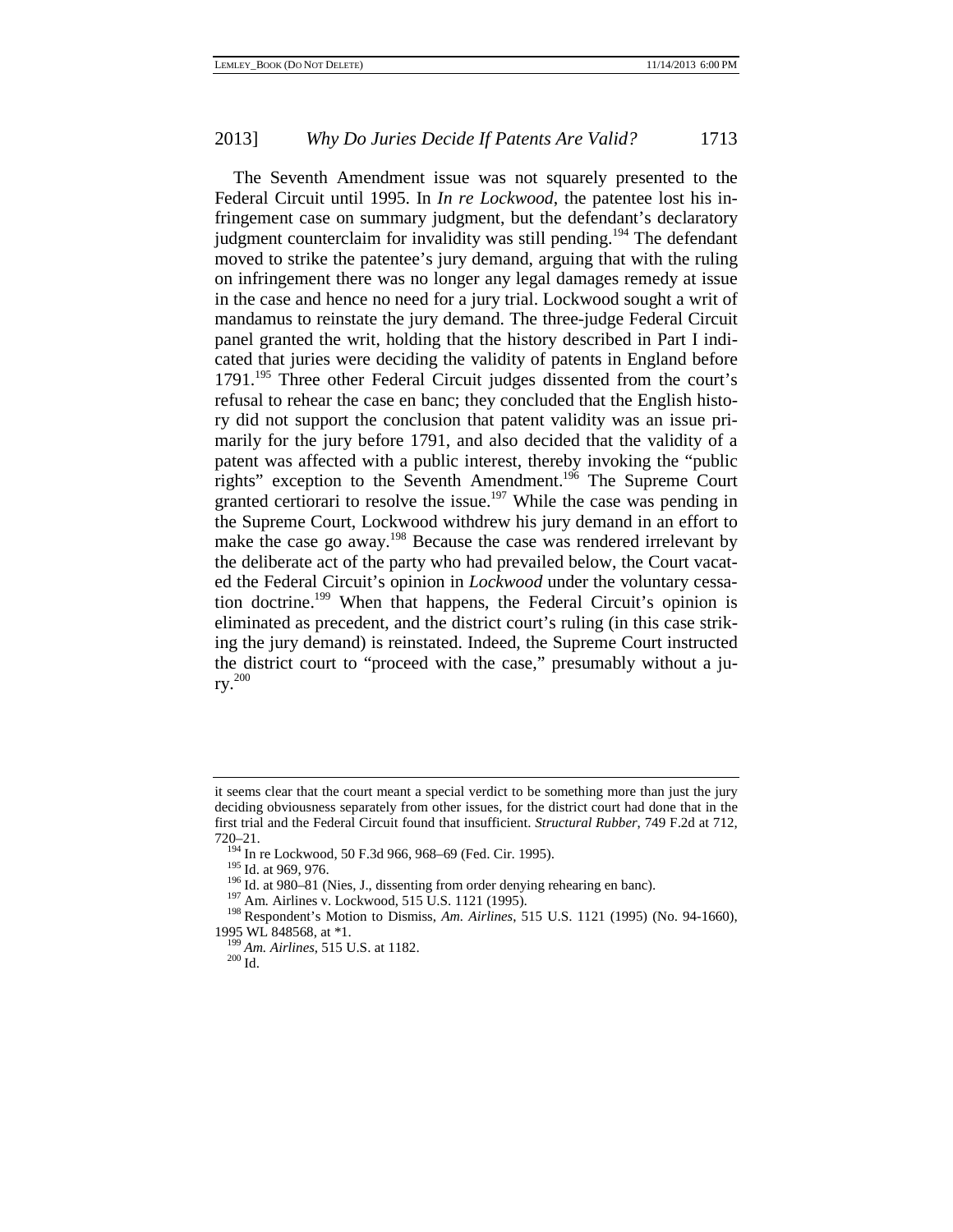The Seventh Amendment issue was not squarely presented to the Federal Circuit until 1995. In *In re Lockwood*, the patentee lost his infringement case on summary judgment, but the defendant's declaratory judgment counterclaim for invalidity was still pending.[194] The defendant moved to strike the patentee's jury demand, arguing that with the ruling on infringement there was no longer any legal damages remedy at issue in the case and hence no need for a jury trial. Lockwood sought a writ of mandamus to reinstate the jury demand. The three-judge Federal Circuit panel granted the writ, holding that the history described in Part I indicated that juries were deciding the validity of patents in England before 1791.[195] Three other Federal Circuit judges dissented from the court's refusal to rehear the case en banc; they concluded that the English history did not support the conclusion that patent validity was an issue primarily for the jury before 1791, and also decided that the validity of a patent was affected with a public interest, thereby invoking the "public rights" exception to the Seventh Amendment.[196] The Supreme Court granted certiorari to resolve the issue.[197] While the case was pending in the Supreme Court, Lockwood withdrew his jury demand in an effort to make the case go away.[198] Because the case was rendered irrelevant by the deliberate act of the party who had prevailed below, the Court vacated the Federal Circuit's opinion in *Lockwood* under the voluntary cessation doctrine.[199] When that happens, the Federal Circuit's opinion is eliminated as precedent, and the district court's ruling (in this case striking the jury demand) is reinstated. Indeed, the Supreme Court instructed the district court to "proceed with the case," presumably without a jury.[200]

---

it seems clear that the court meant a special verdict to be something more than just the jury deciding obviousness separately from other issues, for the district court had done that in the first trial and the Federal Circuit found that insufficient. *Structural Rubber*, 749 F.2d at 712, 720–21.

[194] In re Lockwood, 50 F.3d 966, 968–69 (Fed. Cir. 1995).

[195] Id. at 969, 976.

[196] Id. at 980–81 (Nies, J., dissenting from order denying rehearing en banc).

[197] Am. Airlines v. Lockwood, 515 U.S. 1121 (1995).

[198] Respondent's Motion to Dismiss, *Am. Airlines*, 515 U.S. 1121 (1995) (No. 94-1660), 1995 WL 848568, at *1.

[199] *Am. Airlines*, 515 U.S. at 1182.

[200] Id.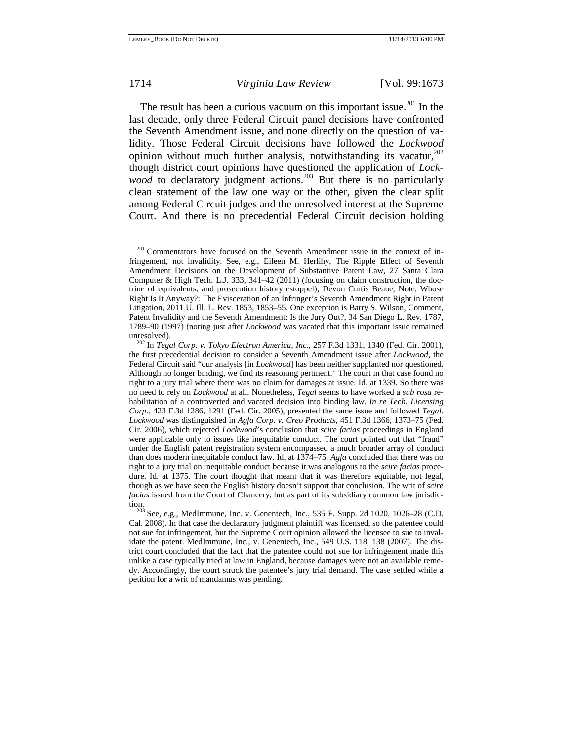The result has been a curious vacuum on this important issue.[201] In the last decade, only three Federal Circuit panel decisions have confronted the Seventh Amendment issue, and none directly on the question of validity. Those Federal Circuit decisions have followed the *Lockwood* opinion without much further analysis, notwithstanding its vacatur,[202] though district court opinions have questioned the application of *Lockwood* to declaratory judgment actions.[203] But there is no particularly clean statement of the law one way or the other, given the clear split among Federal Circuit judges and the unresolved interest at the Supreme Court. And there is no precedential Federal Circuit decision holding

[201] Commentators have focused on the Seventh Amendment issue in the context of infringement, not invalidity. See, e.g., Eileen M. Herlihy, The Ripple Effect of Seventh Amendment Decisions on the Development of Substantive Patent Law, 27 Santa Clara Computer & High Tech. L.J. 333, 341–42 (2011) (focusing on claim construction, the doctrine of equivalents, and prosecution history estoppel); Devon Curtis Beane, Note, Whose Right Is It Anyway?: The Evisceration of an Infringer's Seventh Amendment Right in Patent Litigation, 2011 U. Ill. L. Rev. 1853, 1853–55. One exception is Barry S. Wilson, Comment, Patent Invalidity and the Seventh Amendment: Is the Jury Out?, 34 San Diego L. Rev. 1787, 1789–90 (1997) (noting just after *Lockwood* was vacated that this important issue remained unresolved).

[202] In *Tegal Corp. v. Tokyo Electron America, Inc.*, 257 F.3d 1331, 1340 (Fed. Cir. 2001), the first precedential decision to consider a Seventh Amendment issue after *Lockwood*, the Federal Circuit said "our analysis [in *Lockwood*] has been neither supplanted nor questioned. Although no longer binding, we find its reasoning pertinent." The court in that case found no right to a jury trial where there was no claim for damages at issue. Id. at 1339. So there was no need to rely on *Lockwood* at all. Nonetheless, *Tegal* seems to have worked a *sub rosa* rehabilitation of a controverted and vacated decision into binding law. *In re Tech. Licensing Corp.*, 423 F.3d 1286, 1291 (Fed. Cir. 2005), presented the same issue and followed *Tegal*. *Lockwood* was distinguished in *Agfa Corp. v. Creo Products*, 451 F.3d 1366, 1373–75 (Fed. Cir. 2006), which rejected *Lockwood*'s conclusion that *scire facias* proceedings in England were applicable only to issues like inequitable conduct. The court pointed out that "fraud" under the English patent registration system encompassed a much broader array of conduct than does modern inequitable conduct law. Id. at 1374–75. *Agfa* concluded that there was no right to a jury trial on inequitable conduct because it was analogous to the *scire facias* procedure. Id. at 1375. The court thought that meant that it was therefore equitable, not legal, though as we have seen the English history doesn't support that conclusion. The writ of *scire facias* issued from the Court of Chancery, but as part of its subsidiary common law jurisdiction.

[203] See, e.g., MedImmune, Inc. v. Genentech, Inc., 535 F. Supp. 2d 1020, 1026–28 (C.D. Cal. 2008). In that case the declaratory judgment plaintiff was licensed, so the patentee could not sue for infringement, but the Supreme Court opinion allowed the licensee to sue to invalidate the patent. MedImmune, Inc., v. Genentech, Inc., 549 U.S. 118, 138 (2007). The district court concluded that the fact that the patentee could not sue for infringement made this unlike a case typically tried at law in England, because damages were not an available remedy. Accordingly, the court struck the patentee's jury trial demand. The case settled while a petition for a writ of mandamus was pending.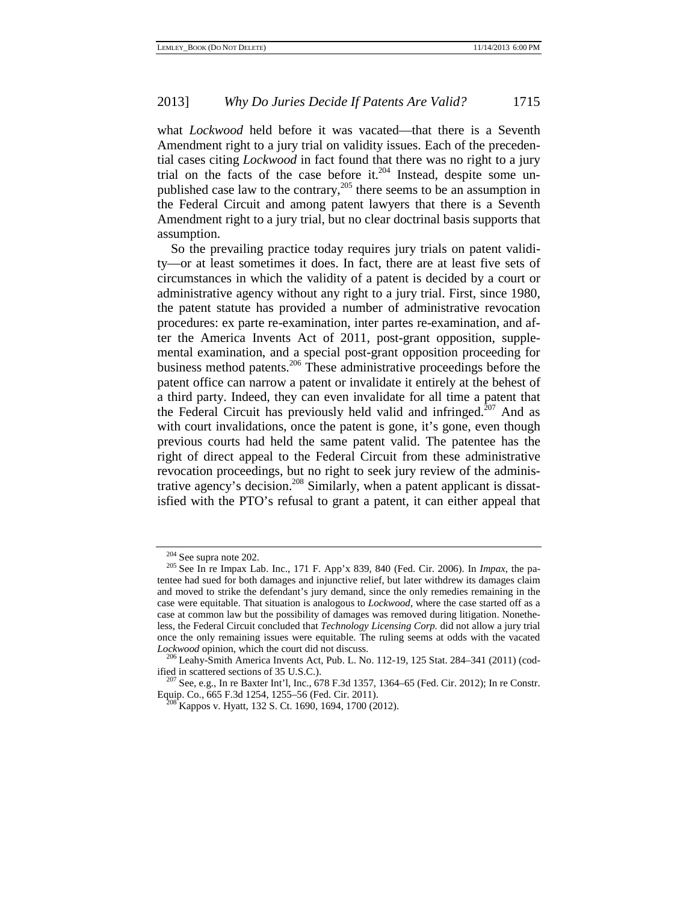what *Lockwood* held before it was vacated—that there is a Seventh Amendment right to a jury trial on validity issues. Each of the precedential cases citing *Lockwood* in fact found that there was no right to a jury trial on the facts of the case before it.[204] Instead, despite some unpublished case law to the contrary,[205] there seems to be an assumption in the Federal Circuit and among patent lawyers that there is a Seventh Amendment right to a jury trial, but no clear doctrinal basis supports that assumption.

So the prevailing practice today requires jury trials on patent validity—or at least sometimes it does. In fact, there are at least five sets of circumstances in which the validity of a patent is decided by a court or administrative agency without any right to a jury trial. First, since 1980, the patent statute has provided a number of administrative revocation procedures: ex parte re-examination, inter partes re-examination, and after the America Invents Act of 2011, post-grant opposition, supplemental examination, and a special post-grant opposition proceeding for business method patents.[206] These administrative proceedings before the patent office can narrow a patent or invalidate it entirely at the behest of a third party. Indeed, they can even invalidate for all time a patent that the Federal Circuit has previously held valid and infringed.[207] And as with court invalidations, once the patent is gone, it's gone, even though previous courts had held the same patent valid. The patentee has the right of direct appeal to the Federal Circuit from these administrative revocation proceedings, but no right to seek jury review of the administrative agency's decision.[208] Similarly, when a patent applicant is dissatisfied with the PTO's refusal to grant a patent, it can either appeal that

---

[204] See supra note 202.

[205] See In re Impax Lab. Inc., 171 F. App'x 839, 840 (Fed. Cir. 2006). In *Impax*, the patentee had sued for both damages and injunctive relief, but later withdrew its damages claim and moved to strike the defendant's jury demand, since the only remedies remaining in the case were equitable. That situation is analogous to *Lockwood*, where the case started off as a case at common law but the possibility of damages was removed during litigation. Nonetheless, the Federal Circuit concluded that *Technology Licensing Corp.* did not allow a jury trial once the only remaining issues were equitable. The ruling seems at odds with the vacated *Lockwood* opinion, which the court did not discuss.

[206] Leahy-Smith America Invents Act, Pub. L. No. 112-19, 125 Stat. 284–341 (2011) (codified in scattered sections of 35 U.S.C.).

[207] See, e.g., In re Baxter Int'l, Inc., 678 F.3d 1357, 1364–65 (Fed. Cir. 2012); In re Constr. Equip. Co., 665 F.3d 1254, 1255–56 (Fed. Cir. 2011).

[208] Kappos v. Hyatt, 132 S. Ct. 1690, 1694, 1700 (2012).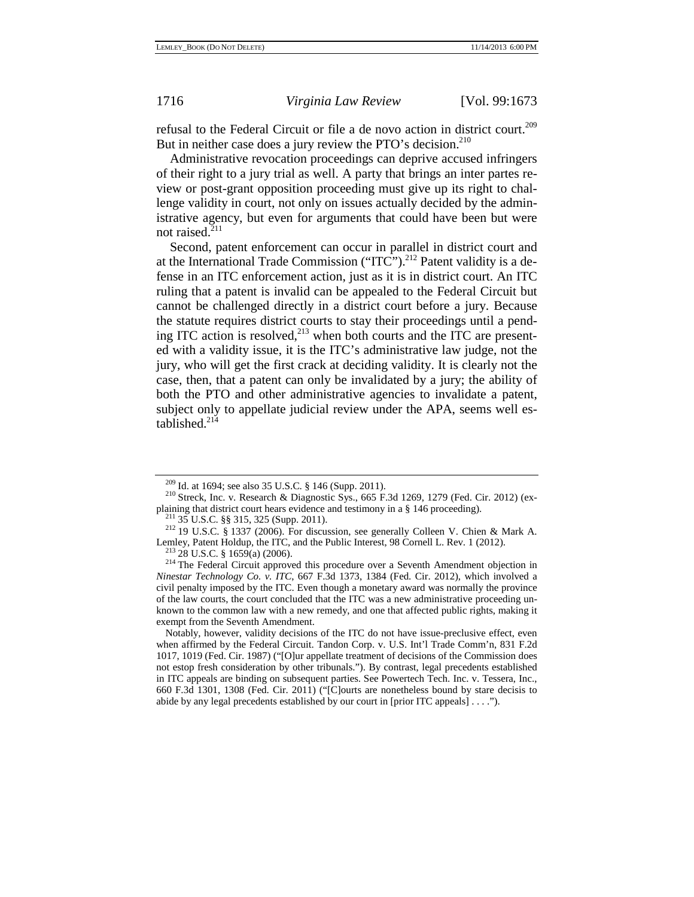refusal to the Federal Circuit or file a de novo action in district court.[209] But in neither case does a jury review the PTO's decision.[210]

Administrative revocation proceedings can deprive accused infringers of their right to a jury trial as well. A party that brings an inter partes review or post-grant opposition proceeding must give up its right to challenge validity in court, not only on issues actually decided by the administrative agency, but even for arguments that could have been but were not raised.[211]

Second, patent enforcement can occur in parallel in district court and at the International Trade Commission ("ITC").[212] Patent validity is a defense in an ITC enforcement action, just as it is in district court. An ITC ruling that a patent is invalid can be appealed to the Federal Circuit but cannot be challenged directly in a district court before a jury. Because the statute requires district courts to stay their proceedings until a pending ITC action is resolved,[213] when both courts and the ITC are presented with a validity issue, it is the ITC's administrative law judge, not the jury, who will get the first crack at deciding validity. It is clearly not the case, then, that a patent can only be invalidated by a jury; the ability of both the PTO and other administrative agencies to invalidate a patent, subject only to appellate judicial review under the APA, seems well established.[214]

---

[209] Id. at 1694; see also 35 U.S.C. § 146 (Supp. 2011).

[210] Streck, Inc. v. Research & Diagnostic Sys., 665 F.3d 1269, 1279 (Fed. Cir. 2012) (explaining that district court hears evidence and testimony in a § 146 proceeding).

[211] 35 U.S.C. §§ 315, 325 (Supp. 2011).

[212] 19 U.S.C. § 1337 (2006). For discussion, see generally Colleen V. Chien & Mark A. Lemley, Patent Holdup, the ITC, and the Public Interest, 98 Cornell L. Rev. 1 (2012).

[213] 28 U.S.C. § 1659(a) (2006).

[214] The Federal Circuit approved this procedure over a Seventh Amendment objection in *Ninestar Technology Co. v. ITC*, 667 F.3d 1373, 1384 (Fed. Cir. 2012), which involved a civil penalty imposed by the ITC. Even though a monetary award was normally the province of the law courts, the court concluded that the ITC was a new administrative proceeding unknown to the common law with a new remedy, and one that affected public rights, making it exempt from the Seventh Amendment.

Notably, however, validity decisions of the ITC do not have issue-preclusive effect, even when affirmed by the Federal Circuit. Tandon Corp. v. U.S. Int'l Trade Comm'n, 831 F.2d 1017, 1019 (Fed. Cir. 1987) ("[O]ur appellate treatment of decisions of the Commission does not estop fresh consideration by other tribunals."). By contrast, legal precedents established in ITC appeals are binding on subsequent parties. See Powertech Tech. Inc. v. Tessera, Inc., 660 F.3d 1301, 1308 (Fed. Cir. 2011) ("[C]ourts are nonetheless bound by stare decisis to abide by any legal precedents established by our court in [prior ITC appeals] . . . .").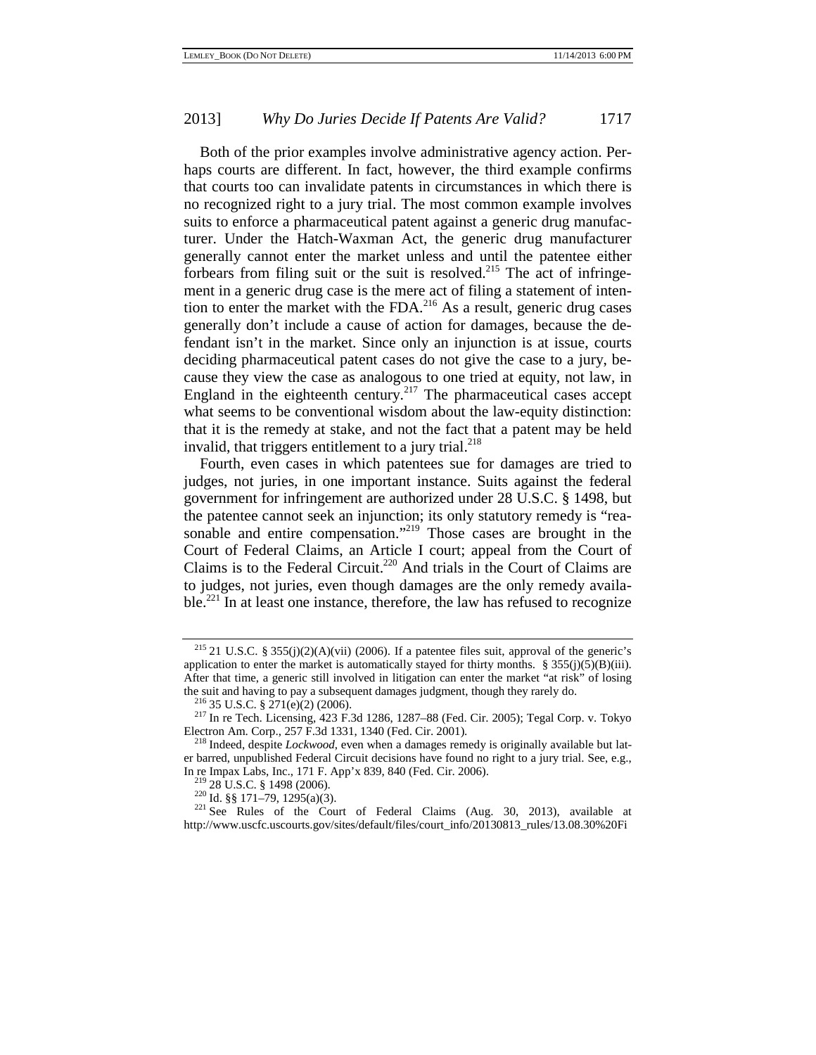Both of the prior examples involve administrative agency action. Perhaps courts are different. In fact, however, the third example confirms that courts too can invalidate patents in circumstances in which there is no recognized right to a jury trial. The most common example involves suits to enforce a pharmaceutical patent against a generic drug manufacturer. Under the Hatch-Waxman Act, the generic drug manufacturer generally cannot enter the market unless and until the patentee either forbears from filing suit or the suit is resolved.[215] The act of infringement in a generic drug case is the mere act of filing a statement of intention to enter the market with the FDA.[216] As a result, generic drug cases generally don't include a cause of action for damages, because the defendant isn't in the market. Since only an injunction is at issue, courts deciding pharmaceutical patent cases do not give the case to a jury, because they view the case as analogous to one tried at equity, not law, in England in the eighteenth century.[217] The pharmaceutical cases accept what seems to be conventional wisdom about the law-equity distinction: that it is the remedy at stake, and not the fact that a patent may be held invalid, that triggers entitlement to a jury trial.[218]

Fourth, even cases in which patentees sue for damages are tried to judges, not juries, in one important instance. Suits against the federal government for infringement are authorized under 28 U.S.C. § 1498, but the patentee cannot seek an injunction; its only statutory remedy is "reasonable and entire compensation."[219] Those cases are brought in the Court of Federal Claims, an Article I court; appeal from the Court of Claims is to the Federal Circuit.[220] And trials in the Court of Claims are to judges, not juries, even though damages are the only remedy available.[221] In at least one instance, therefore, the law has refused to recognize

---

[215] 21 U.S.C. § 355(j)(2)(A)(vii) (2006). If a patentee files suit, approval of the generic's application to enter the market is automatically stayed for thirty months. § 355(j)(5)(B)(iii). After that time, a generic still involved in litigation can enter the market "at risk" of losing the suit and having to pay a subsequent damages judgment, though they rarely do.

[216] 35 U.S.C. § 271(e)(2) (2006).

[217] In re Tech. Licensing, 423 F.3d 1286, 1287–88 (Fed. Cir. 2005); Tegal Corp. v. Tokyo Electron Am. Corp., 257 F.3d 1331, 1340 (Fed. Cir. 2001).

[218] Indeed, despite *Lockwood*, even when a damages remedy is originally available but later barred, unpublished Federal Circuit decisions have found no right to a jury trial. See, e.g., In re Impax Labs, Inc., 171 F. App'x 839, 840 (Fed. Cir. 2006).

[219] 28 U.S.C. § 1498 (2006).

[220] Id. §§ 171–79, 1295(a)(3).

[221] See Rules of the Court of Federal Claims (Aug. 30, 2013), available at http://www.uscfc.uscourts.gov/sites/default/files/court_info/20130813_rules/13.08.30%20Fi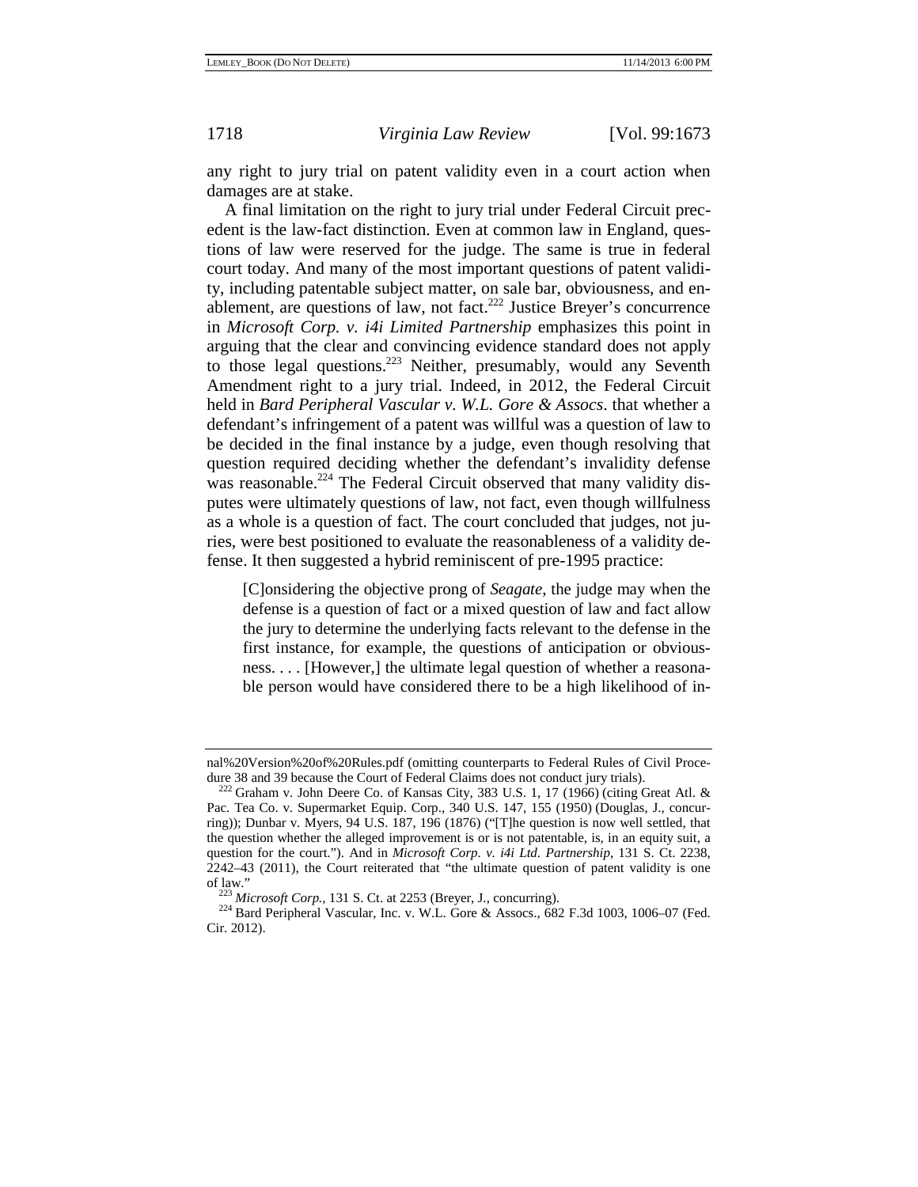any right to jury trial on patent validity even in a court action when damages are at stake.

A final limitation on the right to jury trial under Federal Circuit precedent is the law-fact distinction. Even at common law in England, questions of law were reserved for the judge. The same is true in federal court today. And many of the most important questions of patent validity, including patentable subject matter, on sale bar, obviousness, and enablement, are questions of law, not fact.[222] Justice Breyer's concurrence in *Microsoft Corp. v. i4i Limited Partnership* emphasizes this point in arguing that the clear and convincing evidence standard does not apply to those legal questions.[223] Neither, presumably, would any Seventh Amendment right to a jury trial. Indeed, in 2012, the Federal Circuit held in *Bard Peripheral Vascular v. W.L. Gore & Assocs*. that whether a defendant's infringement of a patent was willful was a question of law to be decided in the final instance by a judge, even though resolving that question required deciding whether the defendant's invalidity defense was reasonable.[224] The Federal Circuit observed that many validity disputes were ultimately questions of law, not fact, even though willfulness as a whole is a question of fact. The court concluded that judges, not juries, were best positioned to evaluate the reasonableness of a validity defense. It then suggested a hybrid reminiscent of pre-1995 practice:

> [C]onsidering the objective prong of *Seagate*, the judge may when the defense is a question of fact or a mixed question of law and fact allow the jury to determine the underlying facts relevant to the defense in the first instance, for example, the questions of anticipation or obviousness. . . . [However,] the ultimate legal question of whether a reasonable person would have considered there to be a high likelihood of in-

---

nal%20Version%20of%20Rules.pdf (omitting counterparts to Federal Rules of Civil Procedure 38 and 39 because the Court of Federal Claims does not conduct jury trials).

[222] Graham v. John Deere Co. of Kansas City, 383 U.S. 1, 17 (1966) (citing Great Atl. & Pac. Tea Co. v. Supermarket Equip. Corp., 340 U.S. 147, 155 (1950) (Douglas, J., concurring)); Dunbar v. Myers, 94 U.S. 187, 196 (1876) ("[T]he question is now well settled, that the question whether the alleged improvement is or is not patentable, is, in an equity suit, a question for the court."). And in *Microsoft Corp. v. i4i Ltd. Partnership*, 131 S. Ct. 2238, 2242–43 (2011), the Court reiterated that "the ultimate question of patent validity is one of law."

[223] *Microsoft Corp.*, 131 S. Ct. at 2253 (Breyer, J., concurring).

[224] Bard Peripheral Vascular, Inc. v. W.L. Gore & Assocs., 682 F.3d 1003, 1006–07 (Fed. Cir. 2012).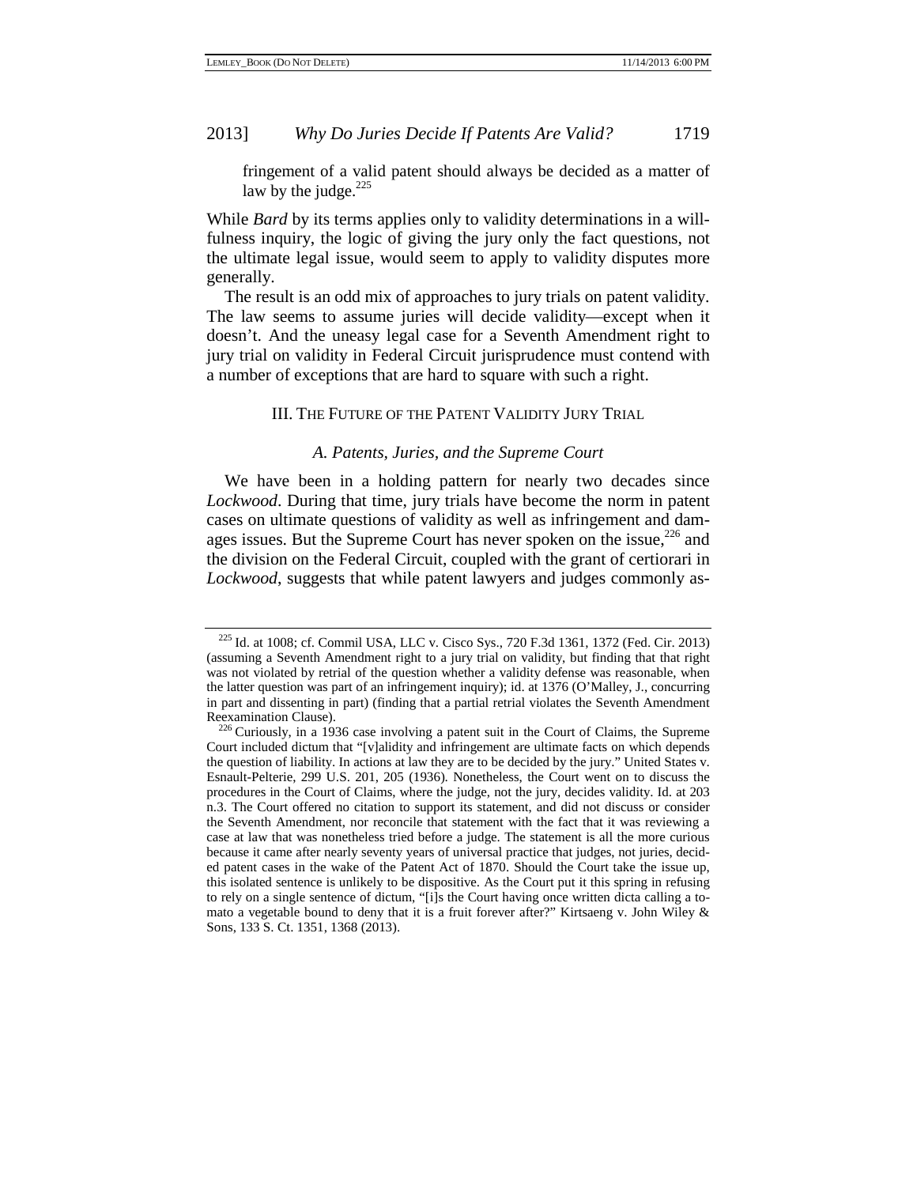fringement of a valid patent should always be decided as a matter of law by the judge.[225]

While *Bard* by its terms applies only to validity determinations in a willfulness inquiry, the logic of giving the jury only the fact questions, not the ultimate legal issue, would seem to apply to validity disputes more generally.

The result is an odd mix of approaches to jury trials on patent validity. The law seems to assume juries will decide validity—except when it doesn't. And the uneasy legal case for a Seventh Amendment right to jury trial on validity in Federal Circuit jurisprudence must contend with a number of exceptions that are hard to square with such a right.

## III. The Future of the Patent Validity Jury Trial

### *A. Patents, Juries, and the Supreme Court*

We have been in a holding pattern for nearly two decades since *Lockwood*. During that time, jury trials have become the norm in patent cases on ultimate questions of validity as well as infringement and damages issues. But the Supreme Court has never spoken on the issue,[226] and the division on the Federal Circuit, coupled with the grant of certiorari in *Lockwood*, suggests that while patent lawyers and judges commonly as-

---

[225] Id. at 1008; cf. Commil USA, LLC v. Cisco Sys., 720 F.3d 1361, 1372 (Fed. Cir. 2013) (assuming a Seventh Amendment right to a jury trial on validity, but finding that that right was not violated by retrial of the question whether a validity defense was reasonable, when the latter question was part of an infringement inquiry); id. at 1376 (O'Malley, J., concurring in part and dissenting in part) (finding that a partial retrial violates the Seventh Amendment Reexamination Clause).

[226] Curiously, in a 1936 case involving a patent suit in the Court of Claims, the Supreme Court included dictum that "[v]alidity and infringement are ultimate facts on which depends the question of liability. In actions at law they are to be decided by the jury." United States v. Esnault-Pelterie, 299 U.S. 201, 205 (1936). Nonetheless, the Court went on to discuss the procedures in the Court of Claims, where the judge, not the jury, decides validity. Id. at 203 n.3. The Court offered no citation to support its statement, and did not discuss or consider the Seventh Amendment, nor reconcile that statement with the fact that it was reviewing a case at law that was nonetheless tried before a judge. The statement is all the more curious because it came after nearly seventy years of universal practice that judges, not juries, decided patent cases in the wake of the Patent Act of 1870. Should the Court take the issue up, this isolated sentence is unlikely to be dispositive. As the Court put it this spring in refusing to rely on a single sentence of dictum, "[i]s the Court having once written dicta calling a tomato a vegetable bound to deny that it is a fruit forever after?" Kirtsaeng v. John Wiley & Sons, 133 S. Ct. 1351, 1368 (2013).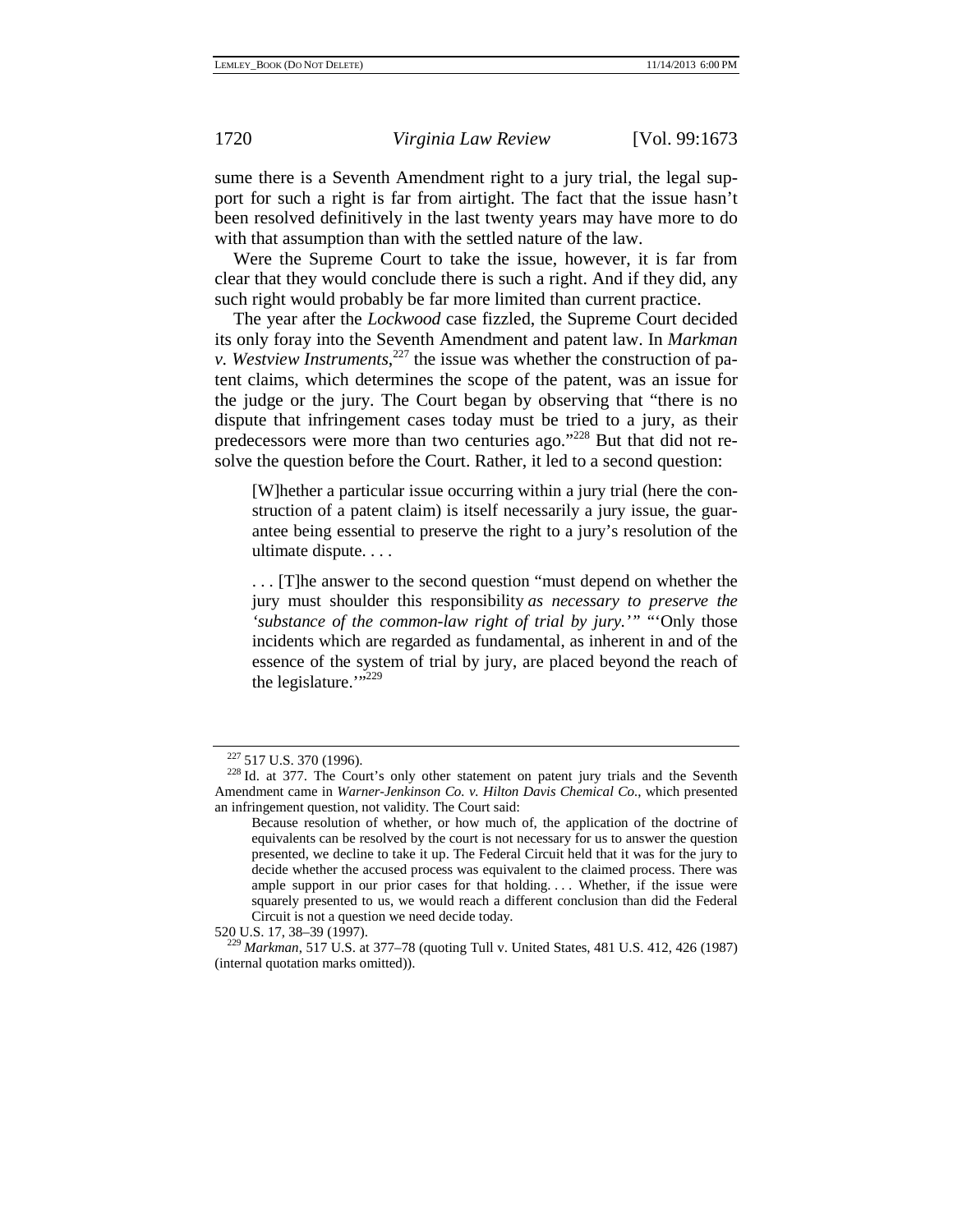sume there is a Seventh Amendment right to a jury trial, the legal support for such a right is far from airtight. The fact that the issue hasn't been resolved definitively in the last twenty years may have more to do with that assumption than with the settled nature of the law.

Were the Supreme Court to take the issue, however, it is far from clear that they would conclude there is such a right. And if they did, any such right would probably be far more limited than current practice.

The year after the *Lockwood* case fizzled, the Supreme Court decided its only foray into the Seventh Amendment and patent law. In *Markman v. Westview Instruments*,[227] the issue was whether the construction of patent claims, which determines the scope of the patent, was an issue for the judge or the jury. The Court began by observing that "there is no dispute that infringement cases today must be tried to a jury, as their predecessors were more than two centuries ago."[228] But that did not resolve the question before the Court. Rather, it led to a second question:

> [W]hether a particular issue occurring within a jury trial (here the construction of a patent claim) is itself necessarily a jury issue, the guarantee being essential to preserve the right to a jury's resolution of the ultimate dispute. . . .
>
> . . . [T]he answer to the second question "must depend on whether the jury must shoulder this responsibility *as necessary to preserve the 'substance of the common-law right of trial by jury.'*" "'Only those incidents which are regarded as fundamental, as inherent in and of the essence of the system of trial by jury, are placed beyond the reach of the legislature.'"[229]

---

[227] 517 U.S. 370 (1996).

[228] Id. at 377. The Court's only other statement on patent jury trials and the Seventh Amendment came in *Warner-Jenkinson Co. v. Hilton Davis Chemical Co.*, which presented an infringement question, not validity. The Court said:

> Because resolution of whether, or how much of, the application of the doctrine of equivalents can be resolved by the court is not necessary for us to answer the question presented, we decline to take it up. The Federal Circuit held that it was for the jury to decide whether the accused process was equivalent to the claimed process. There was ample support in our prior cases for that holding. . . . Whether, if the issue were squarely presented to us, we would reach a different conclusion than did the Federal Circuit is not a question we need decide today.

520 U.S. 17, 38–39 (1997).

[229] *Markman*, 517 U.S. at 377–78 (quoting Tull v. United States, 481 U.S. 412, 426 (1987) (internal quotation marks omitted)).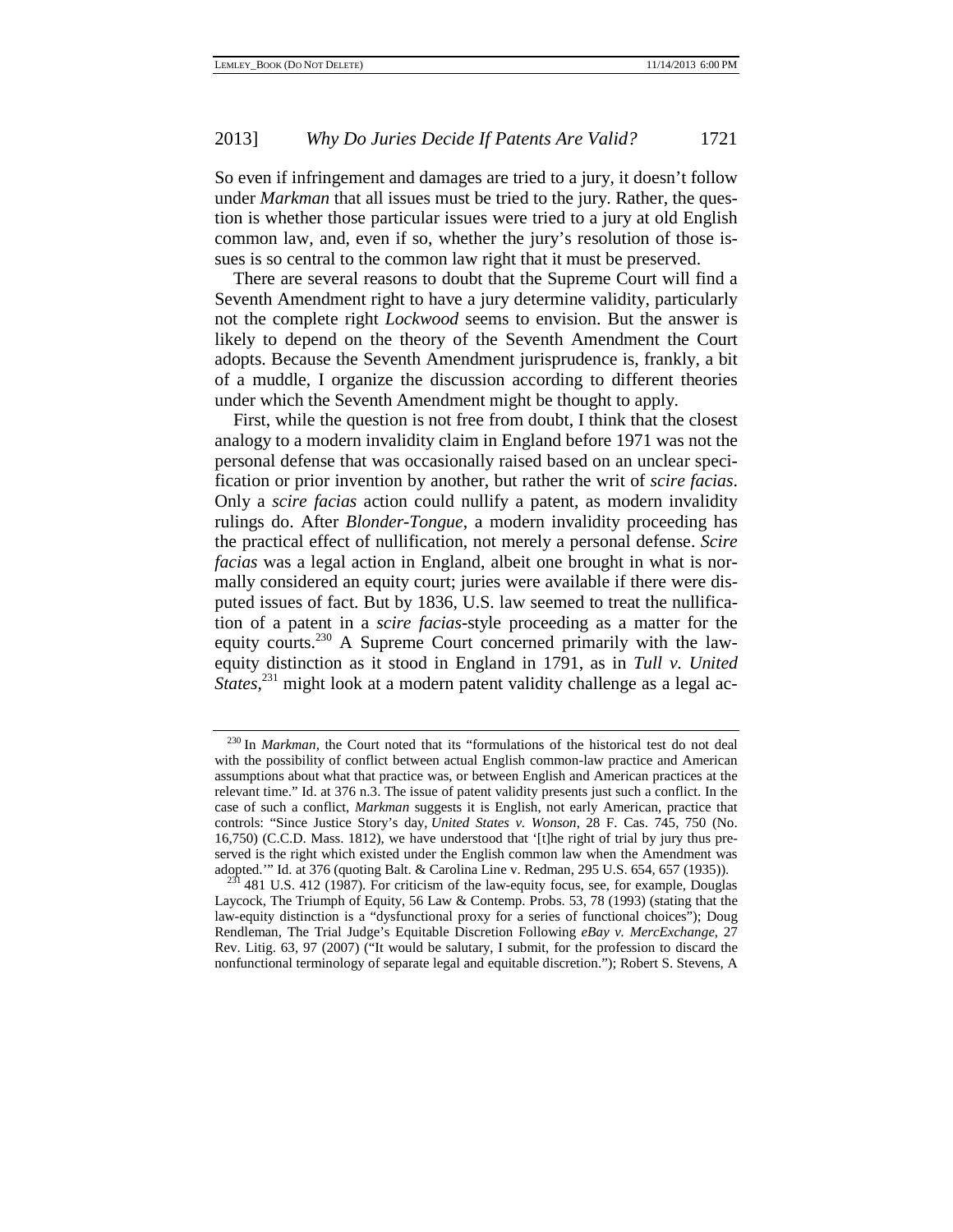So even if infringement and damages are tried to a jury, it doesn't follow under *Markman* that all issues must be tried to the jury. Rather, the question is whether those particular issues were tried to a jury at old English common law, and, even if so, whether the jury's resolution of those issues is so central to the common law right that it must be preserved.

There are several reasons to doubt that the Supreme Court will find a Seventh Amendment right to have a jury determine validity, particularly not the complete right *Lockwood* seems to envision. But the answer is likely to depend on the theory of the Seventh Amendment the Court adopts. Because the Seventh Amendment jurisprudence is, frankly, a bit of a muddle, I organize the discussion according to different theories under which the Seventh Amendment might be thought to apply.

First, while the question is not free from doubt, I think that the closest analogy to a modern invalidity claim in England before 1971 was not the personal defense that was occasionally raised based on an unclear specification or prior invention by another, but rather the writ of *scire facias*. Only a *scire facias* action could nullify a patent, as modern invalidity rulings do. After *Blonder-Tongue*, a modern invalidity proceeding has the practical effect of nullification, not merely a personal defense. *Scire facias* was a legal action in England, albeit one brought in what is normally considered an equity court; juries were available if there were disputed issues of fact. But by 1836, U.S. law seemed to treat the nullification of a patent in a *scire facias*-style proceeding as a matter for the equity courts.[230] A Supreme Court concerned primarily with the law-equity distinction as it stood in England in 1791, as in *Tull v. United States*,[231] might look at a modern patent validity challenge as a legal ac-

---

[230] In *Markman*, the Court noted that its "formulations of the historical test do not deal with the possibility of conflict between actual English common-law practice and American assumptions about what that practice was, or between English and American practices at the relevant time." Id. at 376 n.3. The issue of patent validity presents just such a conflict. In the case of such a conflict, *Markman* suggests it is English, not early American, practice that controls: "Since Justice Story's day, *United States v. Wonson*, 28 F. Cas. 745, 750 (No. 16,750) (C.C.D. Mass. 1812), we have understood that '[t]he right of trial by jury thus preserved is the right which existed under the English common law when the Amendment was adopted.'" Id. at 376 (quoting Balt. & Carolina Line v. Redman, 295 U.S. 654, 657 (1935)).

[231] 481 U.S. 412 (1987). For criticism of the law-equity focus, see, for example, Douglas Laycock, The Triumph of Equity, 56 Law & Contemp. Probs. 53, 78 (1993) (stating that the law-equity distinction is a "dysfunctional proxy for a series of functional choices"); Doug Rendleman, The Trial Judge's Equitable Discretion Following *eBay v. MercExchange*, 27 Rev. Litig. 63, 97 (2007) ("It would be salutary, I submit, for the profession to discard the nonfunctional terminology of separate legal and equitable discretion."); Robert S. Stevens, A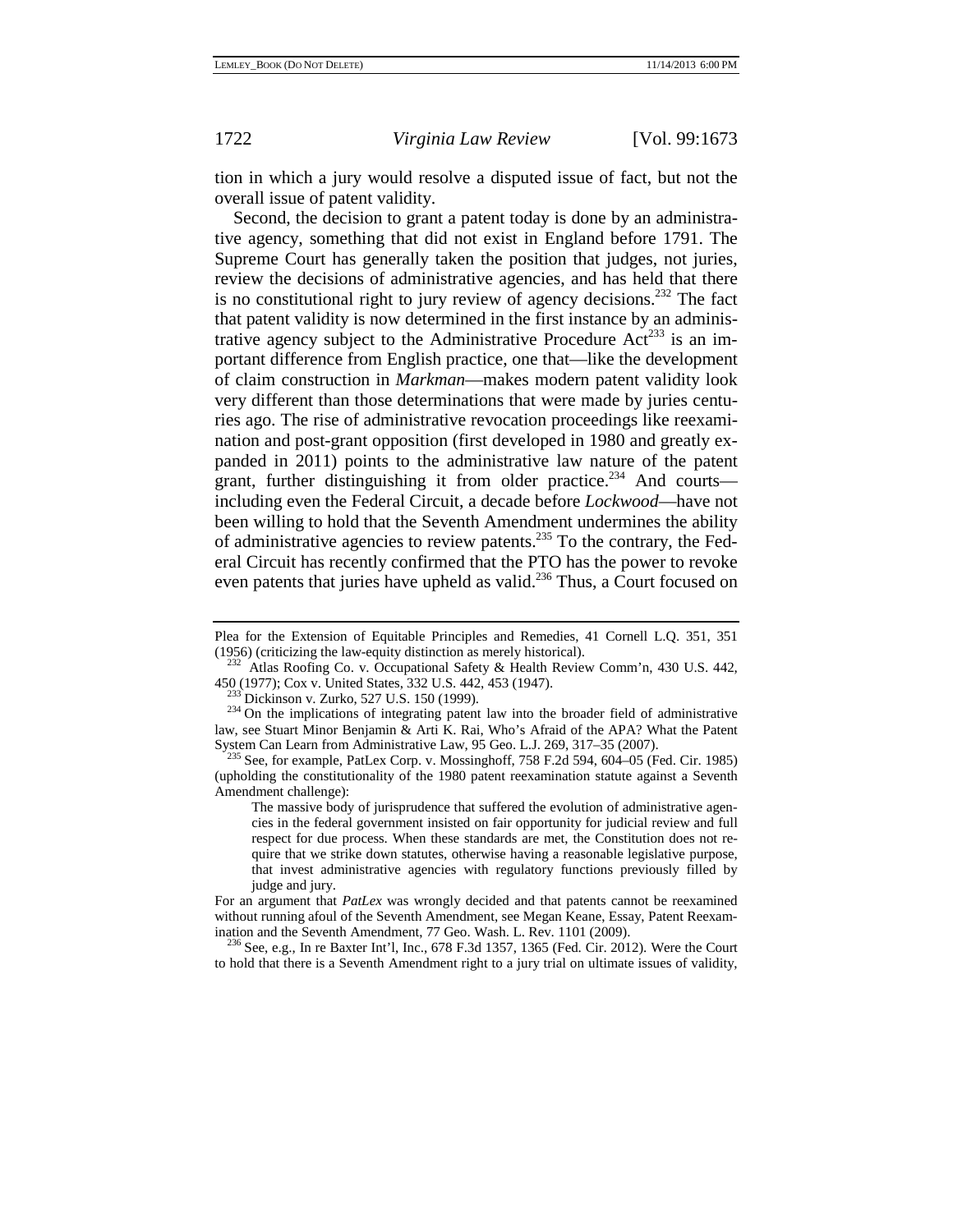tion in which a jury would resolve a disputed issue of fact, but not the overall issue of patent validity.

Second, the decision to grant a patent today is done by an administrative agency, something that did not exist in England before 1791. The Supreme Court has generally taken the position that judges, not juries, review the decisions of administrative agencies, and has held that there is no constitutional right to jury review of agency decisions.[232] The fact that patent validity is now determined in the first instance by an administrative agency subject to the Administrative Procedure Act[233] is an important difference from English practice, one that—like the development of claim construction in *Markman*—makes modern patent validity look very different than those determinations that were made by juries centuries ago. The rise of administrative revocation proceedings like reexamination and post-grant opposition (first developed in 1980 and greatly expanded in 2011) points to the administrative law nature of the patent grant, further distinguishing it from older practice.[234] And courts—including even the Federal Circuit, a decade before *Lockwood*—have not been willing to hold that the Seventh Amendment undermines the ability of administrative agencies to review patents.[235] To the contrary, the Federal Circuit has recently confirmed that the PTO has the power to revoke even patents that juries have upheld as valid.[236] Thus, a Court focused on

---

Plea for the Extension of Equitable Principles and Remedies, 41 Cornell L.Q. 351, 351 (1956) (criticizing the law-equity distinction as merely historical).

[232] Atlas Roofing Co. v. Occupational Safety & Health Review Comm'n, 430 U.S. 442, 450 (1977); Cox v. United States, 332 U.S. 442, 453 (1947).

[233] Dickinson v. Zurko, 527 U.S. 150 (1999).

[234] On the implications of integrating patent law into the broader field of administrative law, see Stuart Minor Benjamin & Arti K. Rai, Who's Afraid of the APA? What the Patent System Can Learn from Administrative Law, 95 Geo. L.J. 269, 317–35 (2007).

[235] See, for example, PatLex Corp. v. Mossinghoff, 758 F.2d 594, 604–05 (Fed. Cir. 1985) (upholding the constitutionality of the 1980 patent reexamination statute against a Seventh Amendment challenge):

> The massive body of jurisprudence that suffered the evolution of administrative agencies in the federal government insisted on fair opportunity for judicial review and full respect for due process. When these standards are met, the Constitution does not require that we strike down statutes, otherwise having a reasonable legislative purpose, that invest administrative agencies with regulatory functions previously filled by judge and jury.

For an argument that *PatLex* was wrongly decided and that patents cannot be reexamined without running afoul of the Seventh Amendment, see Megan Keane, Essay, Patent Reexamination and the Seventh Amendment, 77 Geo. Wash. L. Rev. 1101 (2009).

[236] See, e.g., In re Baxter Int'l, Inc., 678 F.3d 1357, 1365 (Fed. Cir. 2012). Were the Court to hold that there is a Seventh Amendment right to a jury trial on ultimate issues of validity,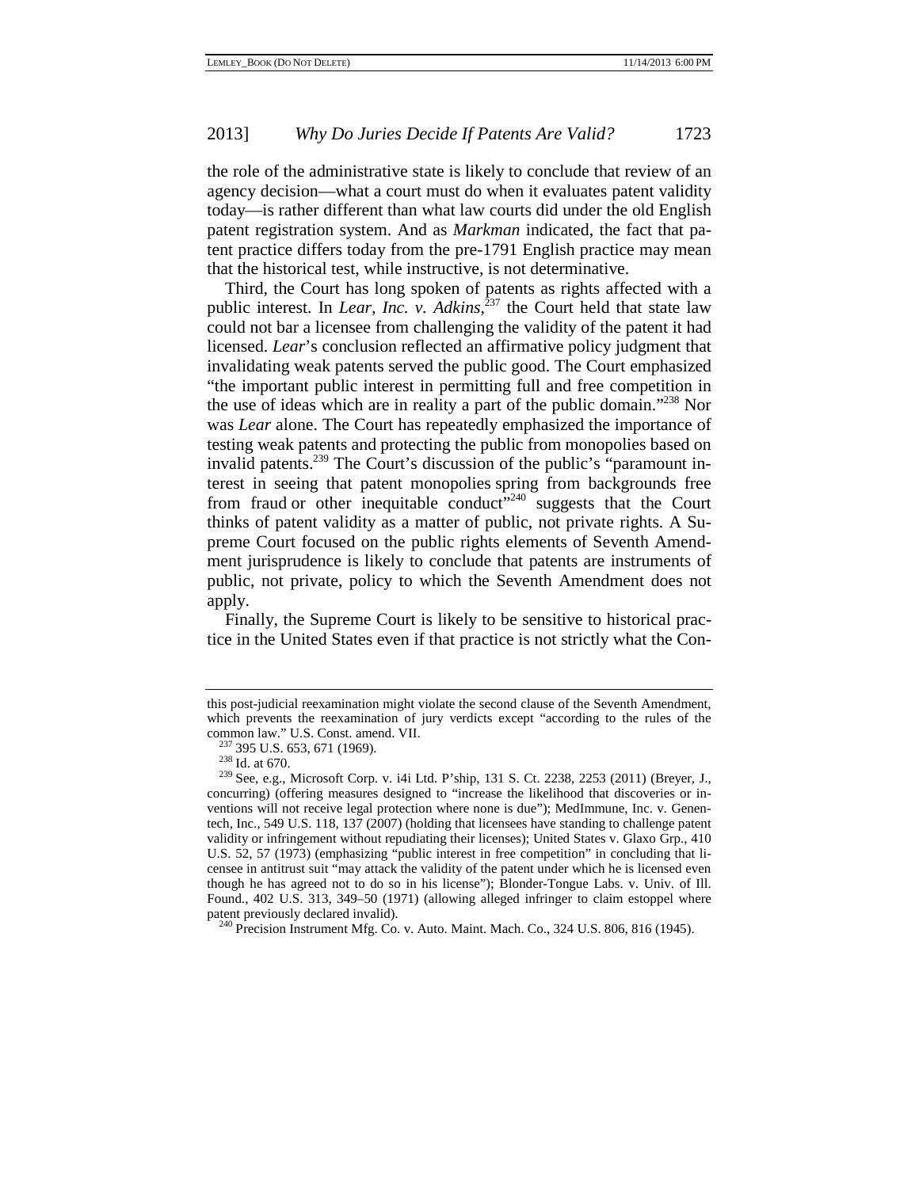the role of the administrative state is likely to conclude that review of an agency decision—what a court must do when it evaluates patent validity today—is rather different than what law courts did under the old English patent registration system. And as *Markman* indicated, the fact that patent practice differs today from the pre-1791 English practice may mean that the historical test, while instructive, is not determinative.

Third, the Court has long spoken of patents as rights affected with a public interest. In *Lear, Inc. v. Adkins*,[237] the Court held that state law could not bar a licensee from challenging the validity of the patent it had licensed. *Lear*'s conclusion reflected an affirmative policy judgment that invalidating weak patents served the public good. The Court emphasized "the important public interest in permitting full and free competition in the use of ideas which are in reality a part of the public domain."[238] Nor was *Lear* alone. The Court has repeatedly emphasized the importance of testing weak patents and protecting the public from monopolies based on invalid patents.[239] The Court's discussion of the public's "paramount interest in seeing that patent monopolies spring from backgrounds free from fraud or other inequitable conduct"[240] suggests that the Court thinks of patent validity as a matter of public, not private rights. A Supreme Court focused on the public rights elements of Seventh Amendment jurisprudence is likely to conclude that patents are instruments of public, not private, policy to which the Seventh Amendment does not apply.

Finally, the Supreme Court is likely to be sensitive to historical practice in the United States even if that practice is not strictly what the Con-

---

this post-judicial reexamination might violate the second clause of the Seventh Amendment, which prevents the reexamination of jury verdicts except "according to the rules of the common law." U.S. Const. amend. VII.

[237] 395 U.S. 653, 671 (1969).

[238] Id. at 670.

[239] See, e.g., Microsoft Corp. v. i4i Ltd. P'ship, 131 S. Ct. 2238, 2253 (2011) (Breyer, J., concurring) (offering measures designed to "increase the likelihood that discoveries or inventions will not receive legal protection where none is due"); MedImmune, Inc. v. Genentech, Inc., 549 U.S. 118, 137 (2007) (holding that licensees have standing to challenge patent validity or infringement without repudiating their licenses); United States v. Glaxo Grp., 410 U.S. 52, 57 (1973) (emphasizing "public interest in free competition" in concluding that licensee in antitrust suit "may attack the validity of the patent under which he is licensed even though he has agreed not to do so in his license"); Blonder-Tongue Labs. v. Univ. of Ill. Found., 402 U.S. 313, 349–50 (1971) (allowing alleged infringer to claim estoppel where patent previously declared invalid).

[240] Precision Instrument Mfg. Co. v. Auto. Maint. Mach. Co., 324 U.S. 806, 816 (1945).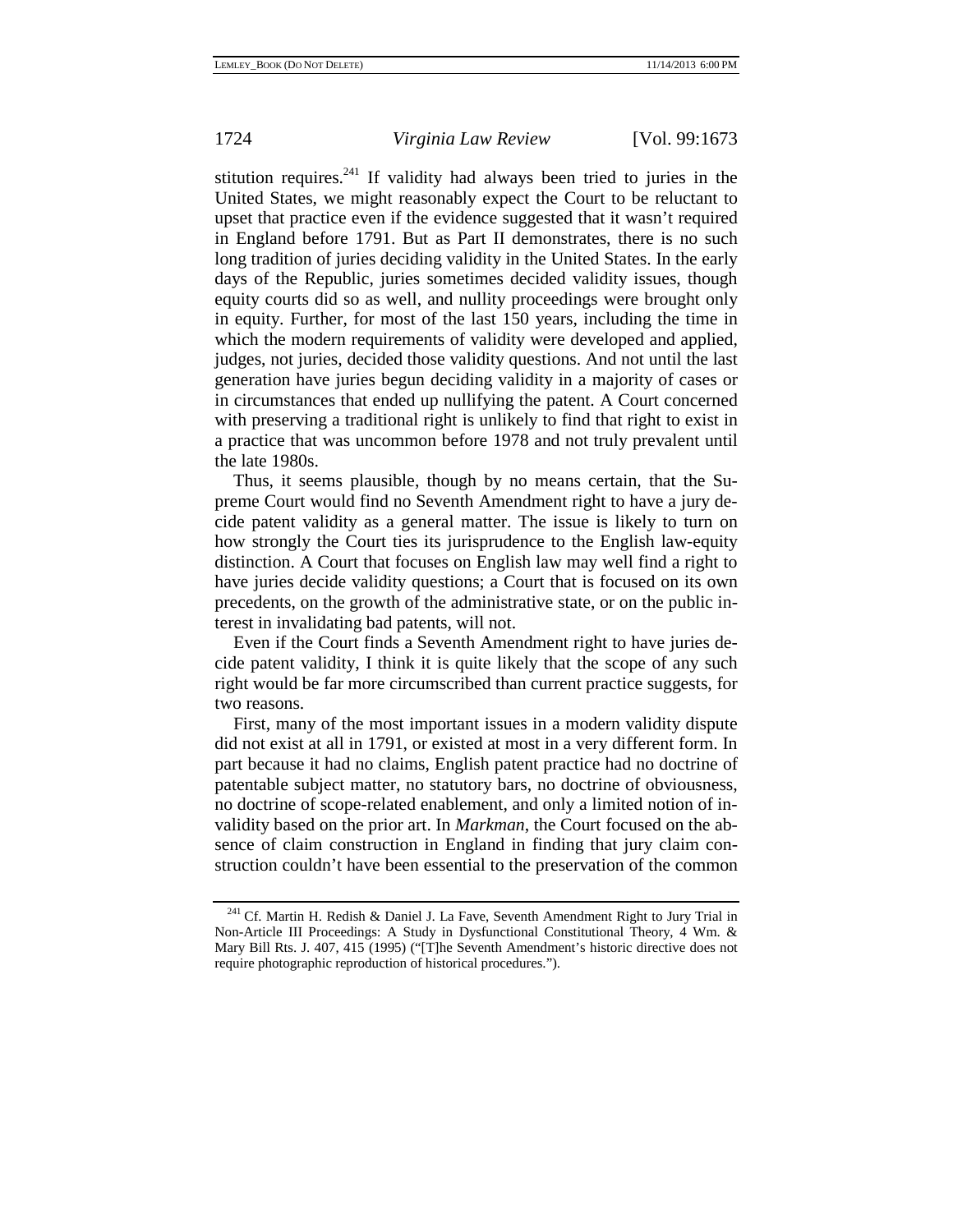stitution requires.[241] If validity had always been tried to juries in the United States, we might reasonably expect the Court to be reluctant to upset that practice even if the evidence suggested that it wasn't required in England before 1791. But as Part II demonstrates, there is no such long tradition of juries deciding validity in the United States. In the early days of the Republic, juries sometimes decided validity issues, though equity courts did so as well, and nullity proceedings were brought only in equity. Further, for most of the last 150 years, including the time in which the modern requirements of validity were developed and applied, judges, not juries, decided those validity questions. And not until the last generation have juries begun deciding validity in a majority of cases or in circumstances that ended up nullifying the patent. A Court concerned with preserving a traditional right is unlikely to find that right to exist in a practice that was uncommon before 1978 and not truly prevalent until the late 1980s.

Thus, it seems plausible, though by no means certain, that the Supreme Court would find no Seventh Amendment right to have a jury decide patent validity as a general matter. The issue is likely to turn on how strongly the Court ties its jurisprudence to the English law-equity distinction. A Court that focuses on English law may well find a right to have juries decide validity questions; a Court that is focused on its own precedents, on the growth of the administrative state, or on the public interest in invalidating bad patents, will not.

Even if the Court finds a Seventh Amendment right to have juries decide patent validity, I think it is quite likely that the scope of any such right would be far more circumscribed than current practice suggests, for two reasons.

First, many of the most important issues in a modern validity dispute did not exist at all in 1791, or existed at most in a very different form. In part because it had no claims, English patent practice had no doctrine of patentable subject matter, no statutory bars, no doctrine of obviousness, no doctrine of scope-related enablement, and only a limited notion of invalidity based on the prior art. In *Markman*, the Court focused on the absence of claim construction in England in finding that jury claim construction couldn't have been essential to the preservation of the common

[241] Cf. Martin H. Redish & Daniel J. La Fave, Seventh Amendment Right to Jury Trial in Non-Article III Proceedings: A Study in Dysfunctional Constitutional Theory, 4 Wm. & Mary Bill Rts. J. 407, 415 (1995) ("[T]he Seventh Amendment's historic directive does not require photographic reproduction of historical procedures.").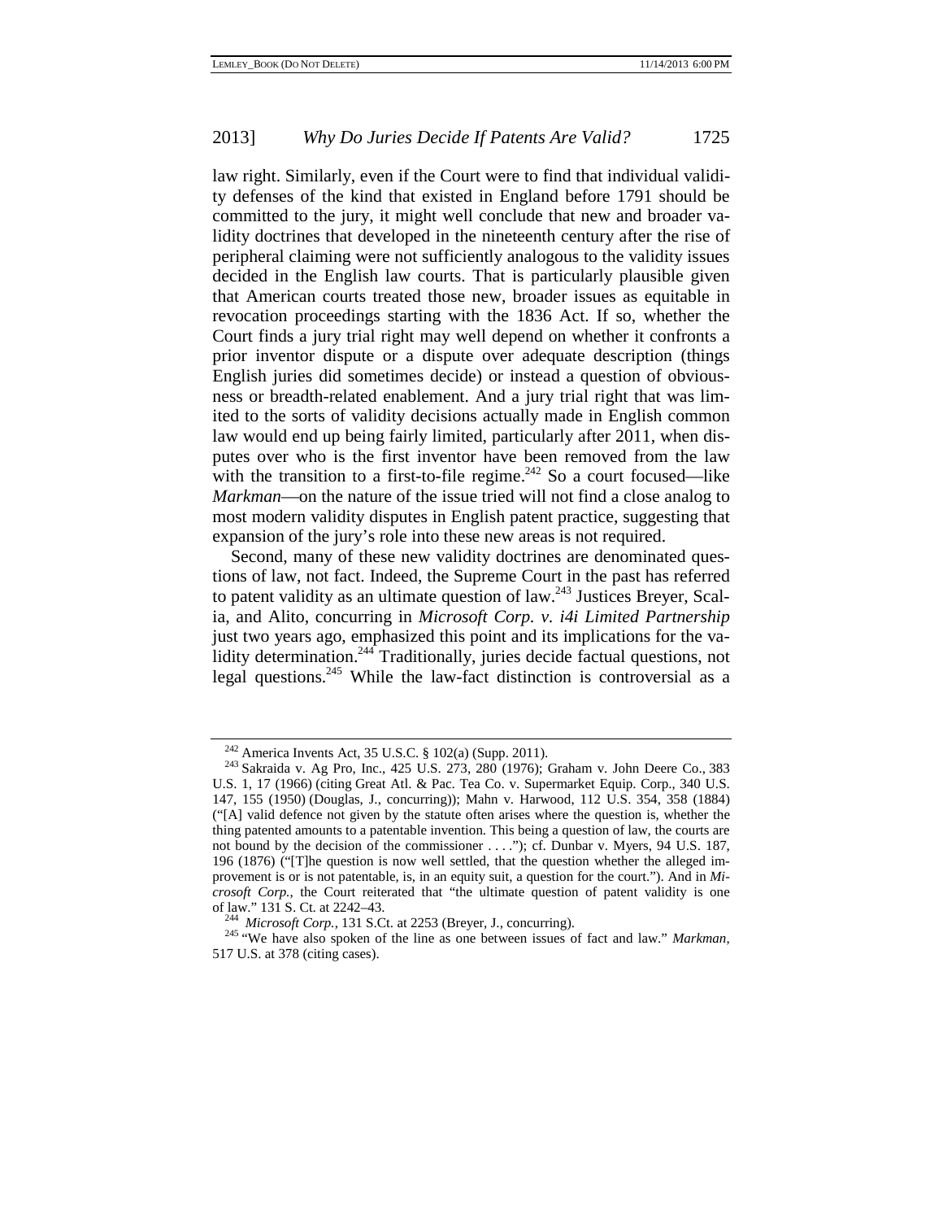law right. Similarly, even if the Court were to find that individual validity defenses of the kind that existed in England before 1791 should be committed to the jury, it might well conclude that new and broader validity doctrines that developed in the nineteenth century after the rise of peripheral claiming were not sufficiently analogous to the validity issues decided in the English law courts. That is particularly plausible given that American courts treated those new, broader issues as equitable in revocation proceedings starting with the 1836 Act. If so, whether the Court finds a jury trial right may well depend on whether it confronts a prior inventor dispute or a dispute over adequate description (things English juries did sometimes decide) or instead a question of obviousness or breadth-related enablement. And a jury trial right that was limited to the sorts of validity decisions actually made in English common law would end up being fairly limited, particularly after 2011, when disputes over who is the first inventor have been removed from the law with the transition to a first-to-file regime.[242] So a court focused—like *Markman*—on the nature of the issue tried will not find a close analog to most modern validity disputes in English patent practice, suggesting that expansion of the jury's role into these new areas is not required.

Second, many of these new validity doctrines are denominated questions of law, not fact. Indeed, the Supreme Court in the past has referred to patent validity as an ultimate question of law.[243] Justices Breyer, Scalia, and Alito, concurring in *Microsoft Corp. v. i4i Limited Partnership* just two years ago, emphasized this point and its implications for the validity determination.[244] Traditionally, juries decide factual questions, not legal questions.[245] While the law-fact distinction is controversial as a

---

[242] America Invents Act, 35 U.S.C. § 102(a) (Supp. 2011).

[243] Sakraida v. Ag Pro, Inc., 425 U.S. 273, 280 (1976); Graham v. John Deere Co., 383 U.S. 1, 17 (1966) (citing Great Atl. & Pac. Tea Co. v. Supermarket Equip. Corp., 340 U.S. 147, 155 (1950) (Douglas, J., concurring)); Mahn v. Harwood, 112 U.S. 354, 358 (1884) ("[A] valid defence not given by the statute often arises where the question is, whether the thing patented amounts to a patentable invention. This being a question of law, the courts are not bound by the decision of the commissioner . . . ."); cf. Dunbar v. Myers, 94 U.S. 187, 196 (1876) ("[T]he question is now well settled, that the question whether the alleged improvement is or is not patentable, is, in an equity suit, a question for the court."). And in *Microsoft Corp.*, the Court reiterated that "the ultimate question of patent validity is one of law." 131 S. Ct. at 2242–43.

[244] *Microsoft Corp.*, 131 S.Ct. at 2253 (Breyer, J., concurring).

[245] "We have also spoken of the line as one between issues of fact and law." *Markman*, 517 U.S. at 378 (citing cases).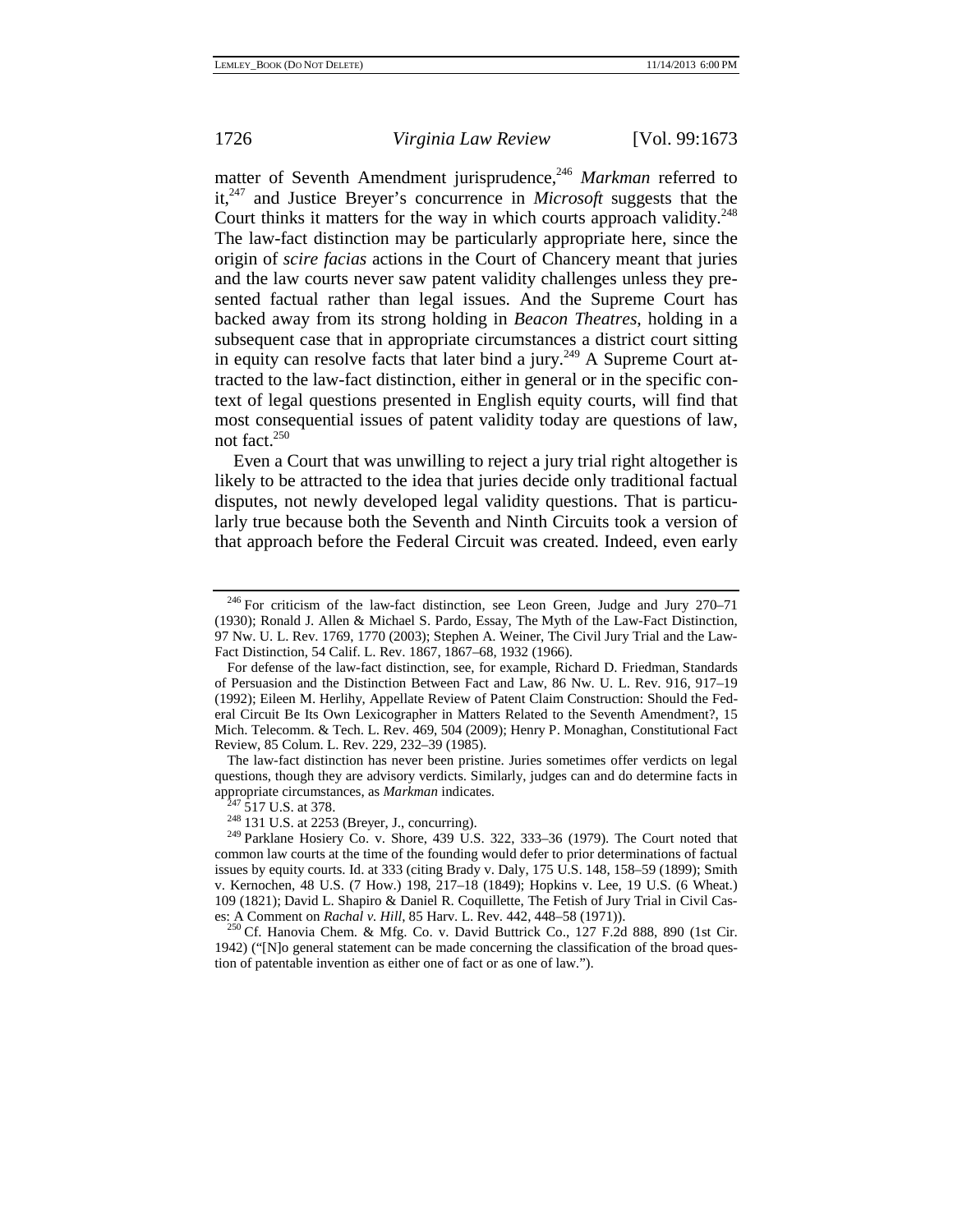matter of Seventh Amendment jurisprudence,[246] *Markman* referred to it,[247] and Justice Breyer's concurrence in *Microsoft* suggests that the Court thinks it matters for the way in which courts approach validity.[248] The law-fact distinction may be particularly appropriate here, since the origin of *scire facias* actions in the Court of Chancery meant that juries and the law courts never saw patent validity challenges unless they presented factual rather than legal issues. And the Supreme Court has backed away from its strong holding in *Beacon Theatres*, holding in a subsequent case that in appropriate circumstances a district court sitting in equity can resolve facts that later bind a jury.[249] A Supreme Court attracted to the law-fact distinction, either in general or in the specific context of legal questions presented in English equity courts, will find that most consequential issues of patent validity today are questions of law, not fact.[250]

Even a Court that was unwilling to reject a jury trial right altogether is likely to be attracted to the idea that juries decide only traditional factual disputes, not newly developed legal validity questions. That is particularly true because both the Seventh and Ninth Circuits took a version of that approach before the Federal Circuit was created. Indeed, even early

---

[246] For criticism of the law-fact distinction, see Leon Green, Judge and Jury 270–71 (1930); Ronald J. Allen & Michael S. Pardo, Essay, The Myth of the Law-Fact Distinction, 97 Nw. U. L. Rev. 1769, 1770 (2003); Stephen A. Weiner, The Civil Jury Trial and the Law-Fact Distinction, 54 Calif. L. Rev. 1867, 1867–68, 1932 (1966).

For defense of the law-fact distinction, see, for example, Richard D. Friedman, Standards of Persuasion and the Distinction Between Fact and Law, 86 Nw. U. L. Rev. 916, 917–19 (1992); Eileen M. Herlihy, Appellate Review of Patent Claim Construction: Should the Federal Circuit Be Its Own Lexicographer in Matters Related to the Seventh Amendment?, 15 Mich. Telecomm. & Tech. L. Rev. 469, 504 (2009); Henry P. Monaghan, Constitutional Fact Review, 85 Colum. L. Rev. 229, 232–39 (1985).

The law-fact distinction has never been pristine. Juries sometimes offer verdicts on legal questions, though they are advisory verdicts. Similarly, judges can and do determine facts in appropriate circumstances, as *Markman* indicates.

[247] 517 U.S. at 378.

[248] 131 U.S. at 2253 (Breyer, J., concurring).

[249] Parklane Hosiery Co. v. Shore, 439 U.S. 322, 333–36 (1979). The Court noted that common law courts at the time of the founding would defer to prior determinations of factual issues by equity courts. Id. at 333 (citing Brady v. Daly, 175 U.S. 148, 158–59 (1899); Smith v. Kernochen, 48 U.S. (7 How.) 198, 217–18 (1849); Hopkins v. Lee, 19 U.S. (6 Wheat.) 109 (1821); David L. Shapiro & Daniel R. Coquillette, The Fetish of Jury Trial in Civil Cases: A Comment on *Rachal v. Hill*, 85 Harv. L. Rev. 442, 448–58 (1971)).

[250] Cf. Hanovia Chem. & Mfg. Co. v. David Buttrick Co., 127 F.2d 888, 890 (1st Cir. 1942) ("[N]o general statement can be made concerning the classification of the broad question of patentable invention as either one of fact or as one of law.").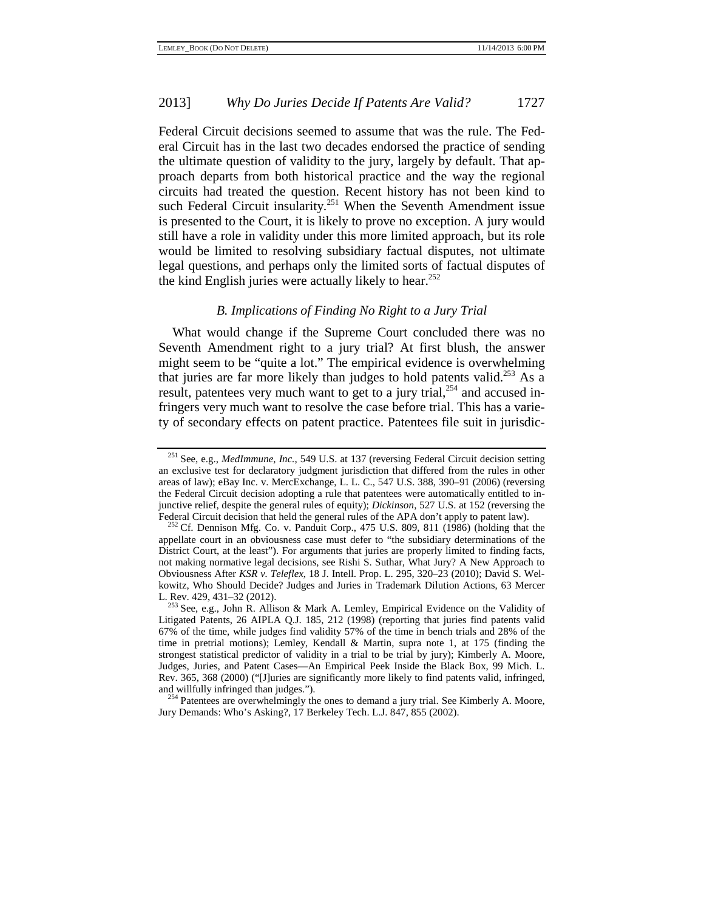Federal Circuit decisions seemed to assume that was the rule. The Federal Circuit has in the last two decades endorsed the practice of sending the ultimate question of validity to the jury, largely by default. That approach departs from both historical practice and the way the regional circuits had treated the question. Recent history has not been kind to such Federal Circuit insularity.[251] When the Seventh Amendment issue is presented to the Court, it is likely to prove no exception. A jury would still have a role in validity under this more limited approach, but its role would be limited to resolving subsidiary factual disputes, not ultimate legal questions, and perhaps only the limited sorts of factual disputes of the kind English juries were actually likely to hear.[252]

### *B. Implications of Finding No Right to a Jury Trial*

What would change if the Supreme Court concluded there was no Seventh Amendment right to a jury trial? At first blush, the answer might seem to be "quite a lot." The empirical evidence is overwhelming that juries are far more likely than judges to hold patents valid.[253] As a result, patentees very much want to get to a jury trial,[254] and accused infringers very much want to resolve the case before trial. This has a variety of secondary effects on patent practice. Patentees file suit in jurisdic-

---

[251] See, e.g., *MedImmune, Inc.*, 549 U.S. at 137 (reversing Federal Circuit decision setting an exclusive test for declaratory judgment jurisdiction that differed from the rules in other areas of law); eBay Inc. v. MercExchange, L. L. C., 547 U.S. 388, 390–91 (2006) (reversing the Federal Circuit decision adopting a rule that patentees were automatically entitled to injunctive relief, despite the general rules of equity); *Dickinson*, 527 U.S. at 152 (reversing the Federal Circuit decision that held the general rules of the APA don't apply to patent law).

[252] Cf. Dennison Mfg. Co. v. Panduit Corp., 475 U.S. 809, 811 (1986) (holding that the appellate court in an obviousness case must defer to "the subsidiary determinations of the District Court, at the least"). For arguments that juries are properly limited to finding facts, not making normative legal decisions, see Rishi S. Suthar, What Jury? A New Approach to Obviousness After *KSR v. Teleflex*, 18 J. Intell. Prop. L. 295, 320–23 (2010); David S. Welkowitz, Who Should Decide? Judges and Juries in Trademark Dilution Actions, 63 Mercer L. Rev. 429, 431–32 (2012).

[253] See, e.g., John R. Allison & Mark A. Lemley, Empirical Evidence on the Validity of Litigated Patents, 26 AIPLA Q.J. 185, 212 (1998) (reporting that juries find patents valid 67% of the time, while judges find validity 57% of the time in bench trials and 28% of the time in pretrial motions); Lemley, Kendall & Martin, supra note 1, at 175 (finding the strongest statistical predictor of validity in a trial to be trial by jury); Kimberly A. Moore, Judges, Juries, and Patent Cases—An Empirical Peek Inside the Black Box, 99 Mich. L. Rev. 365, 368 (2000) ("[J]uries are significantly more likely to find patents valid, infringed, and willfully infringed than judges.").

[254] Patentees are overwhelmingly the ones to demand a jury trial. See Kimberly A. Moore, Jury Demands: Who's Asking?, 17 Berkeley Tech. L.J. 847, 855 (2002).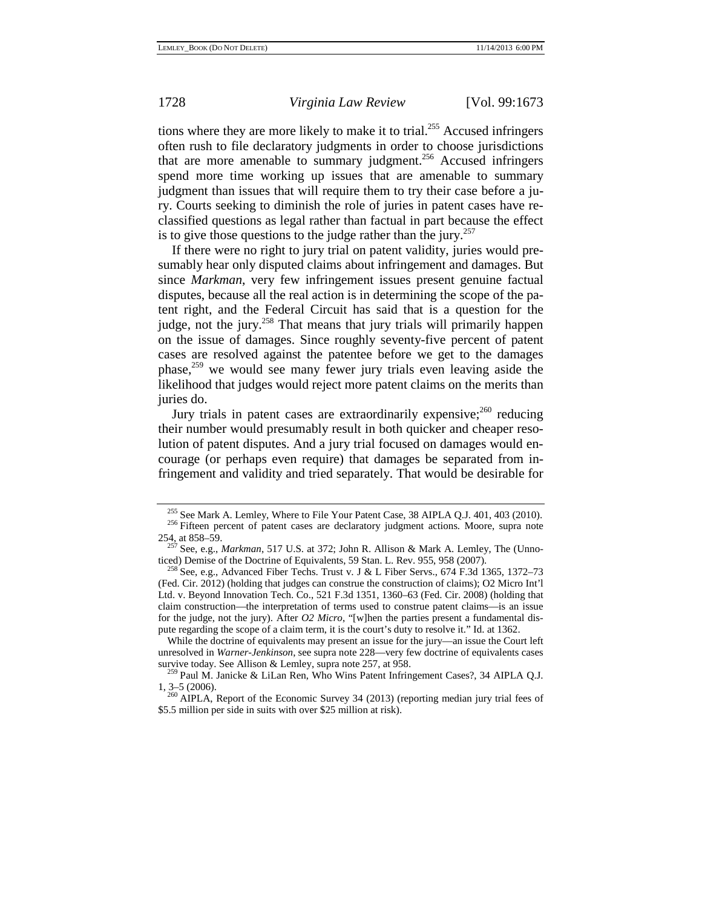tions where they are more likely to make it to trial.[255] Accused infringers often rush to file declaratory judgments in order to choose jurisdictions that are more amenable to summary judgment.[256] Accused infringers spend more time working up issues that are amenable to summary judgment than issues that will require them to try their case before a jury. Courts seeking to diminish the role of juries in patent cases have reclassified questions as legal rather than factual in part because the effect is to give those questions to the judge rather than the jury.[257]

If there were no right to jury trial on patent validity, juries would presumably hear only disputed claims about infringement and damages. But since *Markman*, very few infringement issues present genuine factual disputes, because all the real action is in determining the scope of the patent right, and the Federal Circuit has said that is a question for the judge, not the jury.[258] That means that jury trials will primarily happen on the issue of damages. Since roughly seventy-five percent of patent cases are resolved against the patentee before we get to the damages phase,[259] we would see many fewer jury trials even leaving aside the likelihood that judges would reject more patent claims on the merits than juries do.

Jury trials in patent cases are extraordinarily expensive;[260] reducing their number would presumably result in both quicker and cheaper resolution of patent disputes. And a jury trial focused on damages would encourage (or perhaps even require) that damages be separated from infringement and validity and tried separately. That would be desirable for

---

[255] See Mark A. Lemley, Where to File Your Patent Case, 38 AIPLA Q.J. 401, 403 (2010).

[256] Fifteen percent of patent cases are declaratory judgment actions. Moore, supra note 254, at 858–59.

[257] See, e.g., *Markman*, 517 U.S. at 372; John R. Allison & Mark A. Lemley, The (Unnoticed) Demise of the Doctrine of Equivalents, 59 Stan. L. Rev. 955, 958 (2007).

[258] See, e.g., Advanced Fiber Techs. Trust v. J & L Fiber Servs., 674 F.3d 1365, 1372–73 (Fed. Cir. 2012) (holding that judges can construe the construction of claims); O2 Micro Int'l Ltd. v. Beyond Innovation Tech. Co., 521 F.3d 1351, 1360–63 (Fed. Cir. 2008) (holding that claim construction—the interpretation of terms used to construe patent claims—is an issue for the judge, not the jury). After *O2 Micro*, "[w]hen the parties present a fundamental dispute regarding the scope of a claim term, it is the court's duty to resolve it." Id. at 1362.

While the doctrine of equivalents may present an issue for the jury—an issue the Court left unresolved in *Warner-Jenkinson*, see supra note 228—very few doctrine of equivalents cases survive today. See Allison & Lemley, supra note 257, at 958.

[259] Paul M. Janicke & LiLan Ren, Who Wins Patent Infringement Cases?, 34 AIPLA Q.J. 1, 3–5 (2006).

[260] AIPLA, Report of the Economic Survey 34 (2013) (reporting median jury trial fees of $5.5 million per side in suits with over $25 million at risk).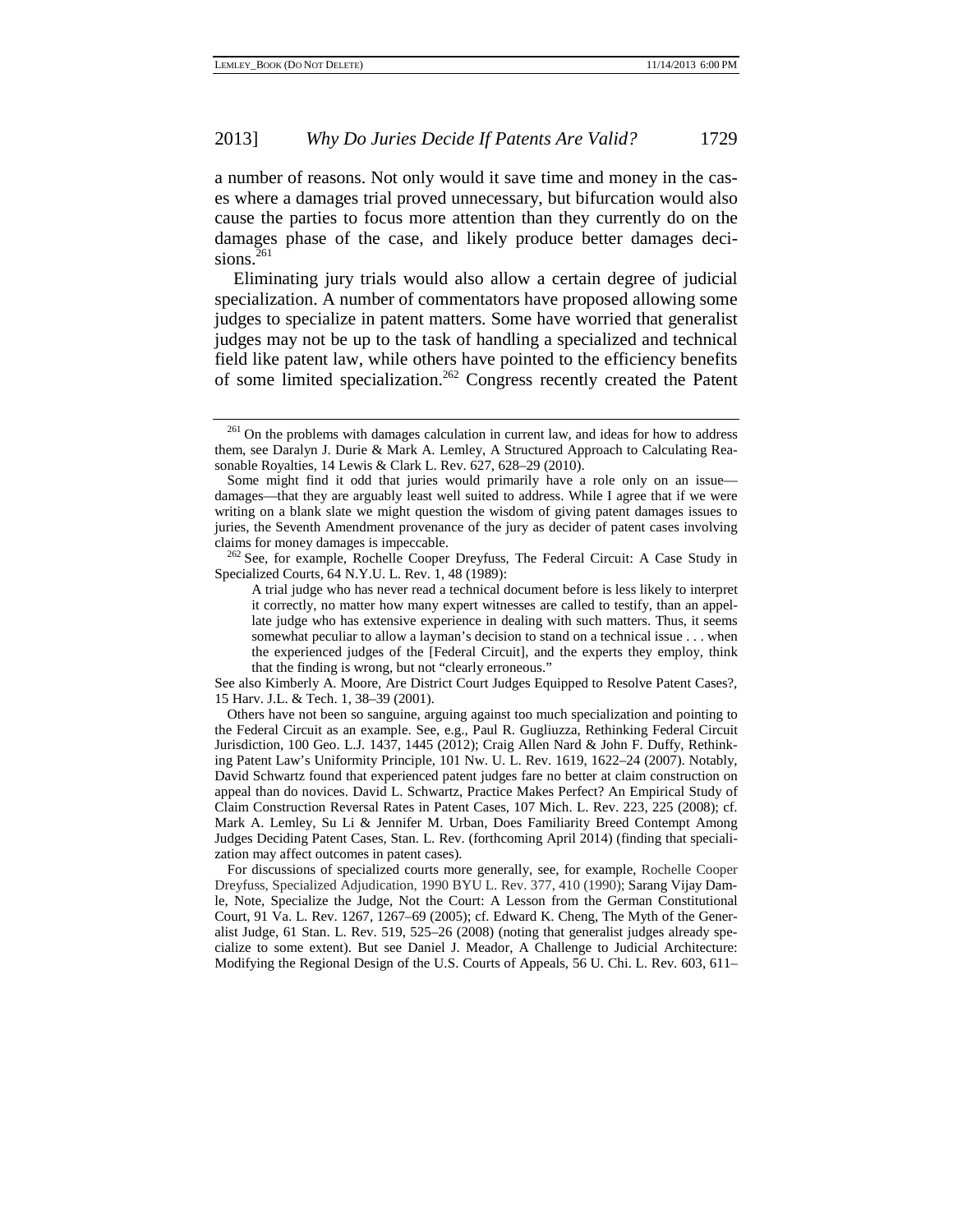a number of reasons. Not only would it save time and money in the cases where a damages trial proved unnecessary, but bifurcation would also cause the parties to focus more attention than they currently do on the damages phase of the case, and likely produce better damages decisions.[261]

Eliminating jury trials would also allow a certain degree of judicial specialization. A number of commentators have proposed allowing some judges to specialize in patent matters. Some have worried that generalist judges may not be up to the task of handling a specialized and technical field like patent law, while others have pointed to the efficiency benefits of some limited specialization.[262] Congress recently created the Patent

---

[261] On the problems with damages calculation in current law, and ideas for how to address them, see Daralyn J. Durie & Mark A. Lemley, A Structured Approach to Calculating Reasonable Royalties, 14 Lewis & Clark L. Rev. 627, 628–29 (2010).

Some might find it odd that juries would primarily have a role only on an issue—damages—that they are arguably least well suited to address. While I agree that if we were writing on a blank slate we might question the wisdom of giving patent damages issues to juries, the Seventh Amendment provenance of the jury as decider of patent cases involving claims for money damages is impeccable.

[262] See, for example, Rochelle Cooper Dreyfuss, The Federal Circuit: A Case Study in Specialized Courts, 64 N.Y.U. L. Rev. 1, 48 (1989):

> A trial judge who has never read a technical document before is less likely to interpret it correctly, no matter how many expert witnesses are called to testify, than an appellate judge who has extensive experience in dealing with such matters. Thus, it seems somewhat peculiar to allow a layman's decision to stand on a technical issue . . . when the experienced judges of the [Federal Circuit], and the experts they employ, think that the finding is wrong, but not "clearly erroneous."

See also Kimberly A. Moore, Are District Court Judges Equipped to Resolve Patent Cases?, 15 Harv. J.L. & Tech. 1, 38–39 (2001).

Others have not been so sanguine, arguing against too much specialization and pointing to the Federal Circuit as an example. See, e.g., Paul R. Gugliuzza, Rethinking Federal Circuit Jurisdiction, 100 Geo. L.J. 1437, 1445 (2012); Craig Allen Nard & John F. Duffy, Rethinking Patent Law's Uniformity Principle, 101 Nw. U. L. Rev. 1619, 1622–24 (2007). Notably, David Schwartz found that experienced patent judges fare no better at claim construction on appeal than do novices. David L. Schwartz, Practice Makes Perfect? An Empirical Study of Claim Construction Reversal Rates in Patent Cases, 107 Mich. L. Rev. 223, 225 (2008); cf. Mark A. Lemley, Su Li & Jennifer M. Urban, Does Familiarity Breed Contempt Among Judges Deciding Patent Cases, Stan. L. Rev. (forthcoming April 2014) (finding that specialization may affect outcomes in patent cases).

For discussions of specialized courts more generally, see, for example, Rochelle Cooper Dreyfuss, Specialized Adjudication, 1990 BYU L. Rev. 377, 410 (1990); Sarang Vijay Damle, Note, Specialize the Judge, Not the Court: A Lesson from the German Constitutional Court, 91 Va. L. Rev. 1267, 1267–69 (2005); cf. Edward K. Cheng, The Myth of the Generalist Judge, 61 Stan. L. Rev. 519, 525–26 (2008) (noting that generalist judges already specialize to some extent). But see Daniel J. Meador, A Challenge to Judicial Architecture: Modifying the Regional Design of the U.S. Courts of Appeals, 56 U. Chi. L. Rev. 603, 611–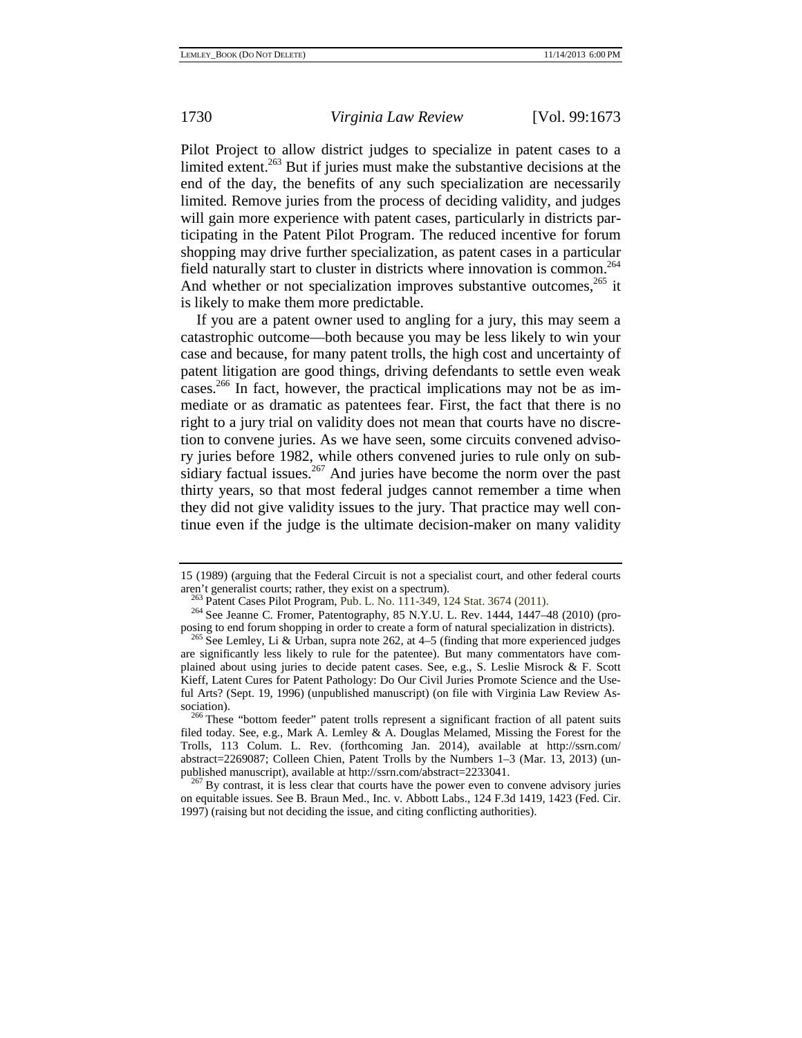Pilot Project to allow district judges to specialize in patent cases to a limited extent.[263] But if juries must make the substantive decisions at the end of the day, the benefits of any such specialization are necessarily limited. Remove juries from the process of deciding validity, and judges will gain more experience with patent cases, particularly in districts participating in the Patent Pilot Program. The reduced incentive for forum shopping may drive further specialization, as patent cases in a particular field naturally start to cluster in districts where innovation is common.[264] And whether or not specialization improves substantive outcomes,[265] it is likely to make them more predictable.

If you are a patent owner used to angling for a jury, this may seem a catastrophic outcome—both because you may be less likely to win your case and because, for many patent trolls, the high cost and uncertainty of patent litigation are good things, driving defendants to settle even weak cases.[266] In fact, however, the practical implications may not be as immediate or as dramatic as patentees fear. First, the fact that there is no right to a jury trial on validity does not mean that courts have no discretion to convene juries. As we have seen, some circuits convened advisory juries before 1982, while others convened juries to rule only on subsidiary factual issues.[267] And juries have become the norm over the past thirty years, so that most federal judges cannot remember a time when they did not give validity issues to the jury. That practice may well continue even if the judge is the ultimate decision-maker on many validity

---

15 (1989) (arguing that the Federal Circuit is not a specialist court, and other federal courts aren't generalist courts; rather, they exist on a spectrum).

[263] Patent Cases Pilot Program, Pub. L. No. 111-349, 124 Stat. 3674 (2011).

[264] See Jeanne C. Fromer, Patentography, 85 N.Y.U. L. Rev. 1444, 1447–48 (2010) (proposing to end forum shopping in order to create a form of natural specialization in districts).

[265] See Lemley, Li & Urban, supra note 262, at 4–5 (finding that more experienced judges are significantly less likely to rule for the patentee). But many commentators have complained about using juries to decide patent cases. See, e.g., S. Leslie Misrock & F. Scott Kieff, Latent Cures for Patent Pathology: Do Our Civil Juries Promote Science and the Useful Arts? (Sept. 19, 1996) (unpublished manuscript) (on file with Virginia Law Review Association).

[266] These "bottom feeder" patent trolls represent a significant fraction of all patent suits filed today. See, e.g., Mark A. Lemley & A. Douglas Melamed, Missing the Forest for the Trolls, 113 Colum. L. Rev. (forthcoming Jan. 2014), available at http://ssrn.com/abstract=2269087; Colleen Chien, Patent Trolls by the Numbers 1–3 (Mar. 13, 2013) (unpublished manuscript), available at http://ssrn.com/abstract=2233041.

[267] By contrast, it is less clear that courts have the power even to convene advisory juries on equitable issues. See B. Braun Med., Inc. v. Abbott Labs., 124 F.3d 1419, 1423 (Fed. Cir. 1997) (raising but not deciding the issue, and citing conflicting authorities).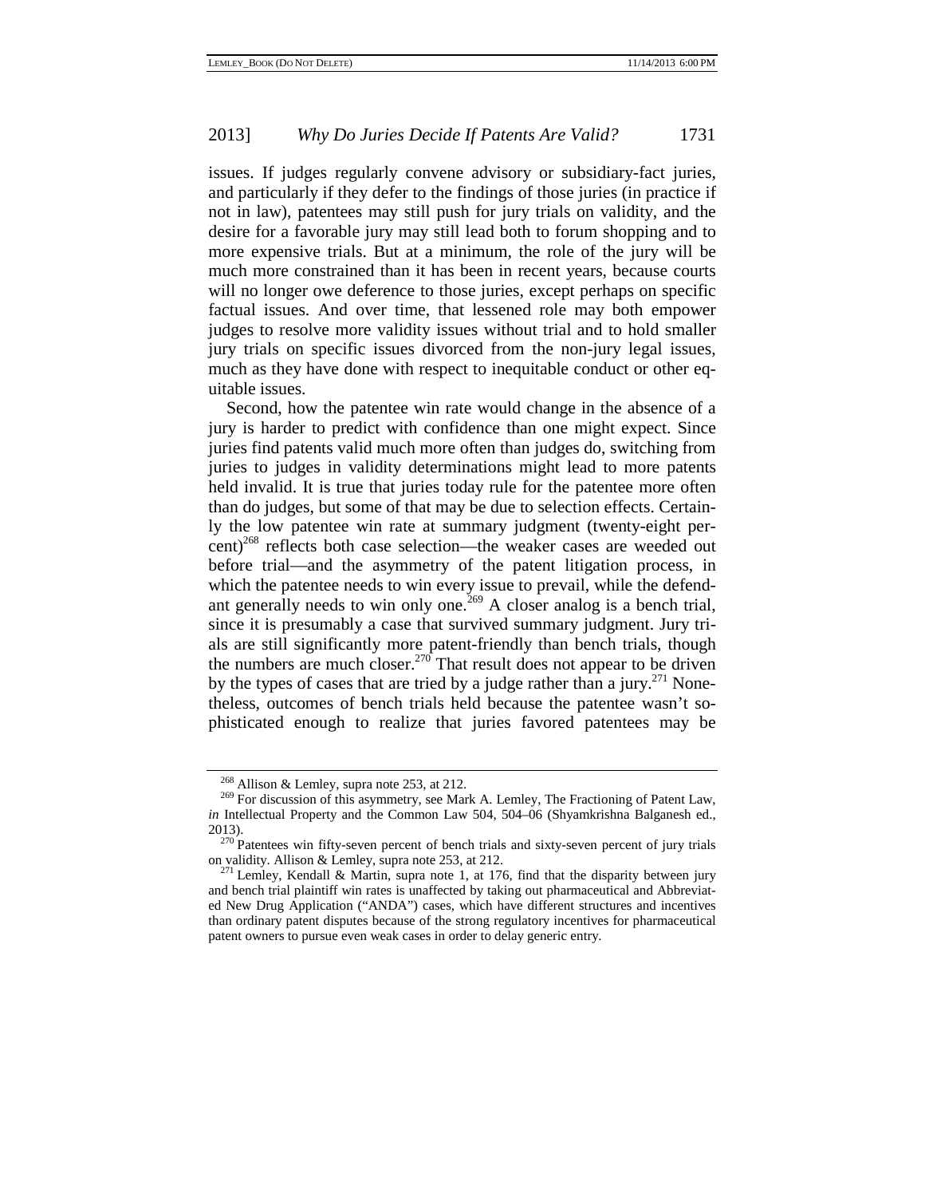issues. If judges regularly convene advisory or subsidiary-fact juries, and particularly if they defer to the findings of those juries (in practice if not in law), patentees may still push for jury trials on validity, and the desire for a favorable jury may still lead both to forum shopping and to more expensive trials. But at a minimum, the role of the jury will be much more constrained than it has been in recent years, because courts will no longer owe deference to those juries, except perhaps on specific factual issues. And over time, that lessened role may both empower judges to resolve more validity issues without trial and to hold smaller jury trials on specific issues divorced from the non-jury legal issues, much as they have done with respect to inequitable conduct or other equitable issues.

Second, how the patentee win rate would change in the absence of a jury is harder to predict with confidence than one might expect. Since juries find patents valid much more often than judges do, switching from juries to judges in validity determinations might lead to more patents held invalid. It is true that juries today rule for the patentee more often than do judges, but some of that may be due to selection effects. Certainly the low patentee win rate at summary judgment (twenty-eight percent)[268] reflects both case selection—the weaker cases are weeded out before trial—and the asymmetry of the patent litigation process, in which the patentee needs to win every issue to prevail, while the defendant generally needs to win only one.[269] A closer analog is a bench trial, since it is presumably a case that survived summary judgment. Jury trials are still significantly more patent-friendly than bench trials, though the numbers are much closer.[270] That result does not appear to be driven by the types of cases that are tried by a judge rather than a jury.[271] Nonetheless, outcomes of bench trials held because the patentee wasn't sophisticated enough to realize that juries favored patentees may be

---

[268] Allison & Lemley, supra note 253, at 212.

[269] For discussion of this asymmetry, see Mark A. Lemley, The Fractioning of Patent Law, *in* Intellectual Property and the Common Law 504, 504–06 (Shyamkrishna Balganesh ed., 2013).

[270] Patentees win fifty-seven percent of bench trials and sixty-seven percent of jury trials on validity. Allison & Lemley, supra note 253, at 212.

[271] Lemley, Kendall & Martin, supra note 1, at 176, find that the disparity between jury and bench trial plaintiff win rates is unaffected by taking out pharmaceutical and Abbreviated New Drug Application ("ANDA") cases, which have different structures and incentives than ordinary patent disputes because of the strong regulatory incentives for pharmaceutical patent owners to pursue even weak cases in order to delay generic entry.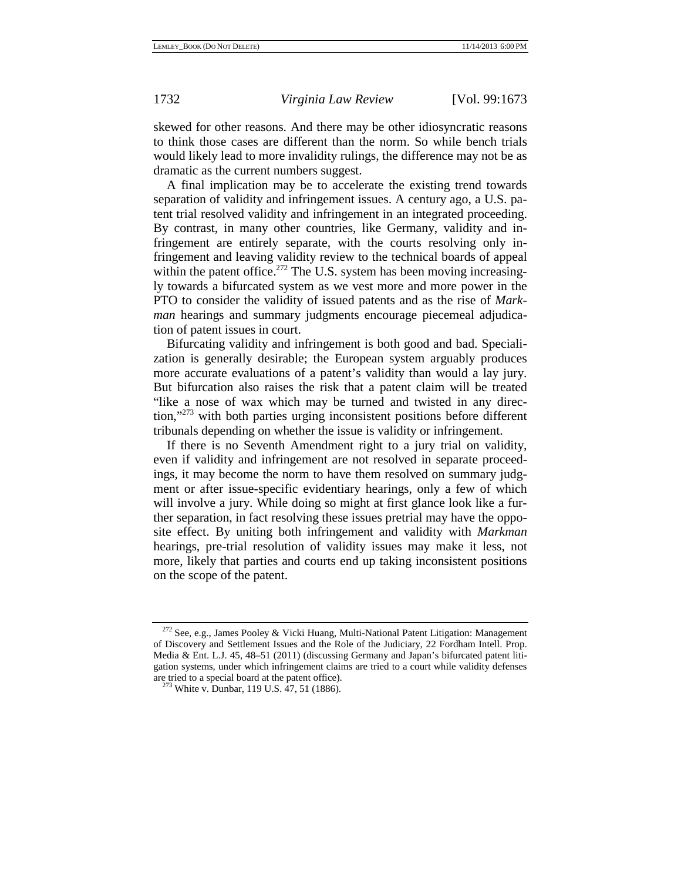skewed for other reasons. And there may be other idiosyncratic reasons to think those cases are different than the norm. So while bench trials would likely lead to more invalidity rulings, the difference may not be as dramatic as the current numbers suggest.

A final implication may be to accelerate the existing trend towards separation of validity and infringement issues. A century ago, a U.S. patent trial resolved validity and infringement in an integrated proceeding. By contrast, in many other countries, like Germany, validity and infringement are entirely separate, with the courts resolving only infringement and leaving validity review to the technical boards of appeal within the patent office.[272] The U.S. system has been moving increasingly towards a bifurcated system as we vest more and more power in the PTO to consider the validity of issued patents and as the rise of *Markman* hearings and summary judgments encourage piecemeal adjudication of patent issues in court.

Bifurcating validity and infringement is both good and bad. Specialization is generally desirable; the European system arguably produces more accurate evaluations of a patent's validity than would a lay jury. But bifurcation also raises the risk that a patent claim will be treated "like a nose of wax which may be turned and twisted in any direction,"[273] with both parties urging inconsistent positions before different tribunals depending on whether the issue is validity or infringement.

If there is no Seventh Amendment right to a jury trial on validity, even if validity and infringement are not resolved in separate proceedings, it may become the norm to have them resolved on summary judgment or after issue-specific evidentiary hearings, only a few of which will involve a jury. While doing so might at first glance look like a further separation, in fact resolving these issues pretrial may have the opposite effect. By uniting both infringement and validity with *Markman* hearings, pre-trial resolution of validity issues may make it less, not more, likely that parties and courts end up taking inconsistent positions on the scope of the patent.

---

[272] See, e.g., James Pooley & Vicki Huang, Multi-National Patent Litigation: Management of Discovery and Settlement Issues and the Role of the Judiciary, 22 Fordham Intell. Prop. Media & Ent. L.J. 45, 48–51 (2011) (discussing Germany and Japan's bifurcated patent litigation systems, under which infringement claims are tried to a court while validity defenses are tried to a special board at the patent office).

[273] White v. Dunbar, 119 U.S. 47, 51 (1886).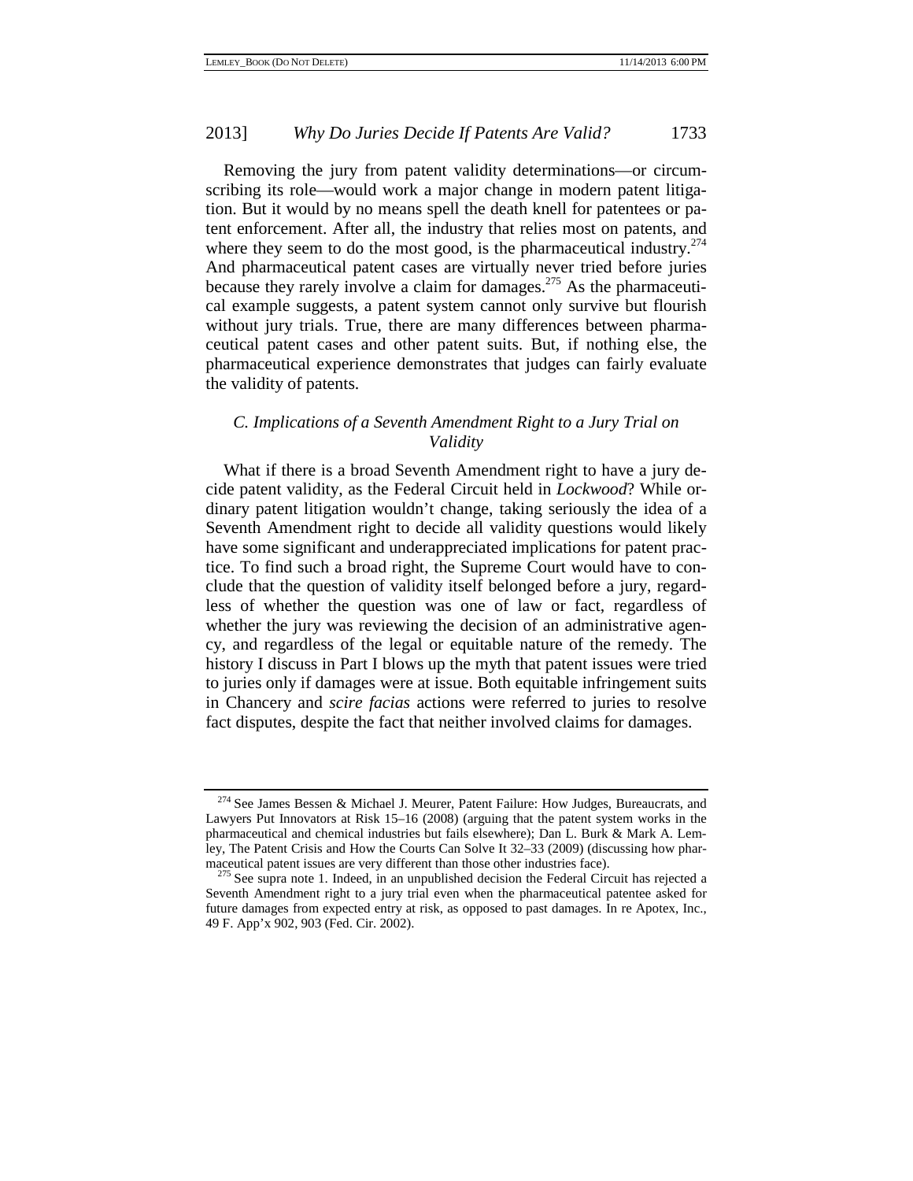Removing the jury from patent validity determinations—or circumscribing its role—would work a major change in modern patent litigation. But it would by no means spell the death knell for patentees or patent enforcement. After all, the industry that relies most on patents, and where they seem to do the most good, is the pharmaceutical industry.[274] And pharmaceutical patent cases are virtually never tried before juries because they rarely involve a claim for damages.[275] As the pharmaceutical example suggests, a patent system cannot only survive but flourish without jury trials. True, there are many differences between pharmaceutical patent cases and other patent suits. But, if nothing else, the pharmaceutical experience demonstrates that judges can fairly evaluate the validity of patents.

### *C. Implications of a Seventh Amendment Right to a Jury Trial on Validity*

What if there is a broad Seventh Amendment right to have a jury decide patent validity, as the Federal Circuit held in *Lockwood*? While ordinary patent litigation wouldn't change, taking seriously the idea of a Seventh Amendment right to decide all validity questions would likely have some significant and underappreciated implications for patent practice. To find such a broad right, the Supreme Court would have to conclude that the question of validity itself belonged before a jury, regardless of whether the question was one of law or fact, regardless of whether the jury was reviewing the decision of an administrative agency, and regardless of the legal or equitable nature of the remedy. The history I discuss in Part I blows up the myth that patent issues were tried to juries only if damages were at issue. Both equitable infringement suits in Chancery and *scire facias* actions were referred to juries to resolve fact disputes, despite the fact that neither involved claims for damages.

---

[274] See James Bessen & Michael J. Meurer, Patent Failure: How Judges, Bureaucrats, and Lawyers Put Innovators at Risk 15–16 (2008) (arguing that the patent system works in the pharmaceutical and chemical industries but fails elsewhere); Dan L. Burk & Mark A. Lemley, The Patent Crisis and How the Courts Can Solve It 32–33 (2009) (discussing how pharmaceutical patent issues are very different than those other industries face).

[275] See supra note 1. Indeed, in an unpublished decision the Federal Circuit has rejected a Seventh Amendment right to a jury trial even when the pharmaceutical patentee asked for future damages from expected entry at risk, as opposed to past damages. In re Apotex, Inc., 49 F. App'x 902, 903 (Fed. Cir. 2002).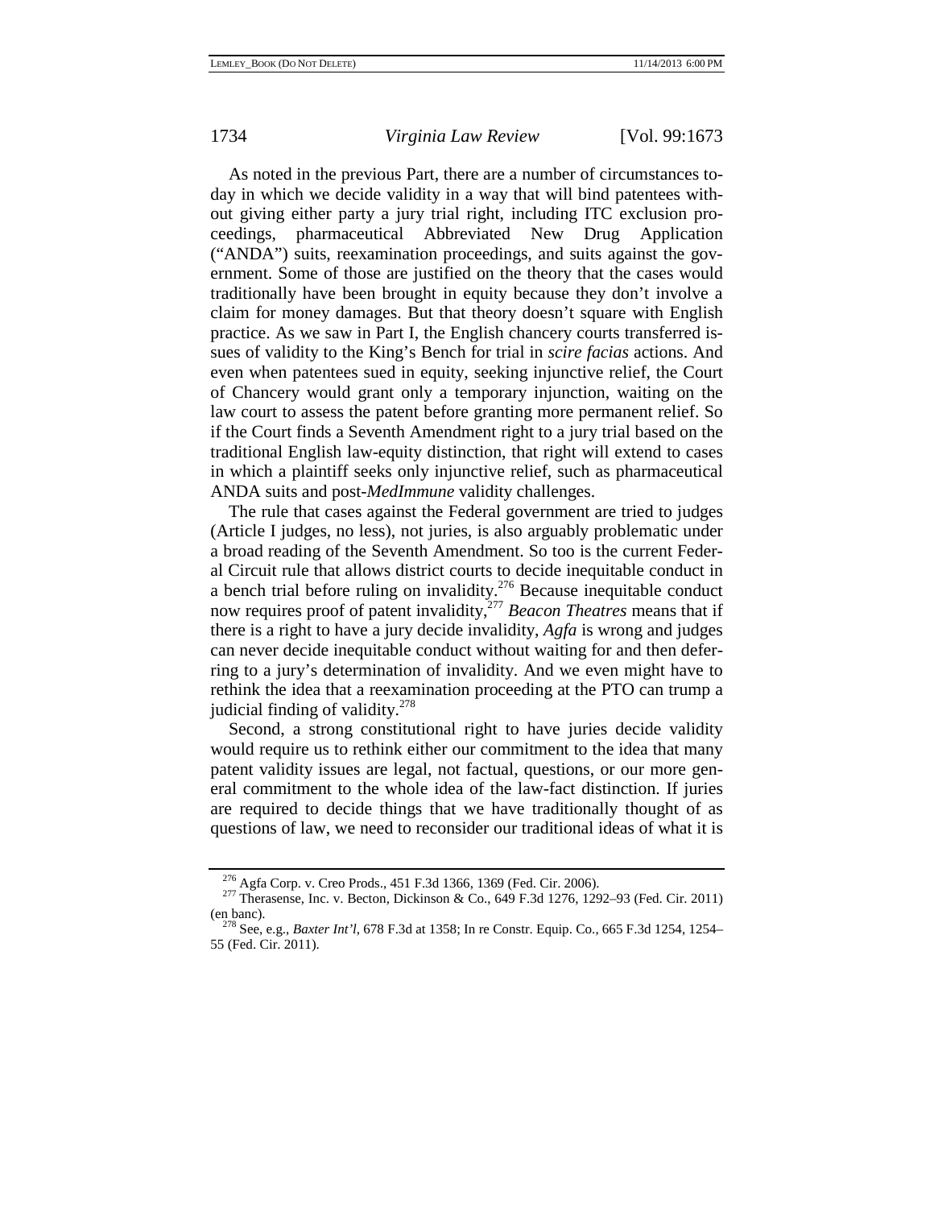As noted in the previous Part, there are a number of circumstances today in which we decide validity in a way that will bind patentees without giving either party a jury trial right, including ITC exclusion proceedings, pharmaceutical Abbreviated New Drug Application ("ANDA") suits, reexamination proceedings, and suits against the government. Some of those are justified on the theory that the cases would traditionally have been brought in equity because they don't involve a claim for money damages. But that theory doesn't square with English practice. As we saw in Part I, the English chancery courts transferred issues of validity to the King's Bench for trial in *scire facias* actions. And even when patentees sued in equity, seeking injunctive relief, the Court of Chancery would grant only a temporary injunction, waiting on the law court to assess the patent before granting more permanent relief. So if the Court finds a Seventh Amendment right to a jury trial based on the traditional English law-equity distinction, that right will extend to cases in which a plaintiff seeks only injunctive relief, such as pharmaceutical ANDA suits and post-*MedImmune* validity challenges.

The rule that cases against the Federal government are tried to judges (Article I judges, no less), not juries, is also arguably problematic under a broad reading of the Seventh Amendment. So too is the current Federal Circuit rule that allows district courts to decide inequitable conduct in a bench trial before ruling on invalidity.[276] Because inequitable conduct now requires proof of patent invalidity,[277] *Beacon Theatres* means that if there is a right to have a jury decide invalidity, *Agfa* is wrong and judges can never decide inequitable conduct without waiting for and then deferring to a jury's determination of invalidity. And we even might have to rethink the idea that a reexamination proceeding at the PTO can trump a judicial finding of validity.[278]

Second, a strong constitutional right to have juries decide validity would require us to rethink either our commitment to the idea that many patent validity issues are legal, not factual, questions, or our more general commitment to the whole idea of the law-fact distinction. If juries are required to decide things that we have traditionally thought of as questions of law, we need to reconsider our traditional ideas of what it is

---

[276] Agfa Corp. v. Creo Prods., 451 F.3d 1366, 1369 (Fed. Cir. 2006).

[277] Therasense, Inc. v. Becton, Dickinson & Co., 649 F.3d 1276, 1292–93 (Fed. Cir. 2011) (en banc).

[278] See, e.g., *Baxter Int'l*, 678 F.3d at 1358; In re Constr. Equip. Co., 665 F.3d 1254, 1254–55 (Fed. Cir. 2011).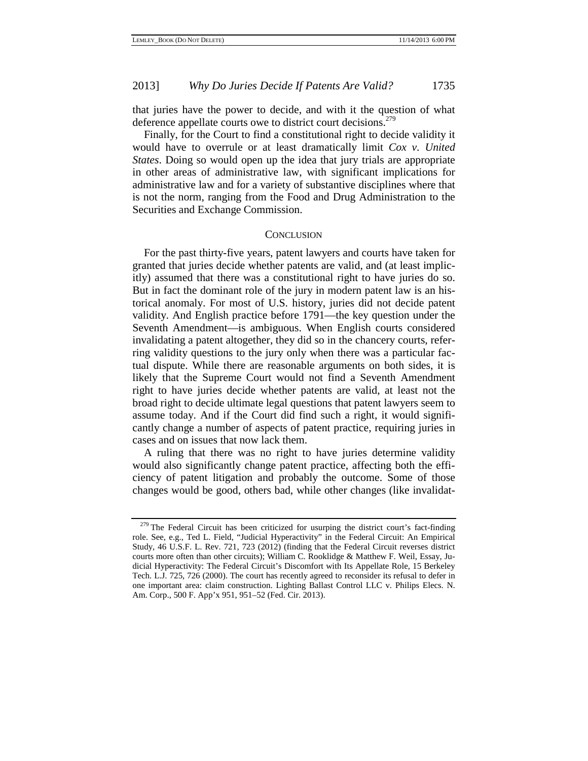that juries have the power to decide, and with it the question of what deference appellate courts owe to district court decisions.[279]

Finally, for the Court to find a constitutional right to decide validity it would have to overrule or at least dramatically limit *Cox v. United States*. Doing so would open up the idea that jury trials are appropriate in other areas of administrative law, with significant implications for administrative law and for a variety of substantive disciplines where that is not the norm, ranging from the Food and Drug Administration to the Securities and Exchange Commission.

## CONCLUSION

For the past thirty-five years, patent lawyers and courts have taken for granted that juries decide whether patents are valid, and (at least implicitly) assumed that there was a constitutional right to have juries do so. But in fact the dominant role of the jury in modern patent law is an historical anomaly. For most of U.S. history, juries did not decide patent validity. And English practice before 1791—the key question under the Seventh Amendment—is ambiguous. When English courts considered invalidating a patent altogether, they did so in the chancery courts, referring validity questions to the jury only when there was a particular factual dispute. While there are reasonable arguments on both sides, it is likely that the Supreme Court would not find a Seventh Amendment right to have juries decide whether patents are valid, at least not the broad right to decide ultimate legal questions that patent lawyers seem to assume today. And if the Court did find such a right, it would significantly change a number of aspects of patent practice, requiring juries in cases and on issues that now lack them.

A ruling that there was no right to have juries determine validity would also significantly change patent practice, affecting both the efficiency of patent litigation and probably the outcome. Some of those changes would be good, others bad, while other changes (like invalidat-

---

[279] The Federal Circuit has been criticized for usurping the district court's fact-finding role. See, e.g., Ted L. Field, "Judicial Hyperactivity" in the Federal Circuit: An Empirical Study, 46 U.S.F. L. Rev. 721, 723 (2012) (finding that the Federal Circuit reverses district courts more often than other circuits); William C. Rooklidge & Matthew F. Weil, Essay, Judicial Hyperactivity: The Federal Circuit's Discomfort with Its Appellate Role, 15 Berkeley Tech. L.J. 725, 726 (2000). The court has recently agreed to reconsider its refusal to defer in one important area: claim construction. Lighting Ballast Control LLC v. Philips Elecs. N. Am. Corp., 500 F. App'x 951, 951–52 (Fed. Cir. 2013).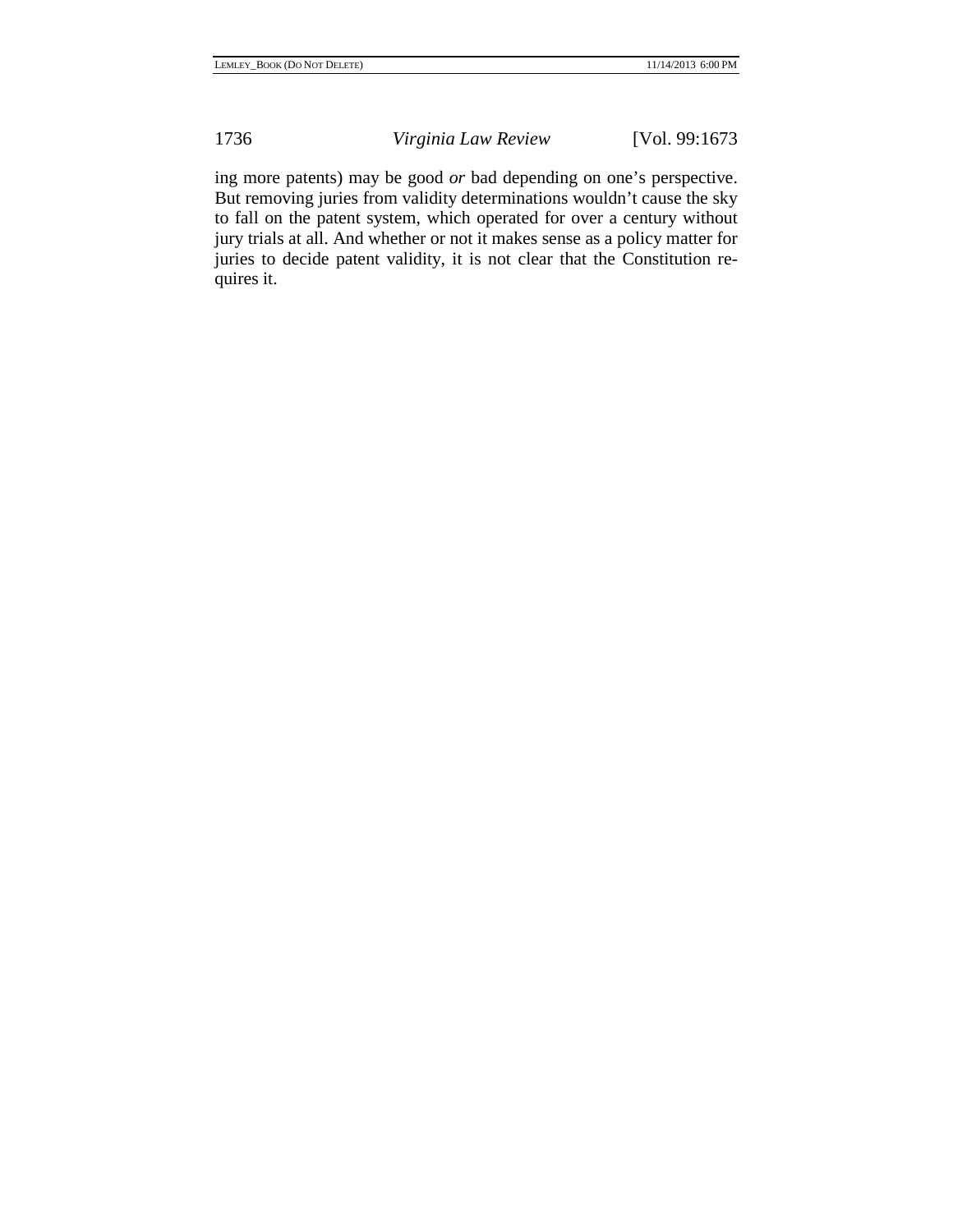ing more patents) may be good *or* bad depending on one's perspective. But removing juries from validity determinations wouldn't cause the sky to fall on the patent system, which operated for over a century without jury trials at all. And whether or not it makes sense as a policy matter for juries to decide patent validity, it is not clear that the Constitution requires it.